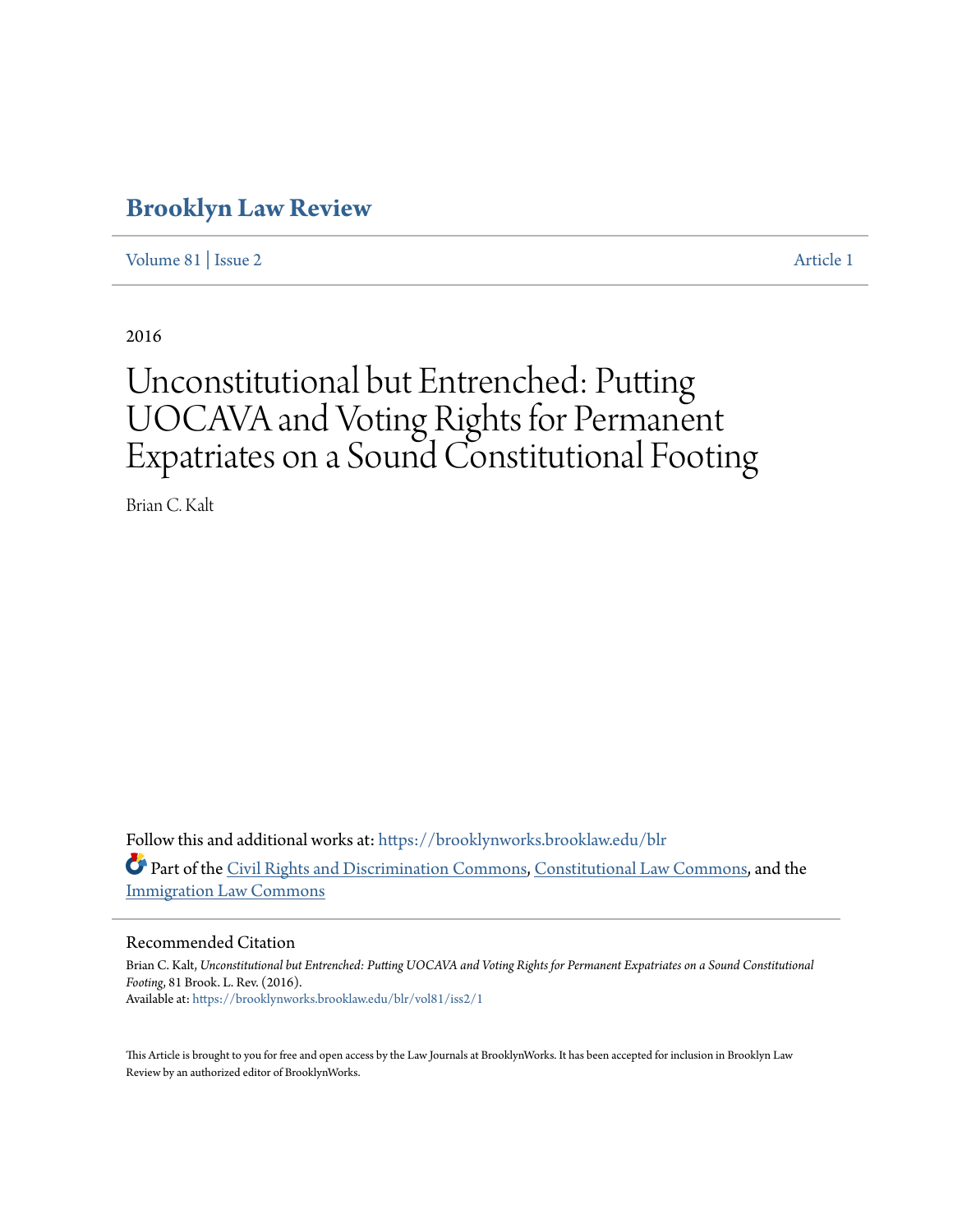# Brooklyn Law Review

Volume 81 | Issue 2 Article 1

2016

# Unconstitutional but Entrenched: Putting UOCAVA and Voting Rights for Permanent Expatriates on a Sound Constitutional Footing

Brian C. Kalt

Follow this and additional works at: https://brooklynworks.brooklaw.edu/blr

Part of the Civil Rights and Discrimination Commons, Constitutional Law Commons, and the Immigration Law Commons

## Recommended Citation

Brian C. Kalt, *Unconstitutional but Entrenched: Putting UOCAVA and Voting Rights for Permanent Expatriates on a Sound Constitutional Footing*, 81 Brook. L. Rev. (2016).
Available at: https://brooklynworks.brooklaw.edu/blr/vol81/iss2/1

This Article is brought to you for free and open access by the Law Journals at BrooklynWorks. It has been accepted for inclusion in Brooklyn Law Review by an authorized editor of BrooklynWorks.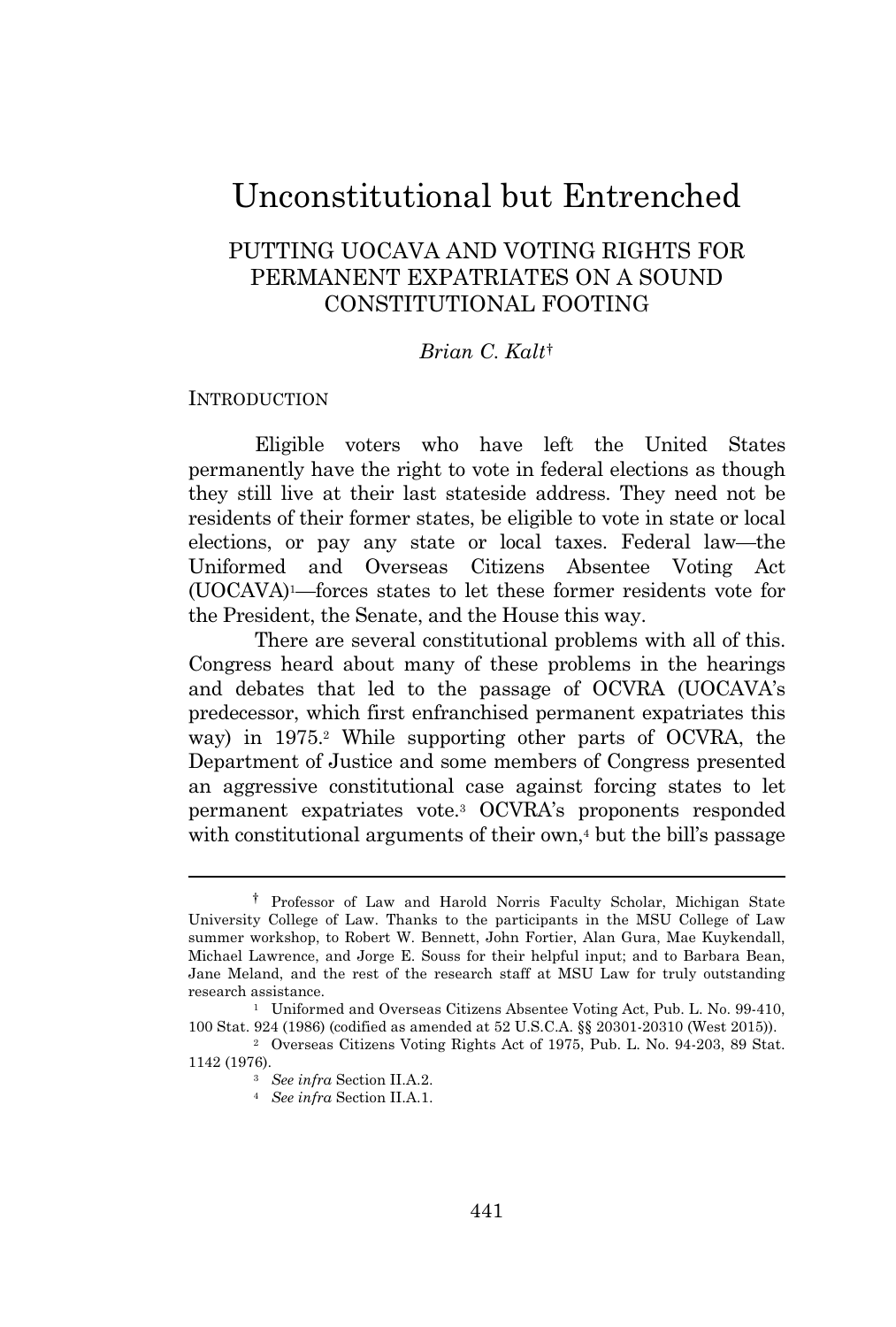# Unconstitutional but Entrenched

## PUTTING UOCAVA AND VOTING RIGHTS FOR PERMANENT EXPATRIATES ON A SOUND CONSTITUTIONAL FOOTING

*Brian C. Kalt*†

INTRODUCTION

Eligible voters who have left the United States permanently have the right to vote in federal elections as though they still live at their last stateside address. They need not be residents of their former states, be eligible to vote in state or local elections, or pay any state or local taxes. Federal law—the Uniformed and Overseas Citizens Absentee Voting Act (UOCAVA)[1]—forces states to let these former residents vote for the President, the Senate, and the House this way.

There are several constitutional problems with all of this. Congress heard about many of these problems in the hearings and debates that led to the passage of OCVRA (UOCAVA's predecessor, which first enfranchised permanent expatriates this way) in 1975.[2] While supporting other parts of OCVRA, the Department of Justice and some members of Congress presented an aggressive constitutional case against forcing states to let permanent expatriates vote.[3] OCVRA's proponents responded with constitutional arguments of their own,[4] but the bill's passage

---

† Professor of Law and Harold Norris Faculty Scholar, Michigan State University College of Law. Thanks to the participants in the MSU College of Law summer workshop, to Robert W. Bennett, John Fortier, Alan Gura, Mae Kuykendall, Michael Lawrence, and Jorge E. Souss for their helpful input; and to Barbara Bean, Jane Meland, and the rest of the research staff at MSU Law for truly outstanding research assistance.

[1] Uniformed and Overseas Citizens Absentee Voting Act, Pub. L. No. 99-410, 100 Stat. 924 (1986) (codified as amended at 52 U.S.C.A. §§ 20301-20310 (West 2015)).

[2] Overseas Citizens Voting Rights Act of 1975, Pub. L. No. 94-203, 89 Stat. 1142 (1976).

[3] *See infra* Section II.A.2.

[4] *See infra* Section II.A.1.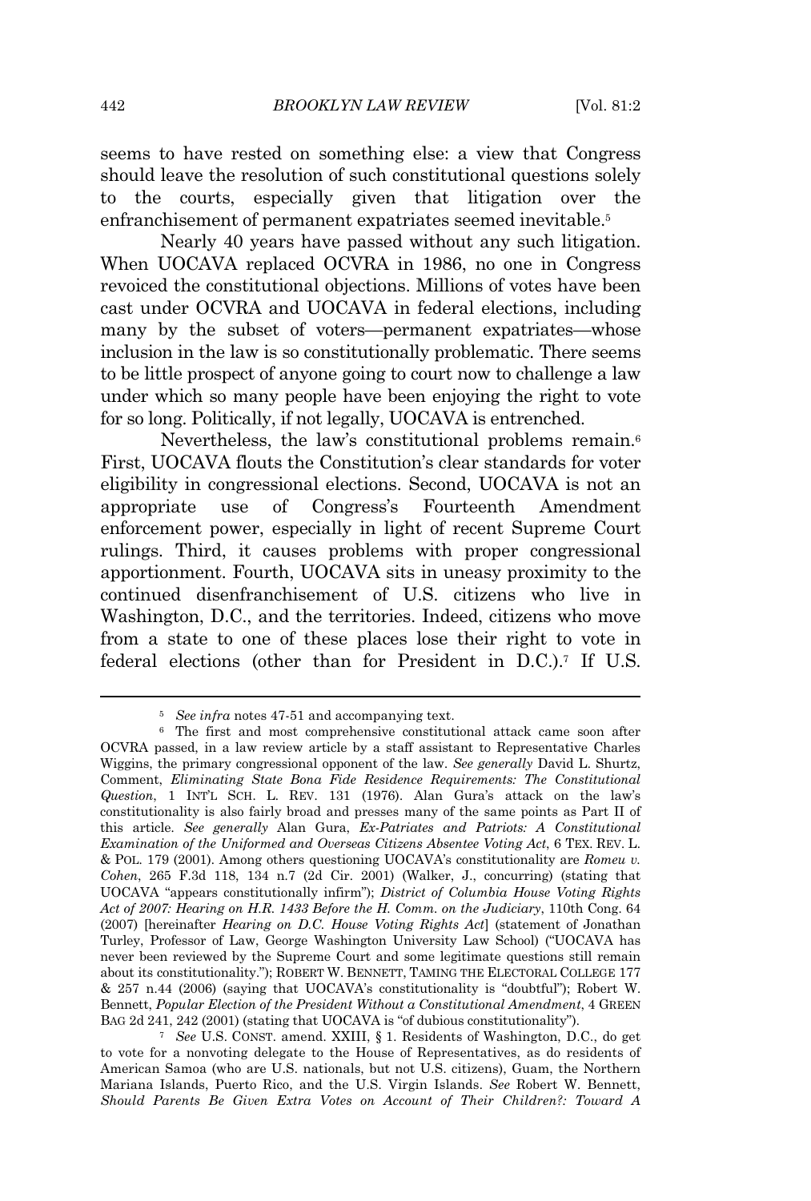seems to have rested on something else: a view that Congress should leave the resolution of such constitutional questions solely to the courts, especially given that litigation over the enfranchisement of permanent expatriates seemed inevitable.[5]

Nearly 40 years have passed without any such litigation. When UOCAVA replaced OCVRA in 1986, no one in Congress revoiced the constitutional objections. Millions of votes have been cast under OCVRA and UOCAVA in federal elections, including many by the subset of voters—permanent expatriates—whose inclusion in the law is so constitutionally problematic. There seems to be little prospect of anyone going to court now to challenge a law under which so many people have been enjoying the right to vote for so long. Politically, if not legally, UOCAVA is entrenched.

Nevertheless, the law's constitutional problems remain.[6] First, UOCAVA flouts the Constitution's clear standards for voter eligibility in congressional elections. Second, UOCAVA is not an appropriate use of Congress's Fourteenth Amendment enforcement power, especially in light of recent Supreme Court rulings. Third, it causes problems with proper congressional apportionment. Fourth, UOCAVA sits in uneasy proximity to the continued disenfranchisement of U.S. citizens who live in Washington, D.C., and the territories. Indeed, citizens who move from a state to one of these places lose their right to vote in federal elections (other than for President in D.C.).[7] If U.S.

---

[5] *See infra* notes 47-51 and accompanying text.

[6] The first and most comprehensive constitutional attack came soon after OCVRA passed, in a law review article by a staff assistant to Representative Charles Wiggins, the primary congressional opponent of the law. *See generally* David L. Shurtz, Comment, *Eliminating State Bona Fide Residence Requirements: The Constitutional Question*, 1 INT'L SCH. L. REV. 131 (1976). Alan Gura's attack on the law's constitutionality is also fairly broad and presses many of the same points as Part II of this article. *See generally* Alan Gura, *Ex-Patriates and Patriots: A Constitutional Examination of the Uniformed and Overseas Citizens Absentee Voting Act*, 6 TEX. REV. L. & POL. 179 (2001). Among others questioning UOCAVA's constitutionality are *Romeu v. Cohen*, 265 F.3d 118, 134 n.7 (2d Cir. 2001) (Walker, J., concurring) (stating that UOCAVA "appears constitutionally infirm"); *District of Columbia House Voting Rights Act of 2007: Hearing on H.R. 1433 Before the H. Comm. on the Judiciary*, 110th Cong. 64 (2007) [hereinafter *Hearing on D.C. House Voting Rights Act*] (statement of Jonathan Turley, Professor of Law, George Washington University Law School) ("UOCAVA has never been reviewed by the Supreme Court and some legitimate questions still remain about its constitutionality."); ROBERT W. BENNETT, TAMING THE ELECTORAL COLLEGE 177 & 257 n.44 (2006) (saying that UOCAVA's constitutionality is "doubtful"); Robert W. Bennett, *Popular Election of the President Without a Constitutional Amendment*, 4 GREEN BAG 2d 241, 242 (2001) (stating that UOCAVA is "of dubious constitutionality").

[7] *See* U.S. CONST. amend. XXIII, § 1. Residents of Washington, D.C., do get to vote for a nonvoting delegate to the House of Representatives, as do residents of American Samoa (who are U.S. nationals, but not U.S. citizens), Guam, the Northern Mariana Islands, Puerto Rico, and the U.S. Virgin Islands. *See* Robert W. Bennett, *Should Parents Be Given Extra Votes on Account of Their Children?: Toward A*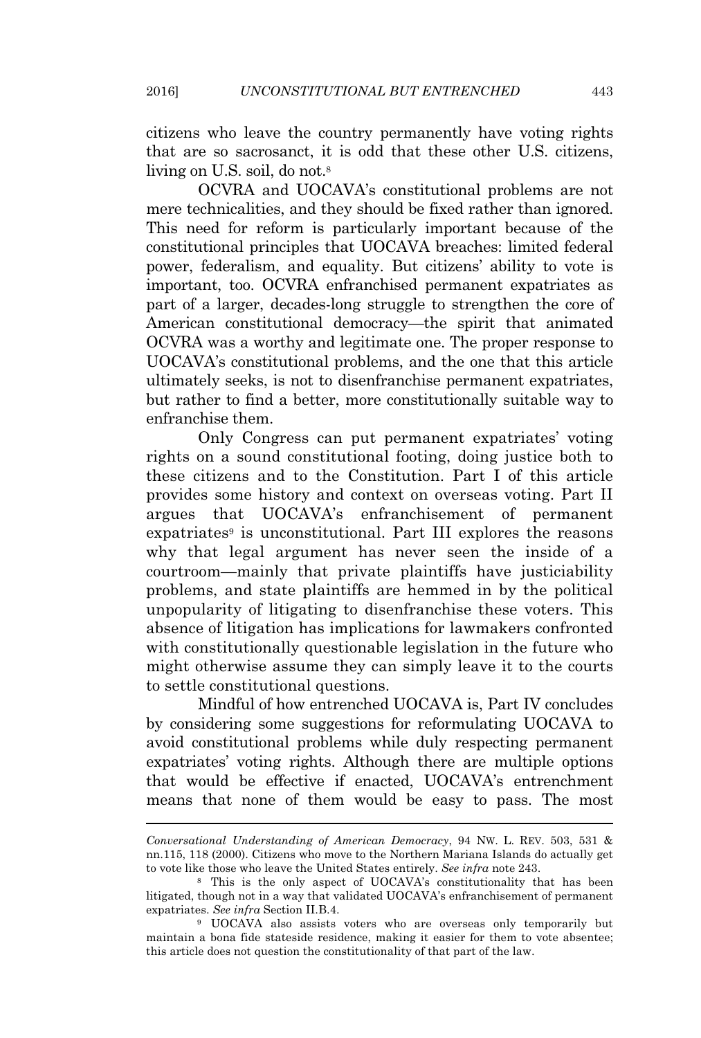citizens who leave the country permanently have voting rights that are so sacrosanct, it is odd that these other U.S. citizens, living on U.S. soil, do not.[8]

OCVRA and UOCAVA's constitutional problems are not mere technicalities, and they should be fixed rather than ignored. This need for reform is particularly important because of the constitutional principles that UOCAVA breaches: limited federal power, federalism, and equality. But citizens' ability to vote is important, too. OCVRA enfranchised permanent expatriates as part of a larger, decades-long struggle to strengthen the core of American constitutional democracy—the spirit that animated OCVRA was a worthy and legitimate one. The proper response to UOCAVA's constitutional problems, and the one that this article ultimately seeks, is not to disenfranchise permanent expatriates, but rather to find a better, more constitutionally suitable way to enfranchise them.

Only Congress can put permanent expatriates' voting rights on a sound constitutional footing, doing justice both to these citizens and to the Constitution. Part I of this article provides some history and context on overseas voting. Part II argues that UOCAVA's enfranchisement of permanent expatriates[9] is unconstitutional. Part III explores the reasons why that legal argument has never seen the inside of a courtroom—mainly that private plaintiffs have justiciability problems, and state plaintiffs are hemmed in by the political unpopularity of litigating to disenfranchise these voters. This absence of litigation has implications for lawmakers confronted with constitutionally questionable legislation in the future who might otherwise assume they can simply leave it to the courts to settle constitutional questions.

Mindful of how entrenched UOCAVA is, Part IV concludes by considering some suggestions for reformulating UOCAVA to avoid constitutional problems while duly respecting permanent expatriates' voting rights. Although there are multiple options that would be effective if enacted, UOCAVA's entrenchment means that none of them would be easy to pass. The most

---

*Conversational Understanding of American Democracy*, 94 NW. L. REV. 503, 531 & nn.115, 118 (2000). Citizens who move to the Northern Mariana Islands do actually get to vote like those who leave the United States entirely. *See infra* note 243.

[8] This is the only aspect of UOCAVA's constitutionality that has been litigated, though not in a way that validated UOCAVA's enfranchisement of permanent expatriates. *See infra* Section II.B.4.

[9] UOCAVA also assists voters who are overseas only temporarily but maintain a bona fide stateside residence, making it easier for them to vote absentee; this article does not question the constitutionality of that part of the law.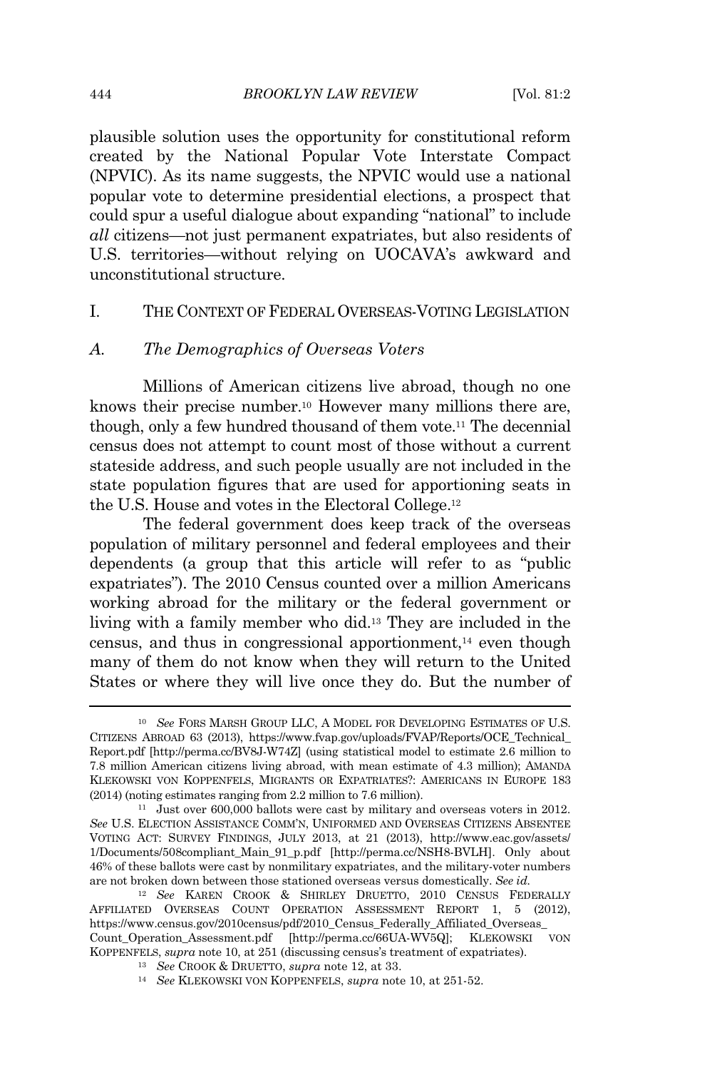plausible solution uses the opportunity for constitutional reform created by the National Popular Vote Interstate Compact (NPVIC). As its name suggests, the NPVIC would use a national popular vote to determine presidential elections, a prospect that could spur a useful dialogue about expanding "national" to include *all* citizens—not just permanent expatriates, but also residents of U.S. territories—without relying on UOCAVA's awkward and unconstitutional structure.

## I. THE CONTEXT OF FEDERAL OVERSEAS-VOTING LEGISLATION

### A. *The Demographics of Overseas Voters*

Millions of American citizens live abroad, though no one knows their precise number.[10] However many millions there are, though, only a few hundred thousand of them vote.[11] The decennial census does not attempt to count most of those without a current stateside address, and such people usually are not included in the state population figures that are used for apportioning seats in the U.S. House and votes in the Electoral College.[12]

The federal government does keep track of the overseas population of military personnel and federal employees and their dependents (a group that this article will refer to as "public expatriates"). The 2010 Census counted over a million Americans working abroad for the military or the federal government or living with a family member who did.[13] They are included in the census, and thus in congressional apportionment,[14] even though many of them do not know when they will return to the United States or where they will live once they do. But the number of

---

[10] *See* FORS MARSH GROUP LLC, A MODEL FOR DEVELOPING ESTIMATES OF U.S. CITIZENS ABROAD 63 (2013), https://www.fvap.gov/uploads/FVAP/Reports/OCE_Technical_Report.pdf [http://perma.cc/BV8J-W74Z] (using statistical model to estimate 2.6 million to 7.8 million American citizens living abroad, with mean estimate of 4.3 million); AMANDA KLEKOWSKI VON KOPPENFELS, MIGRANTS OR EXPATRIATES?: AMERICANS IN EUROPE 183 (2014) (noting estimates ranging from 2.2 million to 7.6 million).

[11] Just over 600,000 ballots were cast by military and overseas voters in 2012. *See* U.S. ELECTION ASSISTANCE COMM'N, UNIFORMED AND OVERSEAS CITIZENS ABSENTEE VOTING ACT: SURVEY FINDINGS, JULY 2013, at 21 (2013), http://www.eac.gov/assets/1/Documents/508compliant_Main_91_p.pdf [http://perma.cc/NSH8-BVLH]. Only about 46% of these ballots were cast by nonmilitary expatriates, and the military-voter numbers are not broken down between those stationed overseas versus domestically. *See id.*

[12] *See* KAREN CROOK & SHIRLEY DRUETTO, 2010 CENSUS FEDERALLY AFFILIATED OVERSEAS COUNT OPERATION ASSESSMENT REPORT 1, 5 (2012), https://www.census.gov/2010census/pdf/2010_Census_Federally_Affiliated_Overseas_Count_Operation_Assessment.pdf [http://perma.cc/66UA-WV5Q]; KLEKOWSKI VON KOPPENFELS, *supra* note 10, at 251 (discussing census's treatment of expatriates).

[13] *See* CROOK & DRUETTO, *supra* note 12, at 33.

[14] *See* KLEKOWSKI VON KOPPENFELS, *supra* note 10, at 251-52.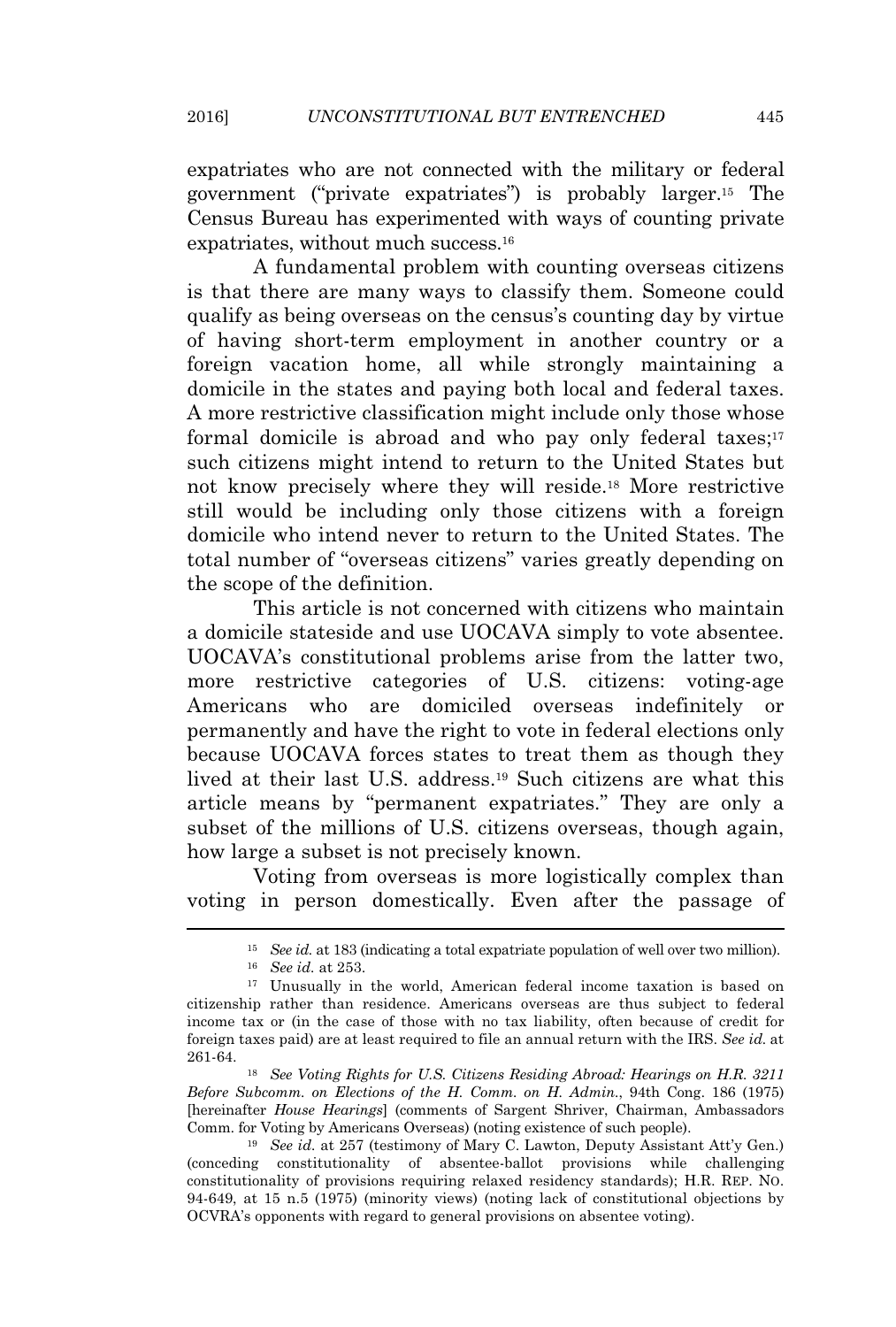expatriates who are not connected with the military or federal government ("private expatriates") is probably larger.[15] The Census Bureau has experimented with ways of counting private expatriates, without much success.[16]

A fundamental problem with counting overseas citizens is that there are many ways to classify them. Someone could qualify as being overseas on the census's counting day by virtue of having short-term employment in another country or a foreign vacation home, all while strongly maintaining a domicile in the states and paying both local and federal taxes. A more restrictive classification might include only those whose formal domicile is abroad and who pay only federal taxes;[17] such citizens might intend to return to the United States but not know precisely where they will reside.[18] More restrictive still would be including only those citizens with a foreign domicile who intend never to return to the United States. The total number of "overseas citizens" varies greatly depending on the scope of the definition.

This article is not concerned with citizens who maintain a domicile stateside and use UOCAVA simply to vote absentee. UOCAVA's constitutional problems arise from the latter two, more restrictive categories of U.S. citizens: voting-age Americans who are domiciled overseas indefinitely or permanently and have the right to vote in federal elections only because UOCAVA forces states to treat them as though they lived at their last U.S. address.[19] Such citizens are what this article means by "permanent expatriates." They are only a subset of the millions of U.S. citizens overseas, though again, how large a subset is not precisely known.

Voting from overseas is more logistically complex than voting in person domestically. Even after the passage of

---

[15] *See id.* at 183 (indicating a total expatriate population of well over two million).

[16] *See id.* at 253.

[17] Unusually in the world, American federal income taxation is based on citizenship rather than residence. Americans overseas are thus subject to federal income tax or (in the case of those with no tax liability, often because of credit for foreign taxes paid) are at least required to file an annual return with the IRS. *See id.* at 261-64.

[18] *See Voting Rights for U.S. Citizens Residing Abroad: Hearings on H.R. 3211 Before Subcomm. on Elections of the H. Comm. on H. Admin.*, 94th Cong. 186 (1975) [hereinafter *House Hearings*] (comments of Sargent Shriver, Chairman, Ambassadors Comm. for Voting by Americans Overseas) (noting existence of such people).

[19] *See id.* at 257 (testimony of Mary C. Lawton, Deputy Assistant Att'y Gen.) (conceding constitutionality of absentee-ballot provisions while challenging constitutionality of provisions requiring relaxed residency standards); H.R. REP. NO. 94-649, at 15 n.5 (1975) (minority views) (noting lack of constitutional objections by OCVRA's opponents with regard to general provisions on absentee voting).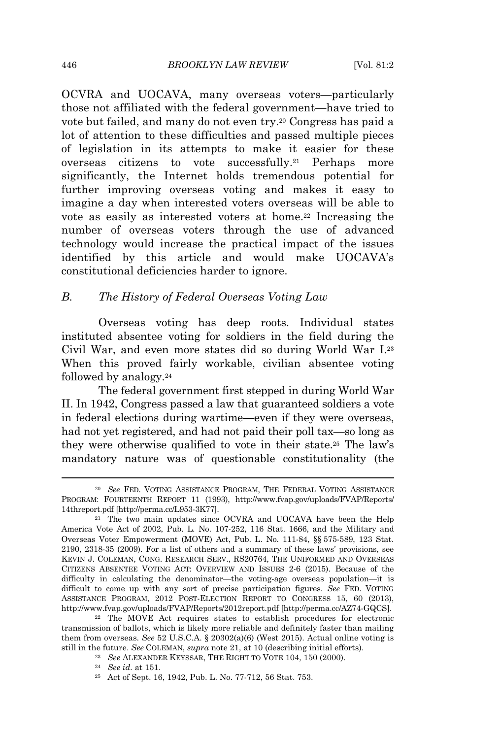OCVRA and UOCAVA, many overseas voters—particularly those not affiliated with the federal government—have tried to vote but failed, and many do not even try.[20] Congress has paid a lot of attention to these difficulties and passed multiple pieces of legislation in its attempts to make it easier for these overseas citizens to vote successfully.[21] Perhaps more significantly, the Internet holds tremendous potential for further improving overseas voting and makes it easy to imagine a day when interested voters overseas will be able to vote as easily as interested voters at home.[22] Increasing the number of overseas voters through the use of advanced technology would increase the practical impact of the issues identified by this article and would make UOCAVA's constitutional deficiencies harder to ignore.

### B. *The History of Federal Overseas Voting Law*

Overseas voting has deep roots. Individual states instituted absentee voting for soldiers in the field during the Civil War, and even more states did so during World War I.[23] When this proved fairly workable, civilian absentee voting followed by analogy.[24]

The federal government first stepped in during World War II. In 1942, Congress passed a law that guaranteed soldiers a vote in federal elections during wartime—even if they were overseas, had not yet registered, and had not paid their poll tax—so long as they were otherwise qualified to vote in their state.[25] The law's mandatory nature was of questionable constitutionality (the

---

[20] *See* FED. VOTING ASSISTANCE PROGRAM, THE FEDERAL VOTING ASSISTANCE PROGRAM: FOURTEENTH REPORT 11 (1993), http://www.fvap.gov/uploads/FVAP/Reports/14threport.pdf [http://perma.cc/L953-3K77].

[21] The two main updates since OCVRA and UOCAVA have been the Help America Vote Act of 2002, Pub. L. No. 107-252, 116 Stat. 1666, and the Military and Overseas Voter Empowerment (MOVE) Act, Pub. L. No. 111-84, §§ 575-589, 123 Stat. 2190, 2318-35 (2009). For a list of others and a summary of these laws' provisions, see KEVIN J. COLEMAN, CONG. RESEARCH SERV., RS20764, THE UNIFORMED AND OVERSEAS CITIZENS ABSENTEE VOTING ACT: OVERVIEW AND ISSUES 2-6 (2015). Because of the difficulty in calculating the denominator—the voting-age overseas population—it is difficult to come up with any sort of precise participation figures. *See* FED. VOTING ASSISTANCE PROGRAM, 2012 POST-ELECTION REPORT TO CONGRESS 15, 60 (2013), http://www.fvap.gov/uploads/FVAP/Reports/2012report.pdf [http://perma.cc/AZ74-GQCS].

[22] The MOVE Act requires states to establish procedures for electronic transmission of ballots, which is likely more reliable and definitely faster than mailing them from overseas. *See* 52 U.S.C.A. § 20302(a)(6) (West 2015). Actual online voting is still in the future. *See* COLEMAN, *supra* note 21, at 10 (describing initial efforts).

[23] *See* ALEXANDER KEYSSAR, THE RIGHT TO VOTE 104, 150 (2000).

[24] *See id.* at 151.

[25] Act of Sept. 16, 1942, Pub. L. No. 77-712, 56 Stat. 753.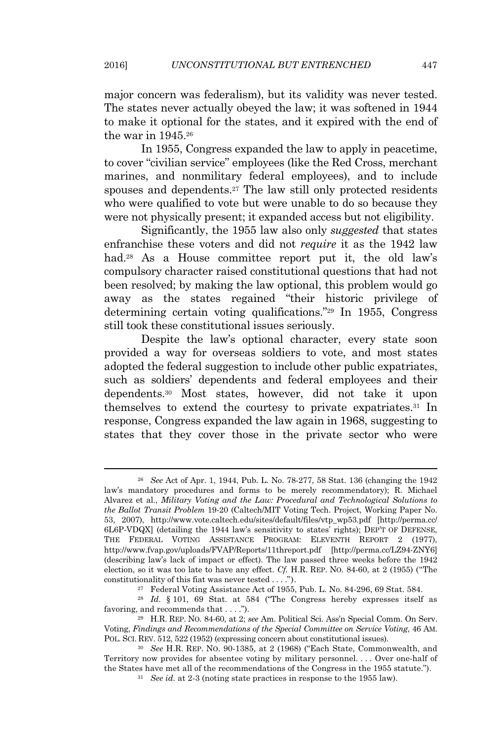major concern was federalism), but its validity was never tested. The states never actually obeyed the law; it was softened in 1944 to make it optional for the states, and it expired with the end of the war in 1945.[26]

In 1955, Congress expanded the law to apply in peacetime, to cover "civilian service" employees (like the Red Cross, merchant marines, and nonmilitary federal employees), and to include spouses and dependents.[27] The law still only protected residents who were qualified to vote but were unable to do so because they were not physically present; it expanded access but not eligibility.

Significantly, the 1955 law also only *suggested* that states enfranchise these voters and did not *require* it as the 1942 law had.[28] As a House committee report put it, the old law's compulsory character raised constitutional questions that had not been resolved; by making the law optional, this problem would go away as the states regained "their historic privilege of determining certain voting qualifications."[29] In 1955, Congress still took these constitutional issues seriously.

Despite the law's optional character, every state soon provided a way for overseas soldiers to vote, and most states adopted the federal suggestion to include other public expatriates, such as soldiers' dependents and federal employees and their dependents.[30] Most states, however, did not take it upon themselves to extend the courtesy to private expatriates.[31] In response, Congress expanded the law again in 1968, suggesting to states that they cover those in the private sector who were

---

[26] *See* Act of Apr. 1, 1944, Pub. L. No. 78-277, 58 Stat. 136 (changing the 1942 law's mandatory procedures and forms to be merely recommendatory); R. Michael Alvarez et al., *Military Voting and the Law: Procedural and Technological Solutions to the Ballot Transit Problem* 19-20 (Caltech/MIT Voting Tech. Project, Working Paper No. 53, 2007), http://www.vote.caltech.edu/sites/default/files/vtp_wp53.pdf [http://perma.cc/6L6P-VDQX] (detailing the 1944 law's sensitivity to states' rights); DEP'T OF DEFENSE, THE FEDERAL VOTING ASSISTANCE PROGRAM: ELEVENTH REPORT 2 (1977), http://www.fvap.gov/uploads/FVAP/Reports/11threport.pdf [http://perma.cc/LZ94-ZNY6] (describing law's lack of impact or effect). The law passed three weeks before the 1942 election, so it was too late to have any effect. *Cf.* H.R. REP. NO. 84-60, at 2 (1955) ("The constitutionality of this fiat was never tested . . . .").

[27] Federal Voting Assistance Act of 1955, Pub. L. No. 84-296, 69 Stat. 584.

[28] *Id.* § 101, 69 Stat. at 584 ("The Congress hereby expresses itself as favoring, and recommends that . . . .").

[29] H.R. REP. NO. 84-60, at 2; *see* Am. Political Sci. Ass'n Special Comm. On Serv. Voting, *Findings and Recommendations of the Special Committee on Service Voting*, 46 AM. POL. SCI. REV. 512, 522 (1952) (expressing concern about constitutional issues).

[30] *See* H.R. REP. NO. 90-1385, at 2 (1968) ("Each State, Commonwealth, and Territory now provides for absentee voting by military personnel. . . . Over one-half of the States have met all of the recommendations of the Congress in the 1955 statute.").

[31] *See id.* at 2-3 (noting state practices in response to the 1955 law).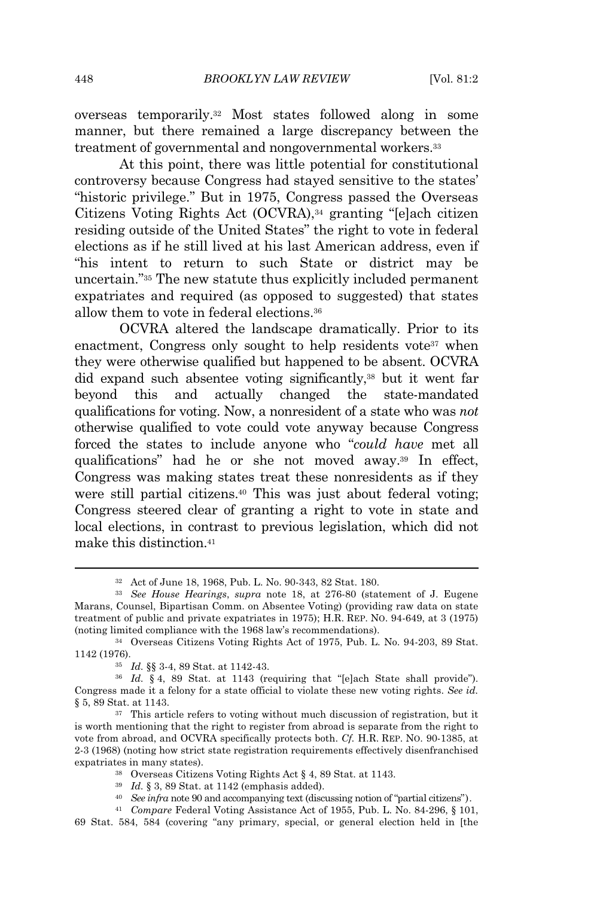overseas temporarily.[32] Most states followed along in some manner, but there remained a large discrepancy between the treatment of governmental and nongovernmental workers.[33]

At this point, there was little potential for constitutional controversy because Congress had stayed sensitive to the states' "historic privilege." But in 1975, Congress passed the Overseas Citizens Voting Rights Act (OCVRA),[34] granting "[e]ach citizen residing outside of the United States" the right to vote in federal elections as if he still lived at his last American address, even if "his intent to return to such State or district may be uncertain."[35] The new statute thus explicitly included permanent expatriates and required (as opposed to suggested) that states allow them to vote in federal elections.[36]

OCVRA altered the landscape dramatically. Prior to its enactment, Congress only sought to help residents vote[37] when they were otherwise qualified but happened to be absent. OCVRA did expand such absentee voting significantly,[38] but it went far beyond this and actually changed the state-mandated qualifications for voting. Now, a nonresident of a state who was *not* otherwise qualified to vote could vote anyway because Congress forced the states to include anyone who "*could have* met all qualifications" had he or she not moved away.[39] In effect, Congress was making states treat these nonresidents as if they were still partial citizens.[40] This was just about federal voting; Congress steered clear of granting a right to vote in state and local elections, in contrast to previous legislation, which did not make this distinction.[41]

---

[32] Act of June 18, 1968, Pub. L. No. 90-343, 82 Stat. 180.

[33] *See House Hearings*, *supra* note 18, at 276-80 (statement of J. Eugene Marans, Counsel, Bipartisan Comm. on Absentee Voting) (providing raw data on state treatment of public and private expatriates in 1975); H.R. REP. NO. 94-649, at 3 (1975) (noting limited compliance with the 1968 law's recommendations).

[34] Overseas Citizens Voting Rights Act of 1975, Pub. L. No. 94-203, 89 Stat. 1142 (1976).

[35] *Id.* §§ 3-4, 89 Stat. at 1142-43.

[36] *Id.* § 4, 89 Stat. at 1143 (requiring that "[e]ach State shall provide"). Congress made it a felony for a state official to violate these new voting rights. *See id.* § 5, 89 Stat. at 1143.

[37] This article refers to voting without much discussion of registration, but it is worth mentioning that the right to register from abroad is separate from the right to vote from abroad, and OCVRA specifically protects both. *Cf.* H.R. REP. NO. 90-1385, at 2-3 (1968) (noting how strict state registration requirements effectively disenfranchised expatriates in many states).

[38] Overseas Citizens Voting Rights Act § 4, 89 Stat. at 1143.

[39] *Id.* § 3, 89 Stat. at 1142 (emphasis added).

[40] *See infra* note 90 and accompanying text (discussing notion of "partial citizens").

[41] *Compare* Federal Voting Assistance Act of 1955, Pub. L. No. 84-296, § 101, 69 Stat. 584, 584 (covering "any primary, special, or general election held in [the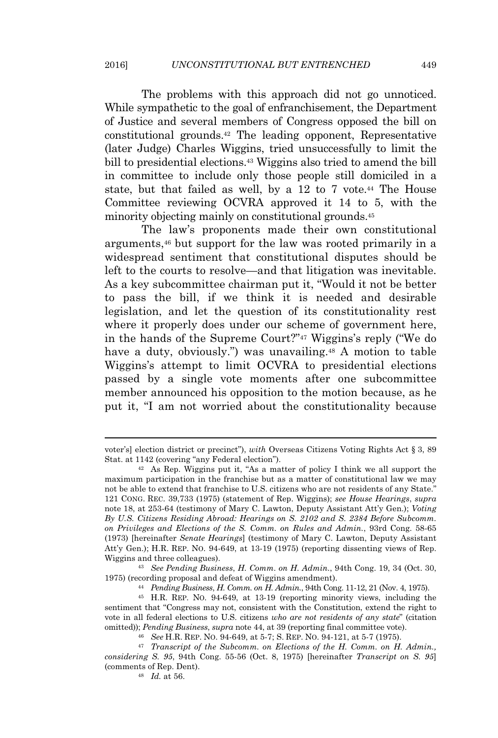The problems with this approach did not go unnoticed. While sympathetic to the goal of enfranchisement, the Department of Justice and several members of Congress opposed the bill on constitutional grounds.[42] The leading opponent, Representative (later Judge) Charles Wiggins, tried unsuccessfully to limit the bill to presidential elections.[43] Wiggins also tried to amend the bill in committee to include only those people still domiciled in a state, but that failed as well, by a 12 to 7 vote.[44] The House Committee reviewing OCVRA approved it 14 to 5, with the minority objecting mainly on constitutional grounds.[45]

The law's proponents made their own constitutional arguments,[46] but support for the law was rooted primarily in a widespread sentiment that constitutional disputes should be left to the courts to resolve—and that litigation was inevitable. As a key subcommittee chairman put it, "Would it not be better to pass the bill, if we think it is needed and desirable legislation, and let the question of its constitutionality rest where it properly does under our scheme of government here, in the hands of the Supreme Court?"[47] Wiggins's reply ("We do have a duty, obviously.") was unavailing.[48] A motion to table Wiggins's attempt to limit OCVRA to presidential elections passed by a single vote moments after one subcommittee member announced his opposition to the motion because, as he put it, "I am not worried about the constitutionality because

---

voter's] election district or precinct"), *with* Overseas Citizens Voting Rights Act § 3, 89 Stat. at 1142 (covering "any Federal election").

[42] As Rep. Wiggins put it, "As a matter of policy I think we all support the maximum participation in the franchise but as a matter of constitutional law we may not be able to extend that franchise to U.S. citizens who are not residents of any State." 121 CONG. REC. 39,733 (1975) (statement of Rep. Wiggins); *see House Hearings*, *supra* note 18, at 253-64 (testimony of Mary C. Lawton, Deputy Assistant Att'y Gen.); *Voting By U.S. Citizens Residing Abroad: Hearings on S. 2102 and S. 2384 Before Subcomm. on Privileges and Elections of the S. Comm. on Rules and Admin.*, 93rd Cong. 58-65 (1973) [hereinafter *Senate Hearings*] (testimony of Mary C. Lawton, Deputy Assistant Att'y Gen.); H.R. REP. NO. 94-649, at 13-19 (1975) (reporting dissenting views of Rep. Wiggins and three colleagues).

[43] *See Pending Business*, *H. Comm. on H. Admin.*, 94th Cong. 19, 34 (Oct. 30, 1975) (recording proposal and defeat of Wiggins amendment).

[44] *Pending Business*, *H. Comm. on H. Admin.*, 94th Cong. 11-12, 21 (Nov. 4, 1975).

[45] H.R. REP. NO. 94-649, at 13-19 (reporting minority views, including the sentiment that "Congress may not, consistent with the Constitution, extend the right to vote in all federal elections to U.S. citizens *who are not residents of any state*" (citation omitted)); *Pending Business*, *supra* note 44, at 39 (reporting final committee vote).

[46] *See* H.R. REP. NO. 94-649, at 5-7; S. REP. NO. 94-121, at 5-7 (1975).

[47] *Transcript of the Subcomm. on Elections of the H. Comm. on H. Admin., considering S. 95*, 94th Cong. 55-56 (Oct. 8, 1975) [hereinafter *Transcript on S. 95*] (comments of Rep. Dent).

[48] *Id.* at 56.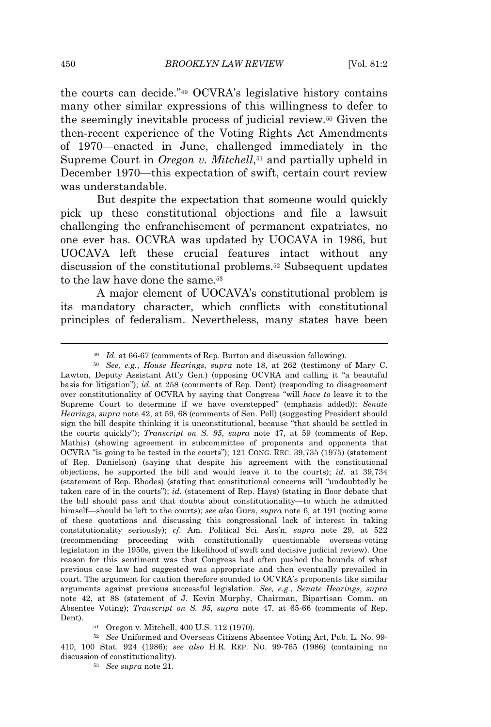the courts can decide."[49] OCVRA's legislative history contains many other similar expressions of this willingness to defer to the seemingly inevitable process of judicial review.[50] Given the then-recent experience of the Voting Rights Act Amendments of 1970—enacted in June, challenged immediately in the Supreme Court in *Oregon v. Mitchell*,[51] and partially upheld in December 1970—this expectation of swift, certain court review was understandable.

But despite the expectation that someone would quickly pick up these constitutional objections and file a lawsuit challenging the enfranchisement of permanent expatriates, no one ever has. OCVRA was updated by UOCAVA in 1986, but UOCAVA left these crucial features intact without any discussion of the constitutional problems.[52] Subsequent updates to the law have done the same.[53]

A major element of UOCAVA's constitutional problem is its mandatory character, which conflicts with constitutional principles of federalism. Nevertheless, many states have been

---

[49] *Id.* at 66-67 (comments of Rep. Burton and discussion following).

[50] *See, e.g.*, *House Hearings*, *supra* note 18, at 262 (testimony of Mary C. Lawton, Deputy Assistant Att'y Gen.) (opposing OCVRA and calling it "a beautiful basis for litigation"); *id.* at 258 (comments of Rep. Dent) (responding to disagreement over constitutionality of OCVRA by saying that Congress "will *have to* leave it to the Supreme Court to determine if we have overstepped" (emphasis added)); *Senate Hearings*, *supra* note 42, at 59, 68 (comments of Sen. Pell) (suggesting President should sign the bill despite thinking it is unconstitutional, because "that should be settled in the courts quickly"); *Transcript on S. 95*, *supra* note 47, at 59 (comments of Rep. Mathis) (showing agreement in subcommittee of proponents and opponents that OCVRA "is going to be tested in the courts"); 121 CONG. REC. 39,735 (1975) (statement of Rep. Danielson) (saying that despite his agreement with the constitutional objections, he supported the bill and would leave it to the courts); *id.* at 39,734 (statement of Rep. Rhodes) (stating that constitutional concerns will "undoubtedly be taken care of in the courts"); *id.* (statement of Rep. Hays) (stating in floor debate that the bill should pass and that doubts about constitutionality—to which he admitted himself—should be left to the courts); *see also* Gura, *supra* note 6, at 191 (noting some of these quotations and discussing this congressional lack of interest in taking constitutionality seriously); *cf.* Am. Political Sci. Ass'n, *supra* note 29, at 522 (recommending proceeding with constitutionally questionable overseas-voting legislation in the 1950s, given the likelihood of swift and decisive judicial review). One reason for this sentiment was that Congress had often pushed the bounds of what previous case law had suggested was appropriate and then eventually prevailed in court. The argument for caution therefore sounded to OCVRA's proponents like similar arguments against previous successful legislation. *See, e.g.*, *Senate Hearings*, *supra* note 42, at 88 (statement of J. Kevin Murphy, Chairman, Bipartisan Comm. on Absentee Voting); *Transcript on S. 95*, *supra* note 47, at 65-66 (comments of Rep. Dent).

[51] Oregon v. Mitchell, 400 U.S. 112 (1970).

[52] *See* Uniformed and Overseas Citizens Absentee Voting Act, Pub. L. No. 99-410, 100 Stat. 924 (1986); *see also* H.R. REP. NO. 99-765 (1986) (containing no discussion of constitutionality).

[53] *See supra* note 21.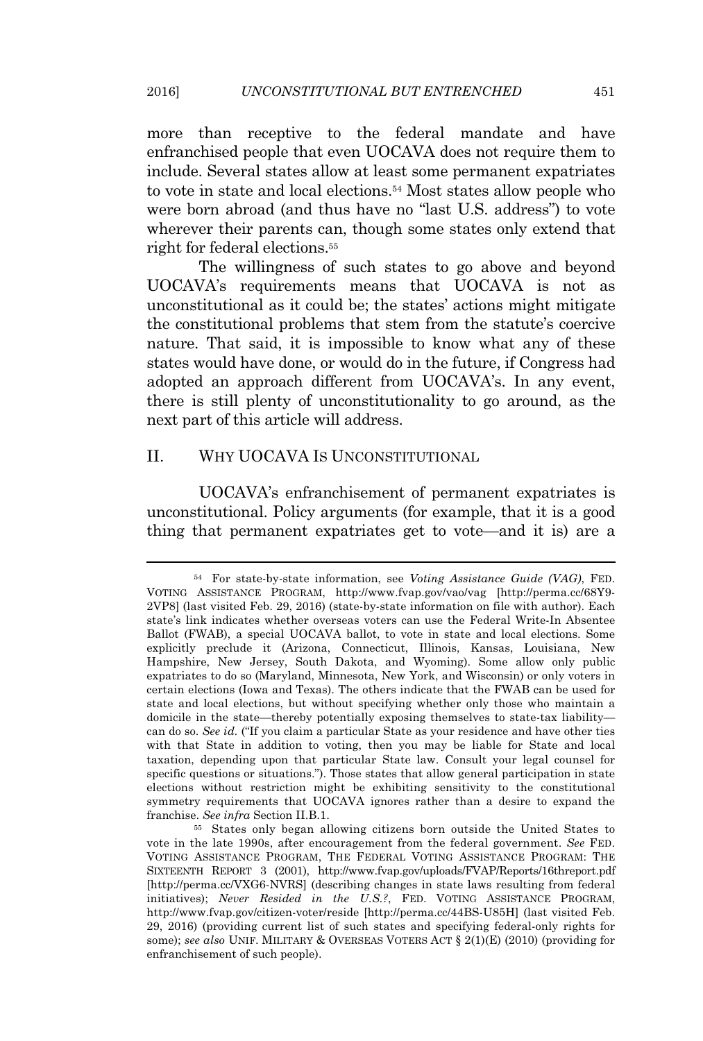more than receptive to the federal mandate and have enfranchised people that even UOCAVA does not require them to include. Several states allow at least some permanent expatriates to vote in state and local elections.[54] Most states allow people who were born abroad (and thus have no "last U.S. address") to vote wherever their parents can, though some states only extend that right for federal elections.[55]

The willingness of such states to go above and beyond UOCAVA's requirements means that UOCAVA is not as unconstitutional as it could be; the states' actions might mitigate the constitutional problems that stem from the statute's coercive nature. That said, it is impossible to know what any of these states would have done, or would do in the future, if Congress had adopted an approach different from UOCAVA's. In any event, there is still plenty of unconstitutionality to go around, as the next part of this article will address.

## II. WHY UOCAVA IS UNCONSTITUTIONAL

UOCAVA's enfranchisement of permanent expatriates is unconstitutional. Policy arguments (for example, that it is a good thing that permanent expatriates get to vote—and it is) are a

---

[54] For state-by-state information, see *Voting Assistance Guide (VAG)*, FED. VOTING ASSISTANCE PROGRAM, http://www.fvap.gov/vao/vag [http://perma.cc/68Y9-2VP8] (last visited Feb. 29, 2016) (state-by-state information on file with author). Each state's link indicates whether overseas voters can use the Federal Write-In Absentee Ballot (FWAB), a special UOCAVA ballot, to vote in state and local elections. Some explicitly preclude it (Arizona, Connecticut, Illinois, Kansas, Louisiana, New Hampshire, New Jersey, South Dakota, and Wyoming). Some allow only public expatriates to do so (Maryland, Minnesota, New York, and Wisconsin) or only voters in certain elections (Iowa and Texas). The others indicate that the FWAB can be used for state and local elections, but without specifying whether only those who maintain a domicile in the state—thereby potentially exposing themselves to state-tax liability—can do so. *See id.* ("If you claim a particular State as your residence and have other ties with that State in addition to voting, then you may be liable for State and local taxation, depending upon that particular State law. Consult your legal counsel for specific questions or situations."). Those states that allow general participation in state elections without restriction might be exhibiting sensitivity to the constitutional symmetry requirements that UOCAVA ignores rather than a desire to expand the franchise. *See infra* Section II.B.1.

[55] States only began allowing citizens born outside the United States to vote in the late 1990s, after encouragement from the federal government. *See* FED. VOTING ASSISTANCE PROGRAM, THE FEDERAL VOTING ASSISTANCE PROGRAM: THE SIXTEENTH REPORT 3 (2001), http://www.fvap.gov/uploads/FVAP/Reports/16threport.pdf [http://perma.cc/VXG6-NVRS] (describing changes in state laws resulting from federal initiatives); *Never Resided in the U.S.?*, FED. VOTING ASSISTANCE PROGRAM, http://www.fvap.gov/citizen-voter/reside [http://perma.cc/44BS-U85H] (last visited Feb. 29, 2016) (providing current list of such states and specifying federal-only rights for some); *see also* UNIF. MILITARY & OVERSEAS VOTERS ACT § 2(1)(E) (2010) (providing for enfranchisement of such people).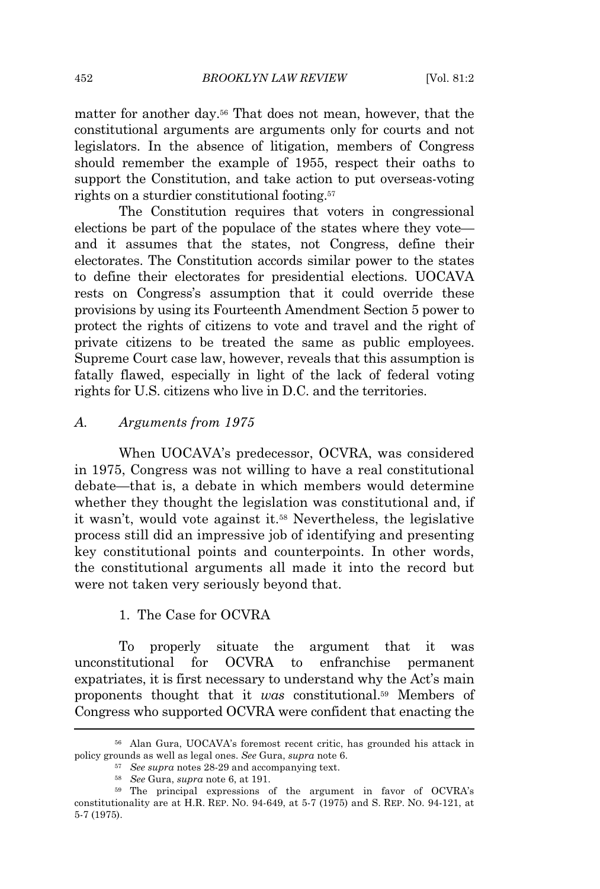matter for another day.[56] That does not mean, however, that the constitutional arguments are arguments only for courts and not legislators. In the absence of litigation, members of Congress should remember the example of 1955, respect their oaths to support the Constitution, and take action to put overseas-voting rights on a sturdier constitutional footing.[57]

The Constitution requires that voters in congressional elections be part of the populace of the states where they vote—and it assumes that the states, not Congress, define their electorates. The Constitution accords similar power to the states to define their electorates for presidential elections. UOCAVA rests on Congress's assumption that it could override these provisions by using its Fourteenth Amendment Section 5 power to protect the rights of citizens to vote and travel and the right of private citizens to be treated the same as public employees. Supreme Court case law, however, reveals that this assumption is fatally flawed, especially in light of the lack of federal voting rights for U.S. citizens who live in D.C. and the territories.

### *A. Arguments from 1975*

When UOCAVA's predecessor, OCVRA, was considered in 1975, Congress was not willing to have a real constitutional debate—that is, a debate in which members would determine whether they thought the legislation was constitutional and, if it wasn't, would vote against it.[58] Nevertheless, the legislative process still did an impressive job of identifying and presenting key constitutional points and counterpoints. In other words, the constitutional arguments all made it into the record but were not taken very seriously beyond that.

#### 1. The Case for OCVRA

To properly situate the argument that it was unconstitutional for OCVRA to enfranchise permanent expatriates, it is first necessary to understand why the Act's main proponents thought that it *was* constitutional.[59] Members of Congress who supported OCVRA were confident that enacting the

---

[56] Alan Gura, UOCAVA's foremost recent critic, has grounded his attack in policy grounds as well as legal ones. *See* Gura, *supra* note 6.

[57] *See supra* notes 28-29 and accompanying text.

[58] *See* Gura, *supra* note 6, at 191.

[59] The principal expressions of the argument in favor of OCVRA's constitutionality are at H.R. REP. NO. 94-649, at 5-7 (1975) and S. REP. NO. 94-121, at 5-7 (1975).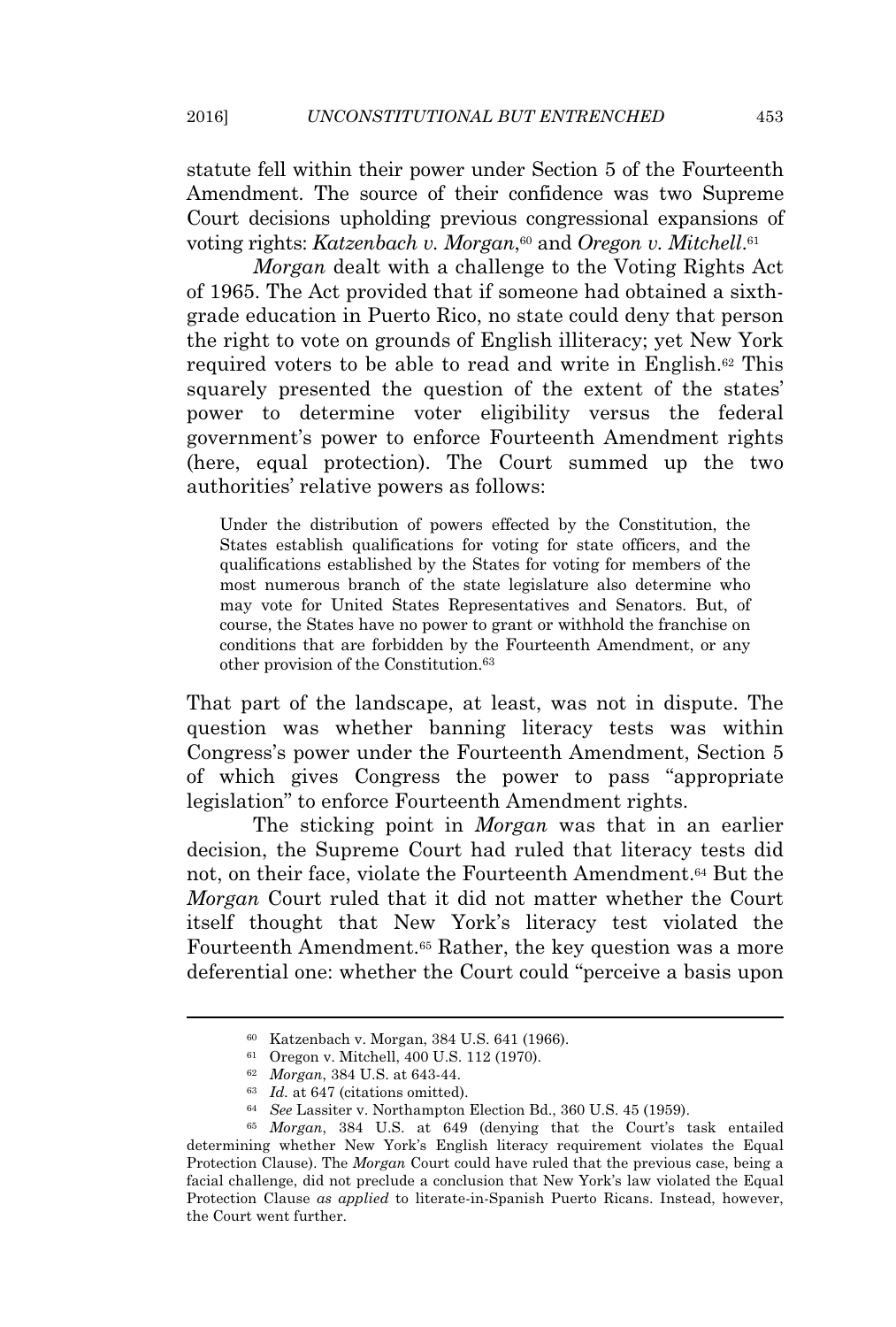statute fell within their power under Section 5 of the Fourteenth Amendment. The source of their confidence was two Supreme Court decisions upholding previous congressional expansions of voting rights: *Katzenbach v. Morgan*,[60] and *Oregon v. Mitchell*.[61]

*Morgan* dealt with a challenge to the Voting Rights Act of 1965. The Act provided that if someone had obtained a sixth-grade education in Puerto Rico, no state could deny that person the right to vote on grounds of English illiteracy; yet New York required voters to be able to read and write in English.[62] This squarely presented the question of the extent of the states' power to determine voter eligibility versus the federal government's power to enforce Fourteenth Amendment rights (here, equal protection). The Court summed up the two authorities' relative powers as follows:

> Under the distribution of powers effected by the Constitution, the States establish qualifications for voting for state officers, and the qualifications established by the States for voting for members of the most numerous branch of the state legislature also determine who may vote for United States Representatives and Senators. But, of course, the States have no power to grant or withhold the franchise on conditions that are forbidden by the Fourteenth Amendment, or any other provision of the Constitution.[63]

That part of the landscape, at least, was not in dispute. The question was whether banning literacy tests was within Congress's power under the Fourteenth Amendment, Section 5 of which gives Congress the power to pass "appropriate legislation" to enforce Fourteenth Amendment rights.

The sticking point in *Morgan* was that in an earlier decision, the Supreme Court had ruled that literacy tests did not, on their face, violate the Fourteenth Amendment.[64] But the *Morgan* Court ruled that it did not matter whether the Court itself thought that New York's literacy test violated the Fourteenth Amendment.[65] Rather, the key question was a more deferential one: whether the Court could "perceive a basis upon

---

[60] Katzenbach v. Morgan, 384 U.S. 641 (1966).

[61] Oregon v. Mitchell, 400 U.S. 112 (1970).

[62] *Morgan*, 384 U.S. at 643-44.

[63] *Id.* at 647 (citations omitted).

[64] *See* Lassiter v. Northampton Election Bd., 360 U.S. 45 (1959).

[65] *Morgan*, 384 U.S. at 649 (denying that the Court's task entailed determining whether New York's English literacy requirement violates the Equal Protection Clause). The *Morgan* Court could have ruled that the previous case, being a facial challenge, did not preclude a conclusion that New York's law violated the Equal Protection Clause *as applied* to literate-in-Spanish Puerto Ricans. Instead, however, the Court went further.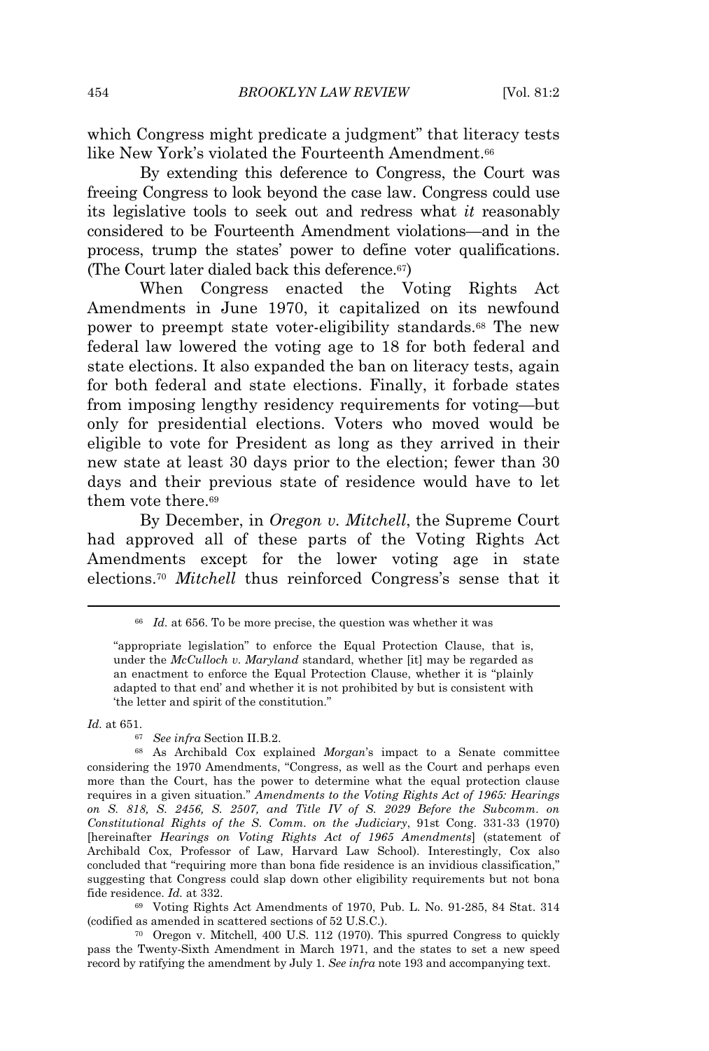which Congress might predicate a judgment" that literacy tests like New York's violated the Fourteenth Amendment.[66]

By extending this deference to Congress, the Court was freeing Congress to look beyond the case law. Congress could use its legislative tools to seek out and redress what *it* reasonably considered to be Fourteenth Amendment violations—and in the process, trump the states' power to define voter qualifications. (The Court later dialed back this deference.[67])

When Congress enacted the Voting Rights Act Amendments in June 1970, it capitalized on its newfound power to preempt state voter-eligibility standards.[68] The new federal law lowered the voting age to 18 for both federal and state elections. It also expanded the ban on literacy tests, again for both federal and state elections. Finally, it forbade states from imposing lengthy residency requirements for voting—but only for presidential elections. Voters who moved would be eligible to vote for President as long as they arrived in their new state at least 30 days prior to the election; fewer than 30 days and their previous state of residence would have to let them vote there.[69]

By December, in *Oregon v. Mitchell*, the Supreme Court had approved all of these parts of the Voting Rights Act Amendments except for the lower voting age in state elections.[70] *Mitchell* thus reinforced Congress's sense that it

---

[66] *Id.* at 656. To be more precise, the question was whether it was

> "appropriate legislation" to enforce the Equal Protection Clause, that is, under the *McCulloch v. Maryland* standard, whether [it] may be regarded as an enactment to enforce the Equal Protection Clause, whether it is "plainly adapted to that end' and whether it is not prohibited by but is consistent with 'the letter and spirit of the constitution."

*Id.* at 651.

[67] *See infra* Section II.B.2.

[68] As Archibald Cox explained *Morgan*'s impact to a Senate committee considering the 1970 Amendments, "Congress, as well as the Court and perhaps even more than the Court, has the power to determine what the equal protection clause requires in a given situation." *Amendments to the Voting Rights Act of 1965: Hearings on S. 818, S. 2456, S. 2507, and Title IV of S. 2029 Before the Subcomm. on Constitutional Rights of the S. Comm. on the Judiciary*, 91st Cong. 331-33 (1970) [hereinafter *Hearings on Voting Rights Act of 1965 Amendments*] (statement of Archibald Cox, Professor of Law, Harvard Law School). Interestingly, Cox also concluded that "requiring more than bona fide residence is an invidious classification," suggesting that Congress could slap down other eligibility requirements but not bona fide residence. *Id.* at 332.

[69] Voting Rights Act Amendments of 1970, Pub. L. No. 91-285, 84 Stat. 314 (codified as amended in scattered sections of 52 U.S.C.).

[70] Oregon v. Mitchell, 400 U.S. 112 (1970). This spurred Congress to quickly pass the Twenty-Sixth Amendment in March 1971, and the states to set a new speed record by ratifying the amendment by July 1. *See infra* note 193 and accompanying text.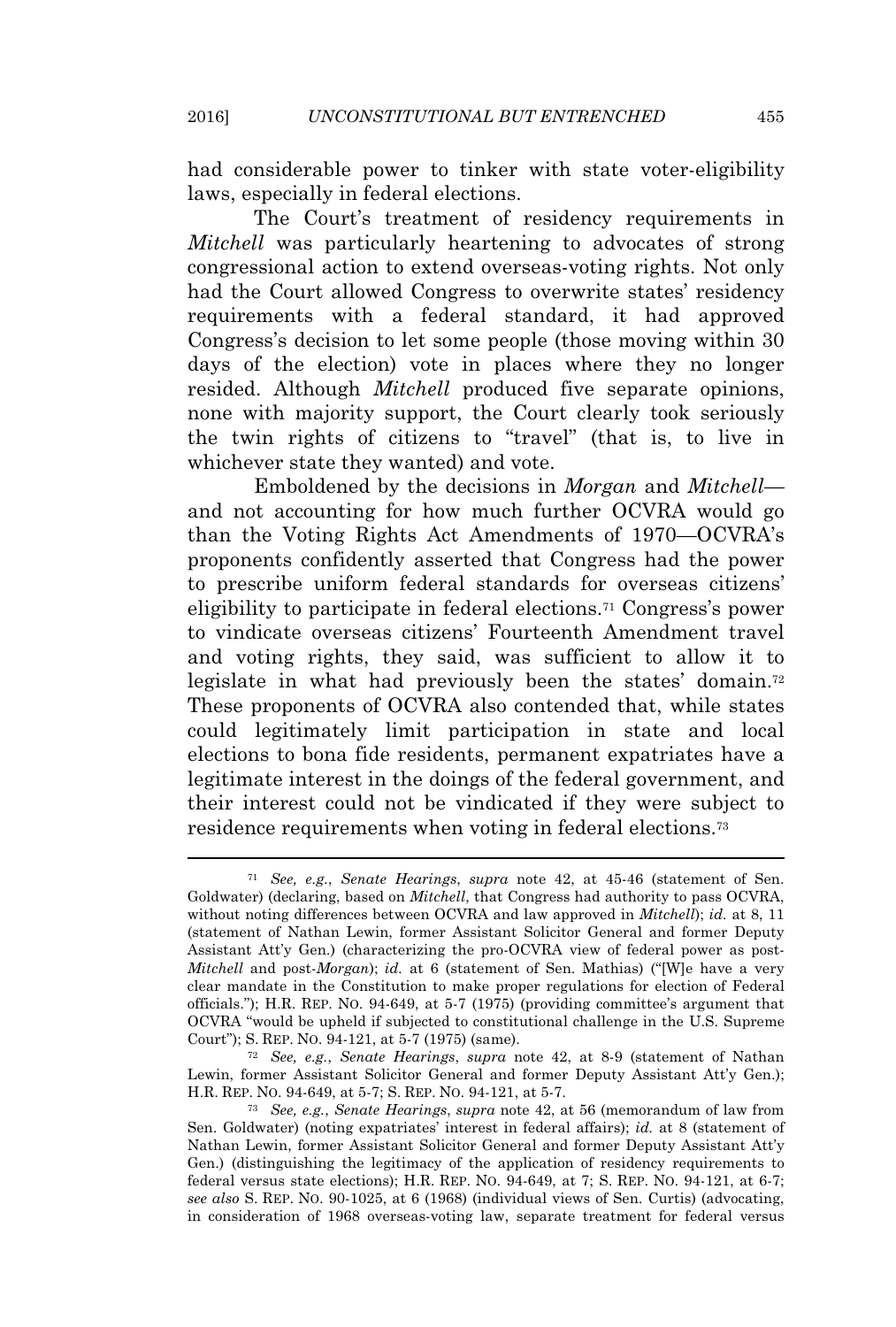had considerable power to tinker with state voter-eligibility laws, especially in federal elections.

The Court's treatment of residency requirements in *Mitchell* was particularly heartening to advocates of strong congressional action to extend overseas-voting rights. Not only had the Court allowed Congress to overwrite states' residency requirements with a federal standard, it had approved Congress's decision to let some people (those moving within 30 days of the election) vote in places where they no longer resided. Although *Mitchell* produced five separate opinions, none with majority support, the Court clearly took seriously the twin rights of citizens to "travel" (that is, to live in whichever state they wanted) and vote.

Emboldened by the decisions in *Morgan* and *Mitchell*—and not accounting for how much further OCVRA would go than the Voting Rights Act Amendments of 1970—OCVRA's proponents confidently asserted that Congress had the power to prescribe uniform federal standards for overseas citizens' eligibility to participate in federal elections.[71] Congress's power to vindicate overseas citizens' Fourteenth Amendment travel and voting rights, they said, was sufficient to allow it to legislate in what had previously been the states' domain.[72] These proponents of OCVRA also contended that, while states could legitimately limit participation in state and local elections to bona fide residents, permanent expatriates have a legitimate interest in the doings of the federal government, and their interest could not be vindicated if they were subject to residence requirements when voting in federal elections.[73]

---

[71] *See, e.g.*, *Senate Hearings*, *supra* note 42, at 45-46 (statement of Sen. Goldwater) (declaring, based on *Mitchell*, that Congress had authority to pass OCVRA, without noting differences between OCVRA and law approved in *Mitchell*); *id.* at 8, 11 (statement of Nathan Lewin, former Assistant Solicitor General and former Deputy Assistant Att'y Gen.) (characterizing the pro-OCVRA view of federal power as post-*Mitchell* and post-*Morgan*); *id.* at 6 (statement of Sen. Mathias) ("[W]e have a very clear mandate in the Constitution to make proper regulations for election of Federal officials."); H.R. REP. NO. 94-649, at 5-7 (1975) (providing committee's argument that OCVRA "would be upheld if subjected to constitutional challenge in the U.S. Supreme Court"); S. REP. NO. 94-121, at 5-7 (1975) (same).

[72] *See, e.g.*, *Senate Hearings*, *supra* note 42, at 8-9 (statement of Nathan Lewin, former Assistant Solicitor General and former Deputy Assistant Att'y Gen.); H.R. REP. NO. 94-649, at 5-7; S. REP. NO. 94-121, at 5-7.

[73] *See, e.g.*, *Senate Hearings*, *supra* note 42, at 56 (memorandum of law from Sen. Goldwater) (noting expatriates' interest in federal affairs); *id.* at 8 (statement of Nathan Lewin, former Assistant Solicitor General and former Deputy Assistant Att'y Gen.) (distinguishing the legitimacy of the application of residency requirements to federal versus state elections); H.R. REP. NO. 94-649, at 7; S. REP. NO. 94-121, at 6-7; *see also* S. REP. NO. 90-1025, at 6 (1968) (individual views of Sen. Curtis) (advocating, in consideration of 1968 overseas-voting law, separate treatment for federal versus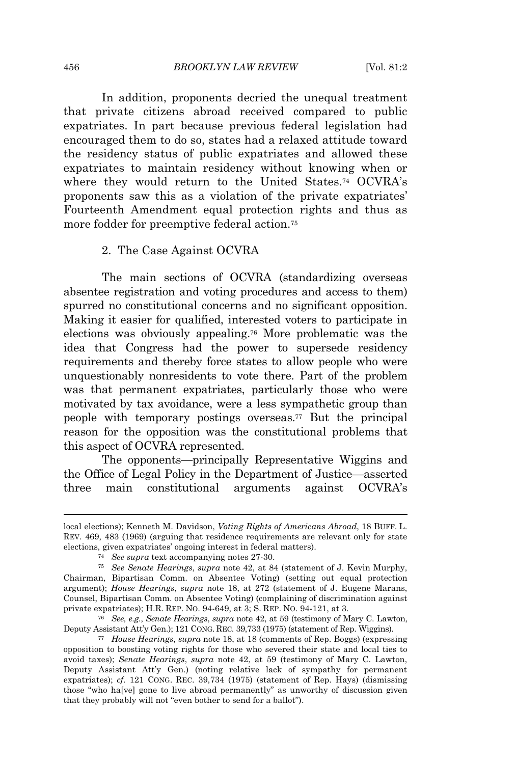In addition, proponents decried the unequal treatment that private citizens abroad received compared to public expatriates. In part because previous federal legislation had encouraged them to do so, states had a relaxed attitude toward the residency status of public expatriates and allowed these expatriates to maintain residency without knowing when or where they would return to the United States.[74] OCVRA's proponents saw this as a violation of the private expatriates' Fourteenth Amendment equal protection rights and thus as more fodder for preemptive federal action.[75]

### 2. The Case Against OCVRA

The main sections of OCVRA (standardizing overseas absentee registration and voting procedures and access to them) spurred no constitutional concerns and no significant opposition. Making it easier for qualified, interested voters to participate in elections was obviously appealing.[76] More problematic was the idea that Congress had the power to supersede residency requirements and thereby force states to allow people who were unquestionably nonresidents to vote there. Part of the problem was that permanent expatriates, particularly those who were motivated by tax avoidance, were a less sympathetic group than people with temporary postings overseas.[77] But the principal reason for the opposition was the constitutional problems that this aspect of OCVRA represented.

The opponents—principally Representative Wiggins and the Office of Legal Policy in the Department of Justice—asserted three main constitutional arguments against OCVRA's

---

local elections); Kenneth M. Davidson, *Voting Rights of Americans Abroad*, 18 BUFF. L. REV. 469, 483 (1969) (arguing that residence requirements are relevant only for state elections, given expatriates' ongoing interest in federal matters).

[74] *See supra* text accompanying notes 27-30.

[75] *See Senate Hearings*, *supra* note 42, at 84 (statement of J. Kevin Murphy, Chairman, Bipartisan Comm. on Absentee Voting) (setting out equal protection argument); *House Hearings*, *supra* note 18, at 272 (statement of J. Eugene Marans, Counsel, Bipartisan Comm. on Absentee Voting) (complaining of discrimination against private expatriates); H.R. REP. NO. 94-649, at 3; S. REP. NO. 94-121, at 3.

[76] *See, e.g.*, *Senate Hearings*, *supra* note 42, at 59 (testimony of Mary C. Lawton, Deputy Assistant Att'y Gen.); 121 CONG. REC. 39,733 (1975) (statement of Rep. Wiggins).

[77] *House Hearings*, *supra* note 18, at 18 (comments of Rep. Boggs) (expressing opposition to boosting voting rights for those who severed their state and local ties to avoid taxes); *Senate Hearings*, *supra* note 42, at 59 (testimony of Mary C. Lawton, Deputy Assistant Att'y Gen.) (noting relative lack of sympathy for permanent expatriates); *cf.* 121 CONG. REC. 39,734 (1975) (statement of Rep. Hays) (dismissing those "who ha[ve] gone to live abroad permanently" as unworthy of discussion given that they probably will not "even bother to send for a ballot").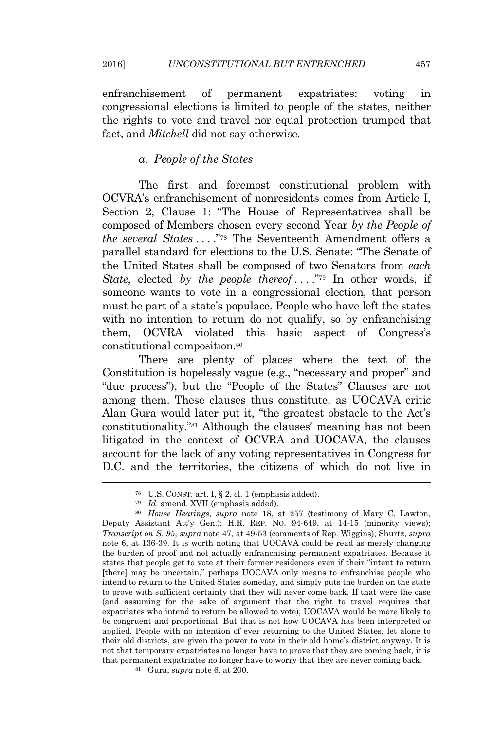enfranchisement of permanent expatriates: voting in congressional elections is limited to people of the states, neither the rights to vote and travel nor equal protection trumped that fact, and *Mitchell* did not say otherwise.

### *a. People of the States*

The first and foremost constitutional problem with OCVRA's enfranchisement of nonresidents comes from Article I, Section 2, Clause 1: "The House of Representatives shall be composed of Members chosen every second Year *by the People of the several States* . . . ."[78] The Seventeenth Amendment offers a parallel standard for elections to the U.S. Senate: "The Senate of the United States shall be composed of two Senators from *each State*, elected *by the people thereof* . . . ."[79] In other words, if someone wants to vote in a congressional election, that person must be part of a state's populace. People who have left the states with no intention to return do not qualify, so by enfranchising them, OCVRA violated this basic aspect of Congress's constitutional composition.[80]

There are plenty of places where the text of the Constitution is hopelessly vague (e.g., "necessary and proper" and "due process"), but the "People of the States" Clauses are not among them. These clauses thus constitute, as UOCAVA critic Alan Gura would later put it, "the greatest obstacle to the Act's constitutionality."[81] Although the clauses' meaning has not been litigated in the context of OCVRA and UOCAVA, the clauses account for the lack of any voting representatives in Congress for D.C. and the territories, the citizens of which do not live in

---

[78] U.S. CONST. art. I, § 2, cl. 1 (emphasis added).

[79] *Id.* amend. XVII (emphasis added).

[80] *House Hearings*, *supra* note 18, at 257 (testimony of Mary C. Lawton, Deputy Assistant Att'y Gen.); H.R. REP. NO. 94-649, at 14-15 (minority views); *Transcript on S. 95*, *supra* note 47, at 49-53 (comments of Rep. Wiggins); Shurtz, *supra* note 6, at 136-39. It is worth noting that UOCAVA could be read as merely changing the burden of proof and not actually enfranchising permanent expatriates. Because it states that people get to vote at their former residences even if their "intent to return [there] may be uncertain," perhaps UOCAVA only means to enfranchise people who intend to return to the United States someday, and simply puts the burden on the state to prove with sufficient certainty that they will never come back. If that were the case (and assuming for the sake of argument that the right to travel requires that expatriates who intend to return be allowed to vote), UOCAVA would be more likely to be congruent and proportional. But that is not how UOCAVA has been interpreted or applied. People with no intention of ever returning to the United States, let alone to their old districts, are given the power to vote in their old home's district anyway. It is not that temporary expatriates no longer have to prove that they are coming back, it is that permanent expatriates no longer have to worry that they are never coming back.

[81] Gura, *supra* note 6, at 200.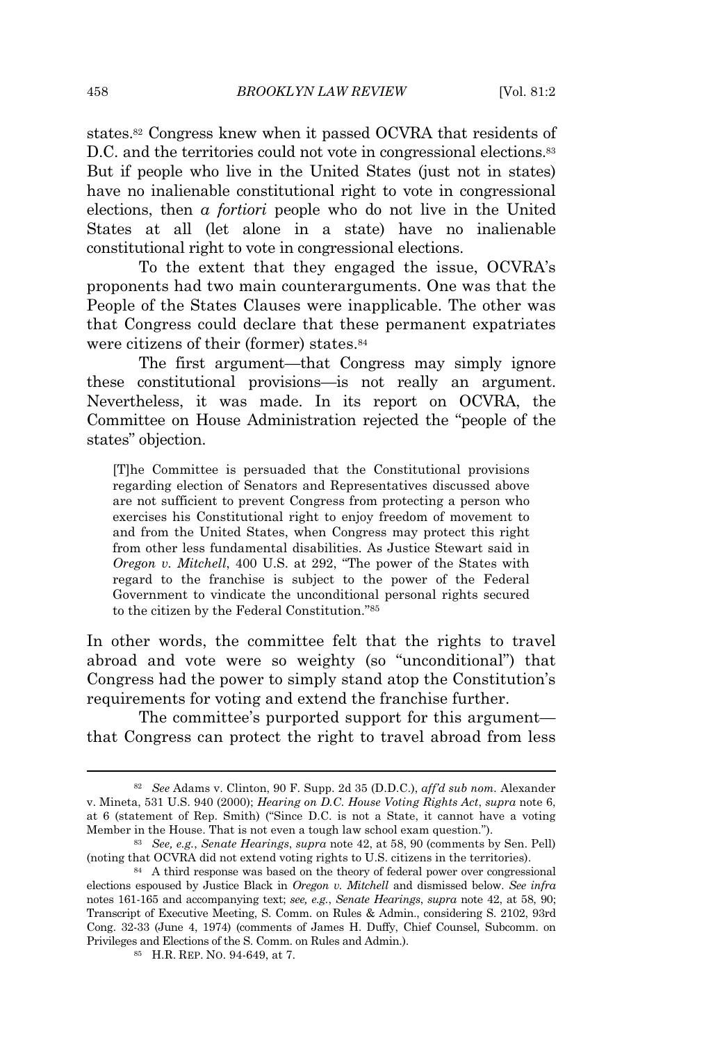states.[82] Congress knew when it passed OCVRA that residents of D.C. and the territories could not vote in congressional elections.[83] But if people who live in the United States (just not in states) have no inalienable constitutional right to vote in congressional elections, then *a fortiori* people who do not live in the United States at all (let alone in a state) have no inalienable constitutional right to vote in congressional elections.

To the extent that they engaged the issue, OCVRA's proponents had two main counterarguments. One was that the People of the States Clauses were inapplicable. The other was that Congress could declare that these permanent expatriates were citizens of their (former) states.[84]

The first argument—that Congress may simply ignore these constitutional provisions—is not really an argument. Nevertheless, it was made. In its report on OCVRA, the Committee on House Administration rejected the "people of the states" objection.

> [T]he Committee is persuaded that the Constitutional provisions regarding election of Senators and Representatives discussed above are not sufficient to prevent Congress from protecting a person who exercises his Constitutional right to enjoy freedom of movement to and from the United States, when Congress may protect this right from other less fundamental disabilities. As Justice Stewart said in *Oregon v. Mitchell*, 400 U.S. at 292, "The power of the States with regard to the franchise is subject to the power of the Federal Government to vindicate the unconditional personal rights secured to the citizen by the Federal Constitution."[85]

In other words, the committee felt that the rights to travel abroad and vote were so weighty (so "unconditional") that Congress had the power to simply stand atop the Constitution's requirements for voting and extend the franchise further.

The committee's purported support for this argument—that Congress can protect the right to travel abroad from less

---

[82] *See* Adams v. Clinton, 90 F. Supp. 2d 35 (D.D.C.), *aff'd sub nom.* Alexander v. Mineta, 531 U.S. 940 (2000); *Hearing on D.C. House Voting Rights Act*, *supra* note 6, at 6 (statement of Rep. Smith) ("Since D.C. is not a State, it cannot have a voting Member in the House. That is not even a tough law school exam question.").

[83] *See, e.g.*, *Senate Hearings*, *supra* note 42, at 58, 90 (comments by Sen. Pell) (noting that OCVRA did not extend voting rights to U.S. citizens in the territories).

[84] A third response was based on the theory of federal power over congressional elections espoused by Justice Black in *Oregon v. Mitchell* and dismissed below. *See infra* notes 161-165 and accompanying text; *see, e.g.*, *Senate Hearings*, *supra* note 42, at 58, 90; Transcript of Executive Meeting, S. Comm. on Rules & Admin., considering S. 2102, 93rd Cong. 32-33 (June 4, 1974) (comments of James H. Duffy, Chief Counsel, Subcomm. on Privileges and Elections of the S. Comm. on Rules and Admin.).

[85] H.R. REP. NO. 94-649, at 7.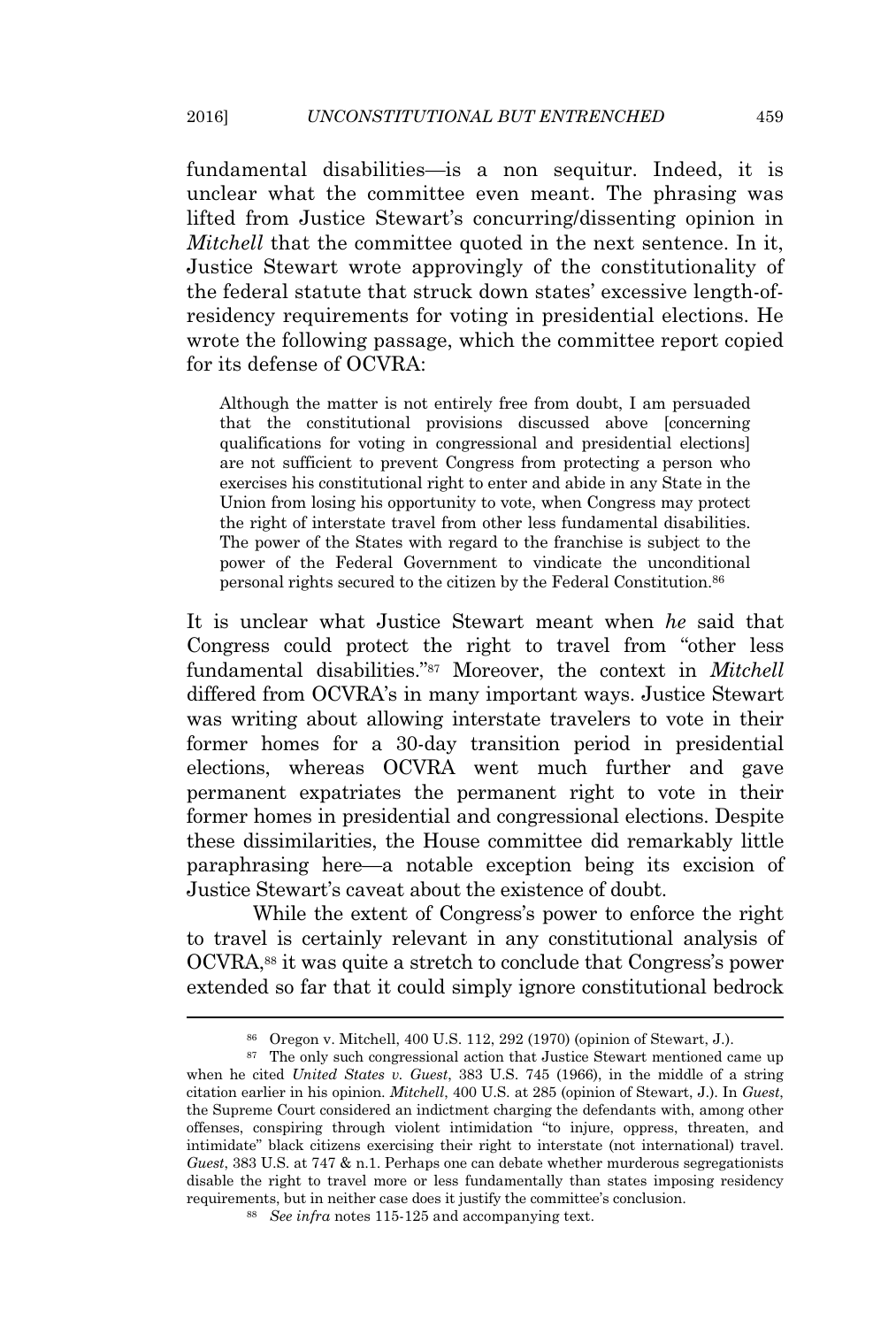fundamental disabilities—is a non sequitur. Indeed, it is unclear what the committee even meant. The phrasing was lifted from Justice Stewart's concurring/dissenting opinion in *Mitchell* that the committee quoted in the next sentence. In it, Justice Stewart wrote approvingly of the constitutionality of the federal statute that struck down states' excessive length-of-residency requirements for voting in presidential elections. He wrote the following passage, which the committee report copied for its defense of OCVRA:

> Although the matter is not entirely free from doubt, I am persuaded that the constitutional provisions discussed above [concerning qualifications for voting in congressional and presidential elections] are not sufficient to prevent Congress from protecting a person who exercises his constitutional right to enter and abide in any State in the Union from losing his opportunity to vote, when Congress may protect the right of interstate travel from other less fundamental disabilities. The power of the States with regard to the franchise is subject to the power of the Federal Government to vindicate the unconditional personal rights secured to the citizen by the Federal Constitution.[86]

It is unclear what Justice Stewart meant when *he* said that Congress could protect the right to travel from "other less fundamental disabilities."[87] Moreover, the context in *Mitchell* differed from OCVRA's in many important ways. Justice Stewart was writing about allowing interstate travelers to vote in their former homes for a 30-day transition period in presidential elections, whereas OCVRA went much further and gave permanent expatriates the permanent right to vote in their former homes in presidential and congressional elections. Despite these dissimilarities, the House committee did remarkably little paraphrasing here—a notable exception being its excision of Justice Stewart's caveat about the existence of doubt.

While the extent of Congress's power to enforce the right to travel is certainly relevant in any constitutional analysis of OCVRA,[88] it was quite a stretch to conclude that Congress's power extended so far that it could simply ignore constitutional bedrock

---

[86] Oregon v. Mitchell, 400 U.S. 112, 292 (1970) (opinion of Stewart, J.).

[87] The only such congressional action that Justice Stewart mentioned came up when he cited *United States v. Guest*, 383 U.S. 745 (1966), in the middle of a string citation earlier in his opinion. *Mitchell*, 400 U.S. at 285 (opinion of Stewart, J.). In *Guest*, the Supreme Court considered an indictment charging the defendants with, among other offenses, conspiring through violent intimidation "to injure, oppress, threaten, and intimidate" black citizens exercising their right to interstate (not international) travel. *Guest*, 383 U.S. at 747 & n.1. Perhaps one can debate whether murderous segregationists disable the right to travel more or less fundamentally than states imposing residency requirements, but in neither case does it justify the committee's conclusion.

[88] *See infra* notes 115-125 and accompanying text.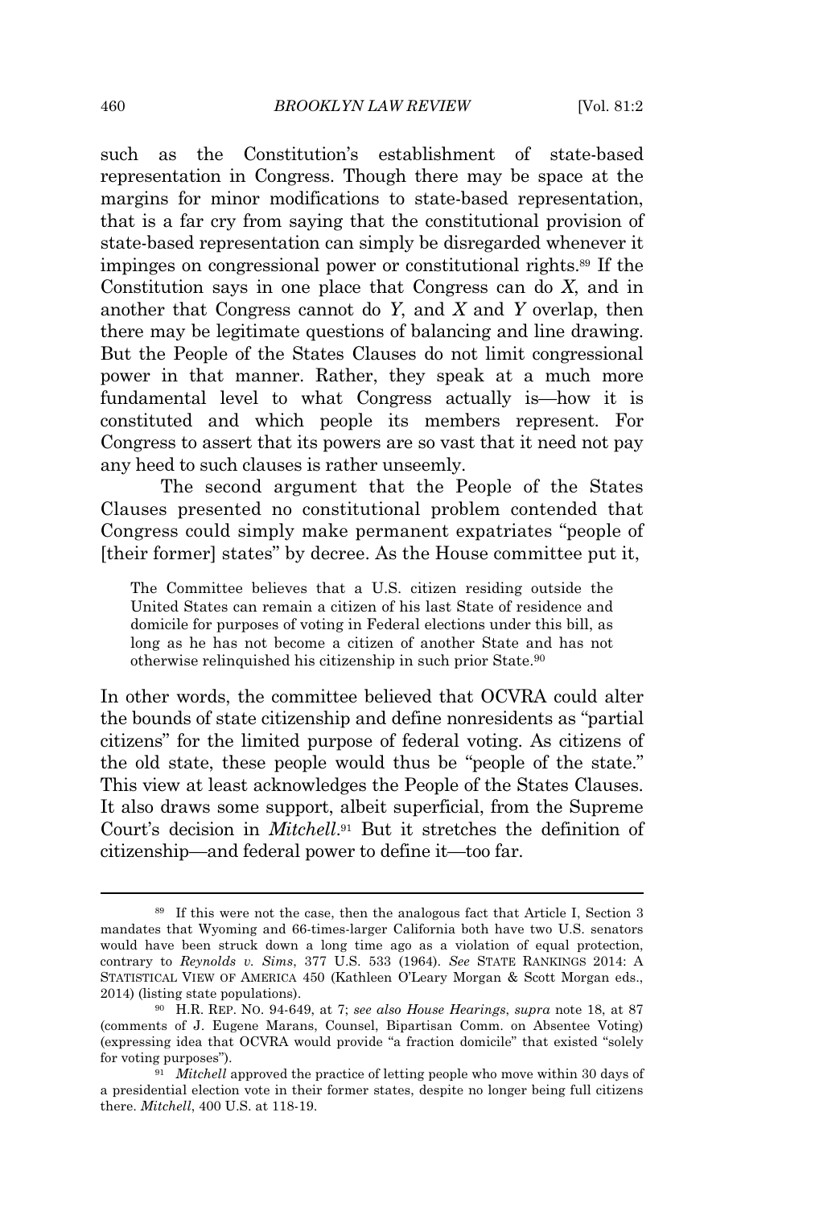such as the Constitution's establishment of state-based representation in Congress. Though there may be space at the margins for minor modifications to state-based representation, that is a far cry from saying that the constitutional provision of state-based representation can simply be disregarded whenever it impinges on congressional power or constitutional rights.[89] If the Constitution says in one place that Congress can do *X*, and in another that Congress cannot do *Y*, and *X* and *Y* overlap, then there may be legitimate questions of balancing and line drawing. But the People of the States Clauses do not limit congressional power in that manner. Rather, they speak at a much more fundamental level to what Congress actually is—how it is constituted and which people its members represent. For Congress to assert that its powers are so vast that it need not pay any heed to such clauses is rather unseemly.

The second argument that the People of the States Clauses presented no constitutional problem contended that Congress could simply make permanent expatriates "people of [their former] states" by decree. As the House committee put it,

> The Committee believes that a U.S. citizen residing outside the United States can remain a citizen of his last State of residence and domicile for purposes of voting in Federal elections under this bill, as long as he has not become a citizen of another State and has not otherwise relinquished his citizenship in such prior State.[90]

In other words, the committee believed that OCVRA could alter the bounds of state citizenship and define nonresidents as "partial citizens" for the limited purpose of federal voting. As citizens of the old state, these people would thus be "people of the state." This view at least acknowledges the People of the States Clauses. It also draws some support, albeit superficial, from the Supreme Court's decision in *Mitchell*.[91] But it stretches the definition of citizenship—and federal power to define it—too far.

---

[89] If this were not the case, then the analogous fact that Article I, Section 3 mandates that Wyoming and 66-times-larger California both have two U.S. senators would have been struck down a long time ago as a violation of equal protection, contrary to *Reynolds v. Sims*, 377 U.S. 533 (1964). *See* STATE RANKINGS 2014: A STATISTICAL VIEW OF AMERICA 450 (Kathleen O'Leary Morgan & Scott Morgan eds., 2014) (listing state populations).

[90] H.R. REP. NO. 94-649, at 7; *see also House Hearings*, *supra* note 18, at 87 (comments of J. Eugene Marans, Counsel, Bipartisan Comm. on Absentee Voting) (expressing idea that OCVRA would provide "a fraction domicile" that existed "solely for voting purposes").

[91] *Mitchell* approved the practice of letting people who move within 30 days of a presidential election vote in their former states, despite no longer being full citizens there. *Mitchell*, 400 U.S. at 118-19.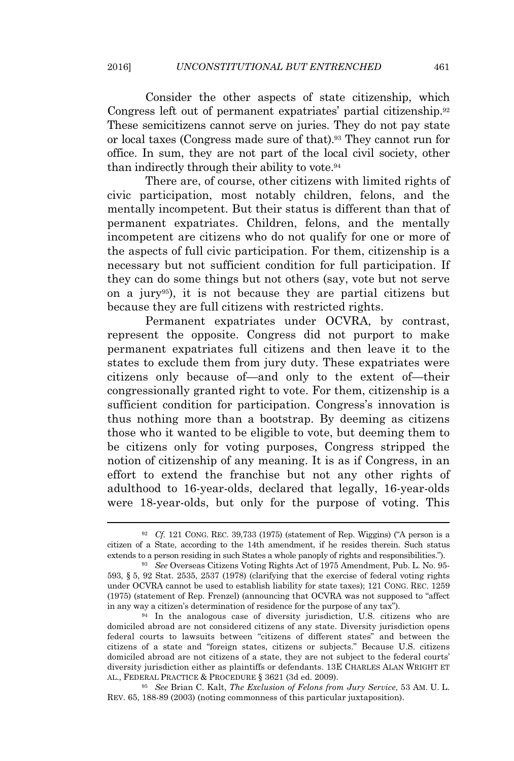Consider the other aspects of state citizenship, which Congress left out of permanent expatriates' partial citizenship.[92] These semicitizens cannot serve on juries. They do not pay state or local taxes (Congress made sure of that).[93] They cannot run for office. In sum, they are not part of the local civil society, other than indirectly through their ability to vote.[94]

There are, of course, other citizens with limited rights of civic participation, most notably children, felons, and the mentally incompetent. But their status is different than that of permanent expatriates. Children, felons, and the mentally incompetent are citizens who do not qualify for one or more of the aspects of full civic participation. For them, citizenship is a necessary but not sufficient condition for full participation. If they can do some things but not others (say, vote but not serve on a jury[95]), it is not because they are partial citizens but because they are full citizens with restricted rights.

Permanent expatriates under OCVRA, by contrast, represent the opposite. Congress did not purport to make permanent expatriates full citizens and then leave it to the states to exclude them from jury duty. These expatriates were citizens only because of—and only to the extent of—their congressionally granted right to vote. For them, citizenship is a sufficient condition for participation. Congress's innovation is thus nothing more than a bootstrap. By deeming as citizens those who it wanted to be eligible to vote, but deeming them to be citizens only for voting purposes, Congress stripped the notion of citizenship of any meaning. It is as if Congress, in an effort to extend the franchise but not any other rights of adulthood to 16-year-olds, declared that legally, 16-year-olds were 18-year-olds, but only for the purpose of voting. This

---

[92] *Cf.* 121 CONG. REC. 39,733 (1975) (statement of Rep. Wiggins) ("A person is a citizen of a State, according to the 14th amendment, if he resides therein. Such status extends to a person residing in such States a whole panoply of rights and responsibilities.").

[93] *See* Overseas Citizens Voting Rights Act of 1975 Amendment, Pub. L. No. 95-593, § 5, 92 Stat. 2535, 2537 (1978) (clarifying that the exercise of federal voting rights under OCVRA cannot be used to establish liability for state taxes); 121 CONG. REC. 1259 (1975) (statement of Rep. Frenzel) (announcing that OCVRA was not supposed to "affect in any way a citizen's determination of residence for the purpose of any tax").

[94] In the analogous case of diversity jurisdiction, U.S. citizens who are domiciled abroad are not considered citizens of any state. Diversity jurisdiction opens federal courts to lawsuits between "citizens of different states" and between the citizens of a state and "foreign states, citizens or subjects." Because U.S. citizens domiciled abroad are not citizens of a state, they are not subject to the federal courts' diversity jurisdiction either as plaintiffs or defendants. 13E CHARLES ALAN WRIGHT ET AL., FEDERAL PRACTICE & PROCEDURE § 3621 (3d ed. 2009).

[95] *See* Brian C. Kalt, *The Exclusion of Felons from Jury Service*, 53 AM. U. L. REV. 65, 188-89 (2003) (noting commonness of this particular juxtaposition).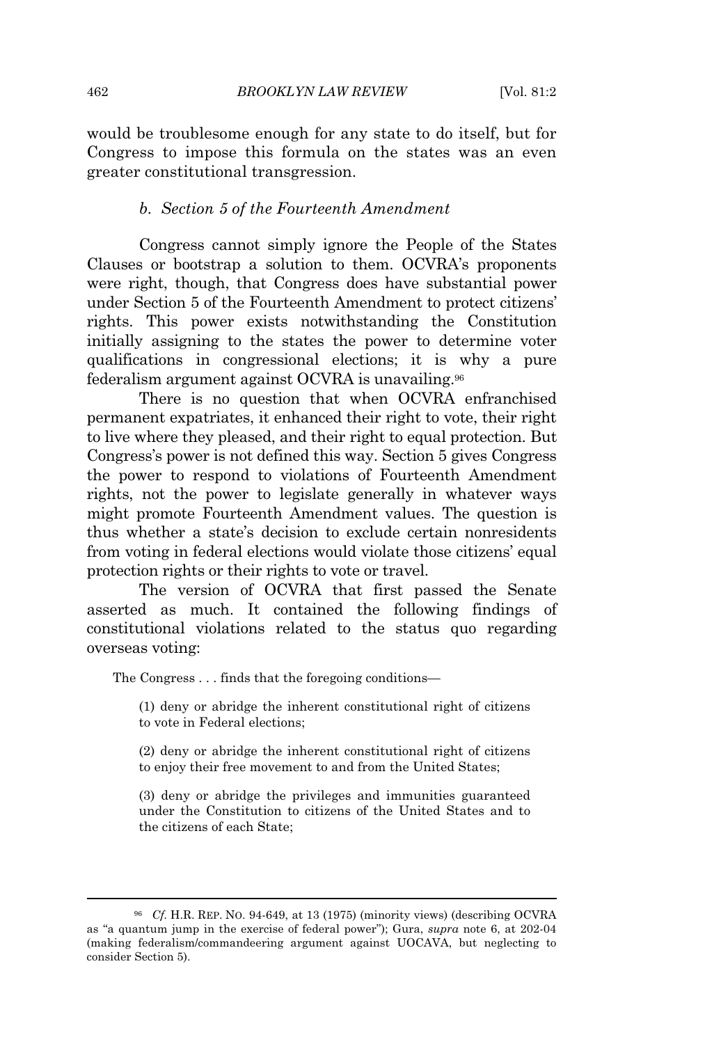would be troublesome enough for any state to do itself, but for Congress to impose this formula on the states was an even greater constitutional transgression.

### *b. Section 5 of the Fourteenth Amendment*

Congress cannot simply ignore the People of the States Clauses or bootstrap a solution to them. OCVRA's proponents were right, though, that Congress does have substantial power under Section 5 of the Fourteenth Amendment to protect citizens' rights. This power exists notwithstanding the Constitution initially assigning to the states the power to determine voter qualifications in congressional elections; it is why a pure federalism argument against OCVRA is unavailing.[96]

There is no question that when OCVRA enfranchised permanent expatriates, it enhanced their right to vote, their right to live where they pleased, and their right to equal protection. But Congress's power is not defined this way. Section 5 gives Congress the power to respond to violations of Fourteenth Amendment rights, not the power to legislate generally in whatever ways might promote Fourteenth Amendment values. The question is thus whether a state's decision to exclude certain nonresidents from voting in federal elections would violate those citizens' equal protection rights or their rights to vote or travel.

The version of OCVRA that first passed the Senate asserted as much. It contained the following findings of constitutional violations related to the status quo regarding overseas voting:

> The Congress . . . finds that the foregoing conditions—
>
> (1) deny or abridge the inherent constitutional right of citizens to vote in Federal elections;
>
> (2) deny or abridge the inherent constitutional right of citizens to enjoy their free movement to and from the United States;
>
> (3) deny or abridge the privileges and immunities guaranteed under the Constitution to citizens of the United States and to the citizens of each State;

---

[96] *Cf.* H.R. REP. NO. 94-649, at 13 (1975) (minority views) (describing OCVRA as "a quantum jump in the exercise of federal power"); Gura, *supra* note 6, at 202-04 (making federalism/commandeering argument against UOCAVA, but neglecting to consider Section 5).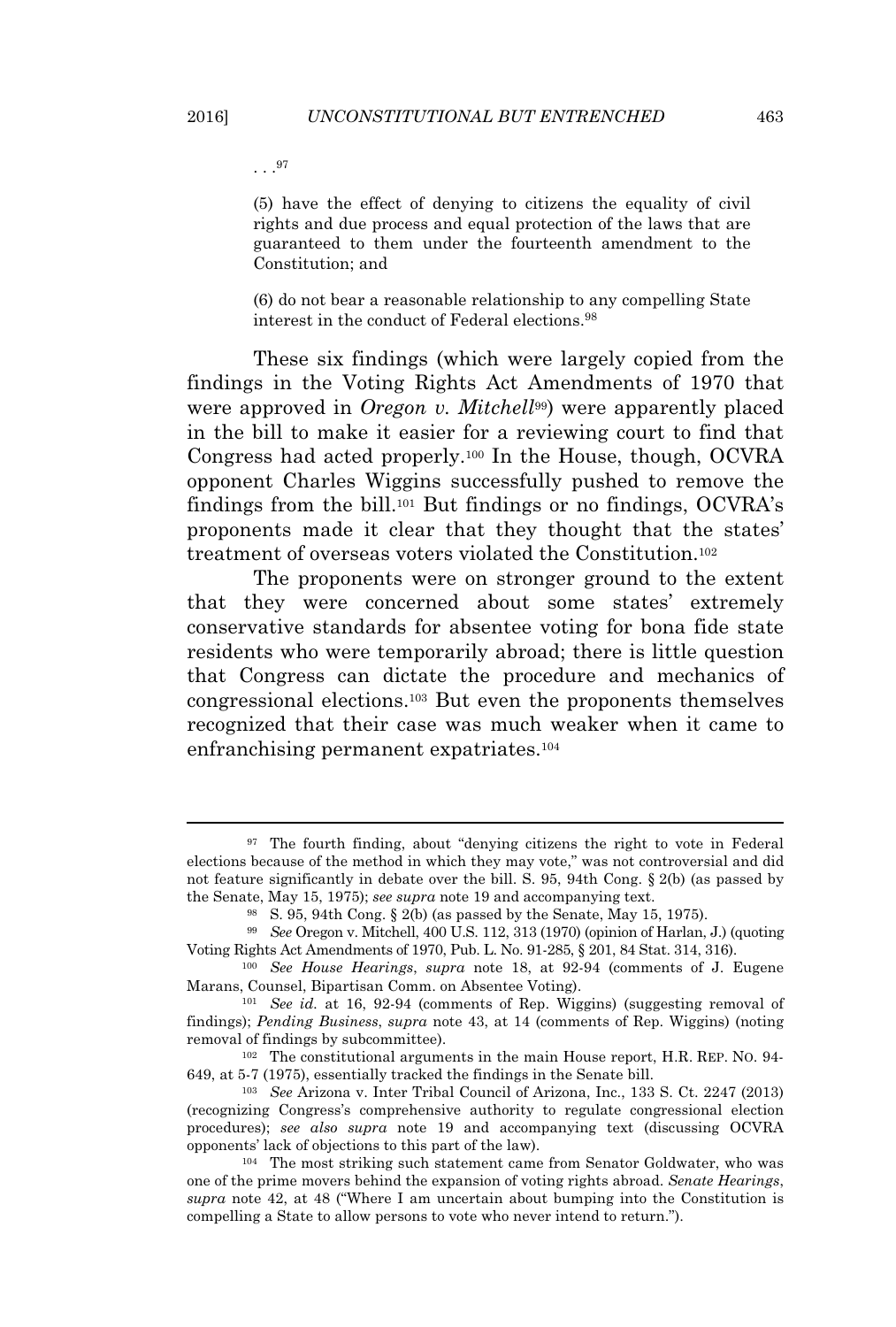. . .[97]

> (5) have the effect of denying to citizens the equality of civil rights and due process and equal protection of the laws that are guaranteed to them under the fourteenth amendment to the Constitution; and
>
> (6) do not bear a reasonable relationship to any compelling State interest in the conduct of Federal elections.[98]

These six findings (which were largely copied from the findings in the Voting Rights Act Amendments of 1970 that were approved in *Oregon v. Mitchell*[99]) were apparently placed in the bill to make it easier for a reviewing court to find that Congress had acted properly.[100] In the House, though, OCVRA opponent Charles Wiggins successfully pushed to remove the findings from the bill.[101] But findings or no findings, OCVRA's proponents made it clear that they thought that the states' treatment of overseas voters violated the Constitution.[102]

The proponents were on stronger ground to the extent that they were concerned about some states' extremely conservative standards for absentee voting for bona fide state residents who were temporarily abroad; there is little question that Congress can dictate the procedure and mechanics of congressional elections.[103] But even the proponents themselves recognized that their case was much weaker when it came to enfranchising permanent expatriates.[104]

---

[97] The fourth finding, about "denying citizens the right to vote in Federal elections because of the method in which they may vote," was not controversial and did not feature significantly in debate over the bill. S. 95, 94th Cong. § 2(b) (as passed by the Senate, May 15, 1975); *see supra* note 19 and accompanying text.

[98] S. 95, 94th Cong. § 2(b) (as passed by the Senate, May 15, 1975).

[99] *See* Oregon v. Mitchell, 400 U.S. 112, 313 (1970) (opinion of Harlan, J.) (quoting Voting Rights Act Amendments of 1970, Pub. L. No. 91-285, § 201, 84 Stat. 314, 316).

[100] *See House Hearings*, *supra* note 18, at 92-94 (comments of J. Eugene Marans, Counsel, Bipartisan Comm. on Absentee Voting).

[101] *See id.* at 16, 92-94 (comments of Rep. Wiggins) (suggesting removal of findings); *Pending Business*, *supra* note 43, at 14 (comments of Rep. Wiggins) (noting removal of findings by subcommittee).

[102] The constitutional arguments in the main House report, H.R. REP. NO. 94-649, at 5-7 (1975), essentially tracked the findings in the Senate bill.

[103] *See* Arizona v. Inter Tribal Council of Arizona, Inc., 133 S. Ct. 2247 (2013) (recognizing Congress's comprehensive authority to regulate congressional election procedures); *see also supra* note 19 and accompanying text (discussing OCVRA opponents' lack of objections to this part of the law).

[104] The most striking such statement came from Senator Goldwater, who was one of the prime movers behind the expansion of voting rights abroad. *Senate Hearings*, *supra* note 42, at 48 ("Where I am uncertain about bumping into the Constitution is compelling a State to allow persons to vote who never intend to return.").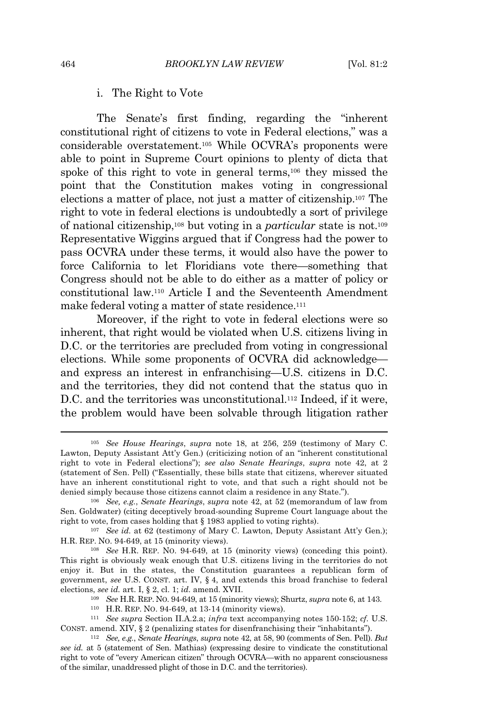i. The Right to Vote

The Senate's first finding, regarding the "inherent constitutional right of citizens to vote in Federal elections," was a considerable overstatement.[105] While OCVRA's proponents were able to point in Supreme Court opinions to plenty of dicta that spoke of this right to vote in general terms,[106] they missed the point that the Constitution makes voting in congressional elections a matter of place, not just a matter of citizenship.[107] The right to vote in federal elections is undoubtedly a sort of privilege of national citizenship,[108] but voting in a *particular* state is not.[109] Representative Wiggins argued that if Congress had the power to pass OCVRA under these terms, it would also have the power to force California to let Floridians vote there—something that Congress should not be able to do either as a matter of policy or constitutional law.[110] Article I and the Seventeenth Amendment make federal voting a matter of state residence.[111]

Moreover, if the right to vote in federal elections were so inherent, that right would be violated when U.S. citizens living in D.C. or the territories are precluded from voting in congressional elections. While some proponents of OCVRA did acknowledge—and express an interest in enfranchising—U.S. citizens in D.C. and the territories, they did not contend that the status quo in D.C. and the territories was unconstitutional.[112] Indeed, if it were, the problem would have been solvable through litigation rather

---

[105] *See House Hearings*, *supra* note 18, at 256, 259 (testimony of Mary C. Lawton, Deputy Assistant Att'y Gen.) (criticizing notion of an "inherent constitutional right to vote in Federal elections"); *see also Senate Hearings*, *supra* note 42, at 2 (statement of Sen. Pell) ("Essentially, these bills state that citizens, wherever situated have an inherent constitutional right to vote, and that such a right should not be denied simply because those citizens cannot claim a residence in any State.").

[106] *See, e.g.*, *Senate Hearings*, *supra* note 42, at 52 (memorandum of law from Sen. Goldwater) (citing deceptively broad-sounding Supreme Court language about the right to vote, from cases holding that § 1983 applied to voting rights).

[107] *See id.* at 62 (testimony of Mary C. Lawton, Deputy Assistant Att'y Gen.); H.R. REP. NO. 94-649, at 15 (minority views).

[108] *See* H.R. REP. NO. 94-649, at 15 (minority views) (conceding this point). This right is obviously weak enough that U.S. citizens living in the territories do not enjoy it. But in the states, the Constitution guarantees a republican form of government, *see* U.S. CONST. art. IV, § 4, and extends this broad franchise to federal elections, *see id.* art. I, § 2, cl. 1; *id.* amend. XVII.

[109] *See* H.R. REP. NO. 94-649, at 15 (minority views); Shurtz, *supra* note 6, at 143.

[110] H.R. REP. NO. 94-649, at 13-14 (minority views).

[111] *See supra* Section II.A.2.a; *infra* text accompanying notes 150-152; *cf.* U.S. CONST. amend. XIV, § 2 (penalizing states for disenfranchising their "inhabitants").

[112] *See, e.g.*, *Senate Hearings*, *supra* note 42, at 58, 90 (comments of Sen. Pell). *But see id.* at 5 (statement of Sen. Mathias) (expressing desire to vindicate the constitutional right to vote of "every American citizen" through OCVRA—with no apparent consciousness of the similar, unaddressed plight of those in D.C. and the territories).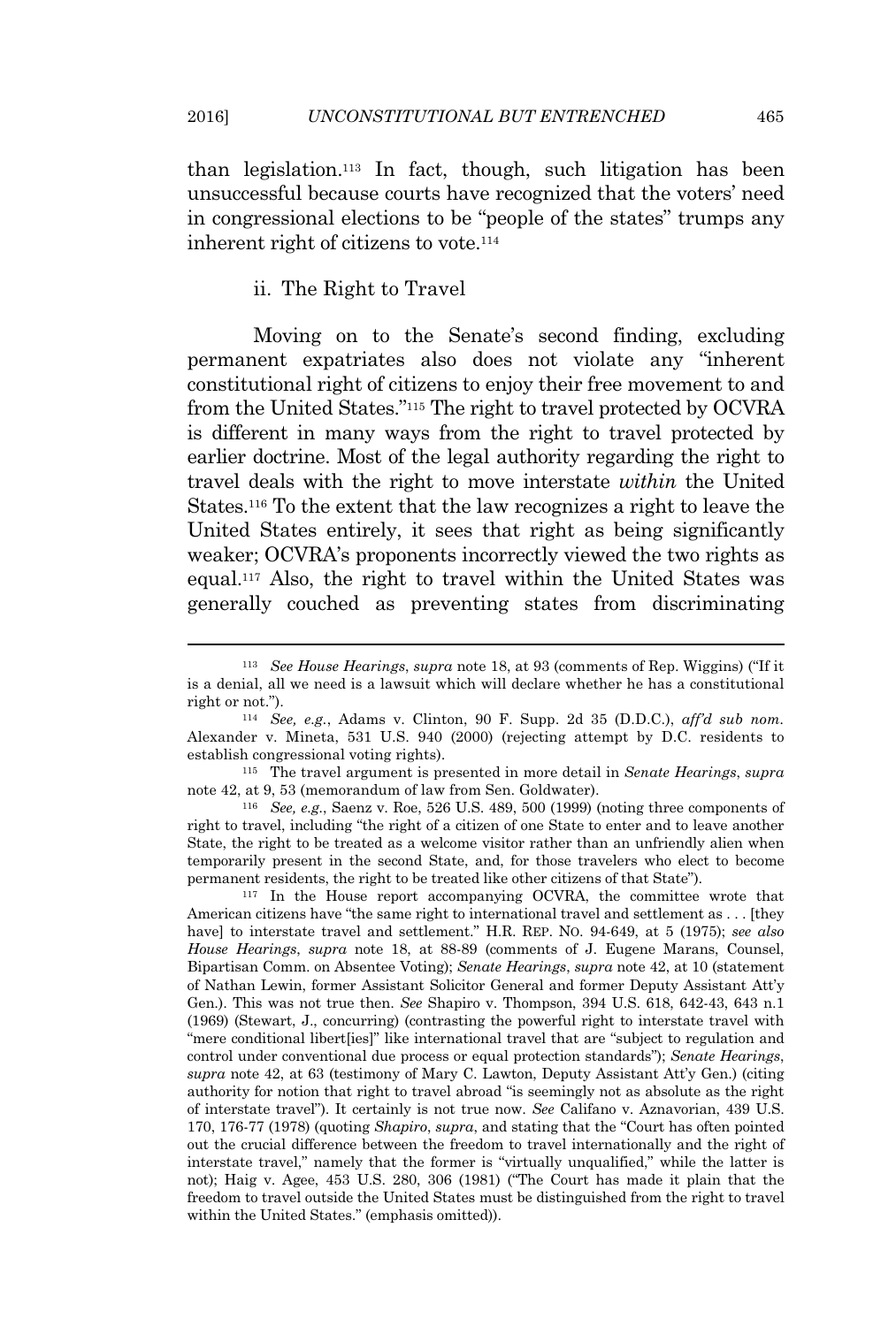than legislation.[113] In fact, though, such litigation has been unsuccessful because courts have recognized that the voters' need in congressional elections to be "people of the states" trumps any inherent right of citizens to vote.[114]

### ii. The Right to Travel

Moving on to the Senate's second finding, excluding permanent expatriates also does not violate any "inherent constitutional right of citizens to enjoy their free movement to and from the United States."[115] The right to travel protected by OCVRA is different in many ways from the right to travel protected by earlier doctrine. Most of the legal authority regarding the right to travel deals with the right to move interstate *within* the United States.[116] To the extent that the law recognizes a right to leave the United States entirely, it sees that right as being significantly weaker; OCVRA's proponents incorrectly viewed the two rights as equal.[117] Also, the right to travel within the United States was generally couched as preventing states from discriminating

---

[113] *See House Hearings*, *supra* note 18, at 93 (comments of Rep. Wiggins) ("If it is a denial, all we need is a lawsuit which will declare whether he has a constitutional right or not.").

[114] *See, e.g.*, Adams v. Clinton, 90 F. Supp. 2d 35 (D.D.C.), *aff'd sub nom.* Alexander v. Mineta, 531 U.S. 940 (2000) (rejecting attempt by D.C. residents to establish congressional voting rights).

[115] The travel argument is presented in more detail in *Senate Hearings*, *supra* note 42, at 9, 53 (memorandum of law from Sen. Goldwater).

[116] *See, e.g.*, Saenz v. Roe, 526 U.S. 489, 500 (1999) (noting three components of right to travel, including "the right of a citizen of one State to enter and to leave another State, the right to be treated as a welcome visitor rather than an unfriendly alien when temporarily present in the second State, and, for those travelers who elect to become permanent residents, the right to be treated like other citizens of that State").

[117] In the House report accompanying OCVRA, the committee wrote that American citizens have "the same right to international travel and settlement as . . . [they have] to interstate travel and settlement." H.R. REP. NO. 94-649, at 5 (1975); *see also House Hearings*, *supra* note 18, at 88-89 (comments of J. Eugene Marans, Counsel, Bipartisan Comm. on Absentee Voting); *Senate Hearings*, *supra* note 42, at 10 (statement of Nathan Lewin, former Assistant Solicitor General and former Deputy Assistant Att'y Gen.). This was not true then. *See* Shapiro v. Thompson, 394 U.S. 618, 642-43, 643 n.1 (1969) (Stewart, J., concurring) (contrasting the powerful right to interstate travel with "mere conditional libert[ies]" like international travel that are "subject to regulation and control under conventional due process or equal protection standards"); *Senate Hearings*, *supra* note 42, at 63 (testimony of Mary C. Lawton, Deputy Assistant Att'y Gen.) (citing authority for notion that right to travel abroad "is seemingly not as absolute as the right of interstate travel"). It certainly is not true now. *See* Califano v. Aznavorian, 439 U.S. 170, 176-77 (1978) (quoting *Shapiro*, *supra*, and stating that the "Court has often pointed out the crucial difference between the freedom to travel internationally and the right of interstate travel," namely that the former is "virtually unqualified," while the latter is not); Haig v. Agee, 453 U.S. 280, 306 (1981) ("The Court has made it plain that the freedom to travel outside the United States must be distinguished from the right to travel within the United States." (emphasis omitted)).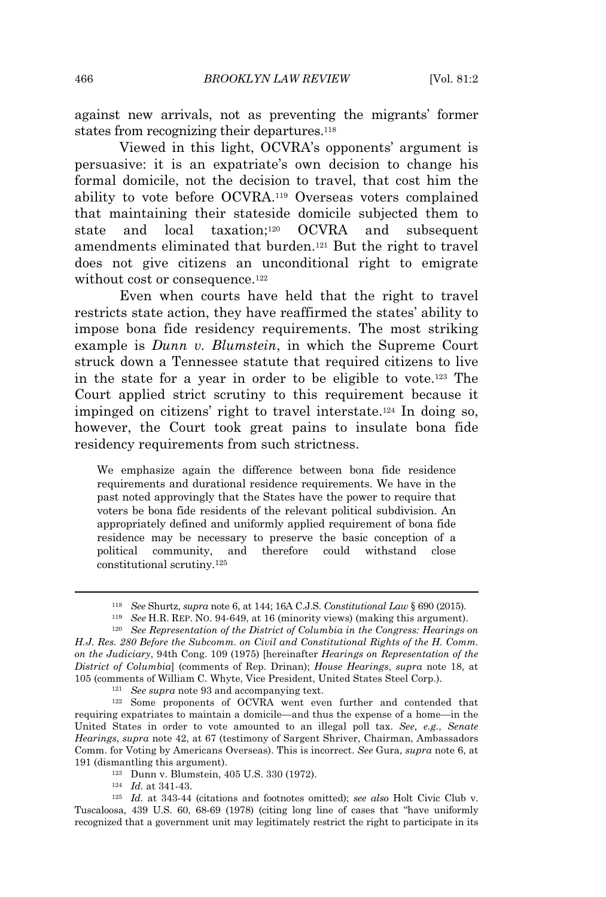against new arrivals, not as preventing the migrants' former states from recognizing their departures.[118]

Viewed in this light, OCVRA's opponents' argument is persuasive: it is an expatriate's own decision to change his formal domicile, not the decision to travel, that cost him the ability to vote before OCVRA.[119] Overseas voters complained that maintaining their stateside domicile subjected them to state and local taxation;[120] OCVRA and subsequent amendments eliminated that burden.[121] But the right to travel does not give citizens an unconditional right to emigrate without cost or consequence.[122]

Even when courts have held that the right to travel restricts state action, they have reaffirmed the states' ability to impose bona fide residency requirements. The most striking example is *Dunn v. Blumstein*, in which the Supreme Court struck down a Tennessee statute that required citizens to live in the state for a year in order to be eligible to vote.[123] The Court applied strict scrutiny to this requirement because it impinged on citizens' right to travel interstate.[124] In doing so, however, the Court took great pains to insulate bona fide residency requirements from such strictness.

> We emphasize again the difference between bona fide residence requirements and durational residence requirements. We have in the past noted approvingly that the States have the power to require that voters be bona fide residents of the relevant political subdivision. An appropriately defined and uniformly applied requirement of bona fide residence may be necessary to preserve the basic conception of a political community, and therefore could withstand close constitutional scrutiny.[125]

---

[118] *See* Shurtz, *supra* note 6, at 144; 16A C.J.S. *Constitutional Law* § 690 (2015).

[119] *See* H.R. REP. NO. 94-649, at 16 (minority views) (making this argument).

[120] *See Representation of the District of Columbia in the Congress: Hearings on H.J. Res. 280 Before the Subcomm. on Civil and Constitutional Rights of the H. Comm. on the Judiciary*, 94th Cong. 109 (1975) [hereinafter *Hearings on Representation of the District of Columbia*] (comments of Rep. Drinan); *House Hearings*, *supra* note 18, at 105 (comments of William C. Whyte, Vice President, United States Steel Corp.).

[121] *See supra* note 93 and accompanying text.

[122] Some proponents of OCVRA went even further and contended that requiring expatriates to maintain a domicile—and thus the expense of a home—in the United States in order to vote amounted to an illegal poll tax. *See, e.g.*, *Senate Hearings*, *supra* note 42, at 67 (testimony of Sargent Shriver, Chairman, Ambassadors Comm. for Voting by Americans Overseas). This is incorrect. *See* Gura, *supra* note 6, at 191 (dismantling this argument).

[123] Dunn v. Blumstein, 405 U.S. 330 (1972).

[124] *Id.* at 341-43.

[125] *Id.* at 343-44 (citations and footnotes omitted); *see also* Holt Civic Club v. Tuscaloosa, 439 U.S. 60, 68-69 (1978) (citing long line of cases that "have uniformly recognized that a government unit may legitimately restrict the right to participate in its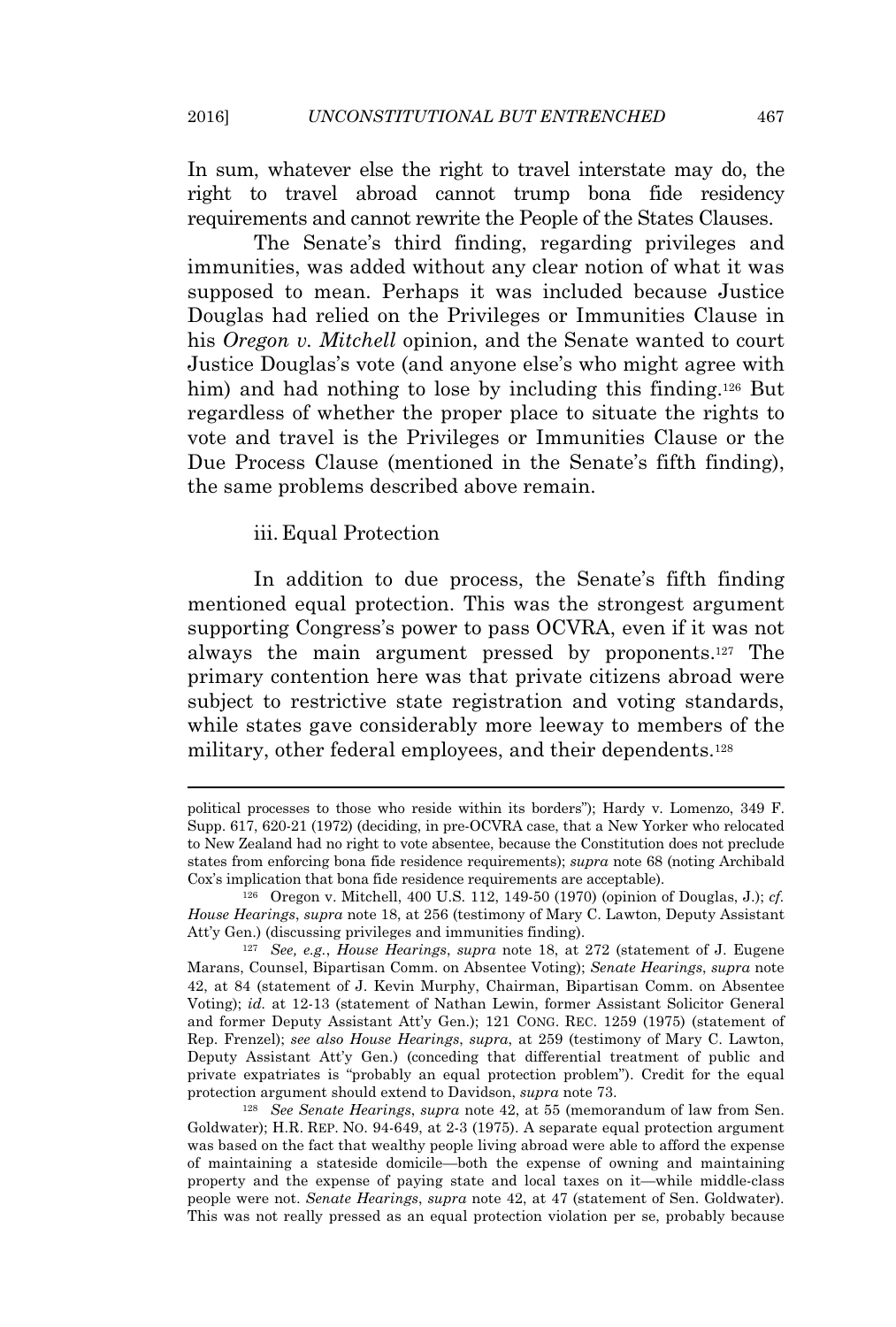In sum, whatever else the right to travel interstate may do, the right to travel abroad cannot trump bona fide residency requirements and cannot rewrite the People of the States Clauses.

The Senate's third finding, regarding privileges and immunities, was added without any clear notion of what it was supposed to mean. Perhaps it was included because Justice Douglas had relied on the Privileges or Immunities Clause in his *Oregon v. Mitchell* opinion, and the Senate wanted to court Justice Douglas's vote (and anyone else's who might agree with him) and had nothing to lose by including this finding.[126] But regardless of whether the proper place to situate the rights to vote and travel is the Privileges or Immunities Clause or the Due Process Clause (mentioned in the Senate's fifth finding), the same problems described above remain.

iii. Equal Protection

In addition to due process, the Senate's fifth finding mentioned equal protection. This was the strongest argument supporting Congress's power to pass OCVRA, even if it was not always the main argument pressed by proponents.[127] The primary contention here was that private citizens abroad were subject to restrictive state registration and voting standards, while states gave considerably more leeway to members of the military, other federal employees, and their dependents.[128]

---

political processes to those who reside within its borders"); Hardy v. Lomenzo, 349 F. Supp. 617, 620-21 (1972) (deciding, in pre-OCVRA case, that a New Yorker who relocated to New Zealand had no right to vote absentee, because the Constitution does not preclude states from enforcing bona fide residence requirements); *supra* note 68 (noting Archibald Cox's implication that bona fide residence requirements are acceptable).

[126] Oregon v. Mitchell, 400 U.S. 112, 149-50 (1970) (opinion of Douglas, J.); *cf. House Hearings*, *supra* note 18, at 256 (testimony of Mary C. Lawton, Deputy Assistant Att'y Gen.) (discussing privileges and immunities finding).

[127] *See, e.g.*, *House Hearings*, *supra* note 18, at 272 (statement of J. Eugene Marans, Counsel, Bipartisan Comm. on Absentee Voting); *Senate Hearings*, *supra* note 42, at 84 (statement of J. Kevin Murphy, Chairman, Bipartisan Comm. on Absentee Voting); *id.* at 12-13 (statement of Nathan Lewin, former Assistant Solicitor General and former Deputy Assistant Att'y Gen.); 121 CONG. REC. 1259 (1975) (statement of Rep. Frenzel); *see also House Hearings*, *supra*, at 259 (testimony of Mary C. Lawton, Deputy Assistant Att'y Gen.) (conceding that differential treatment of public and private expatriates is "probably an equal protection problem"). Credit for the equal protection argument should extend to Davidson, *supra* note 73.

[128] *See Senate Hearings*, *supra* note 42, at 55 (memorandum of law from Sen. Goldwater); H.R. REP. NO. 94-649, at 2-3 (1975). A separate equal protection argument was based on the fact that wealthy people living abroad were able to afford the expense of maintaining a stateside domicile—both the expense of owning and maintaining property and the expense of paying state and local taxes on it—while middle-class people were not. *Senate Hearings*, *supra* note 42, at 47 (statement of Sen. Goldwater). This was not really pressed as an equal protection violation per se, probably because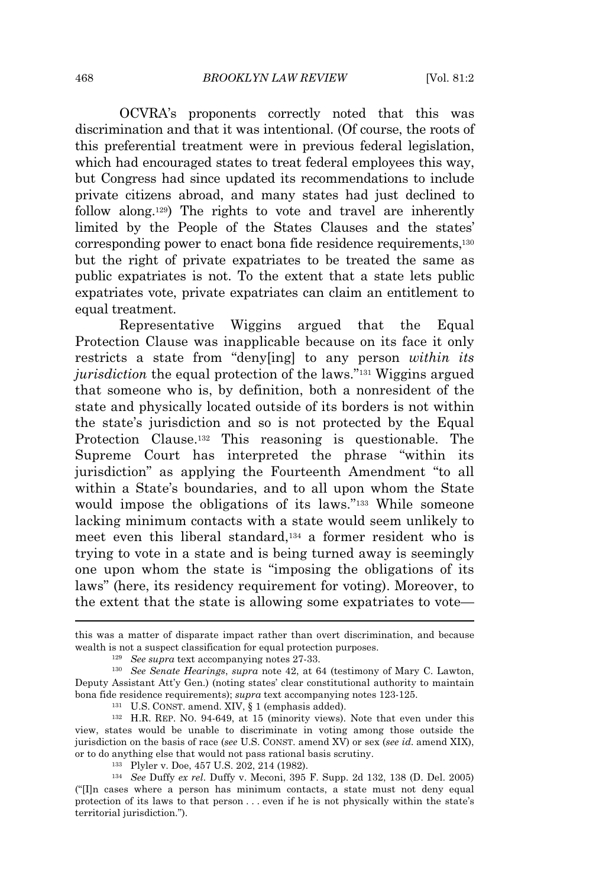OCVRA's proponents correctly noted that this was discrimination and that it was intentional. (Of course, the roots of this preferential treatment were in previous federal legislation, which had encouraged states to treat federal employees this way, but Congress had since updated its recommendations to include private citizens abroad, and many states had just declined to follow along.[129]) The rights to vote and travel are inherently limited by the People of the States Clauses and the states' corresponding power to enact bona fide residence requirements,[130] but the right of private expatriates to be treated the same as public expatriates is not. To the extent that a state lets public expatriates vote, private expatriates can claim an entitlement to equal treatment.

Representative Wiggins argued that the Equal Protection Clause was inapplicable because on its face it only restricts a state from "deny[ing] to any person *within its jurisdiction* the equal protection of the laws."[131] Wiggins argued that someone who is, by definition, both a nonresident of the state and physically located outside of its borders is not within the state's jurisdiction and so is not protected by the Equal Protection Clause.[132] This reasoning is questionable. The Supreme Court has interpreted the phrase "within its jurisdiction" as applying the Fourteenth Amendment "to all within a State's boundaries, and to all upon whom the State would impose the obligations of its laws."[133] While someone lacking minimum contacts with a state would seem unlikely to meet even this liberal standard,[134] a former resident who is trying to vote in a state and is being turned away is seemingly one upon whom the state is "imposing the obligations of its laws" (here, its residency requirement for voting). Moreover, to the extent that the state is allowing some expatriates to vote—

---

this was a matter of disparate impact rather than overt discrimination, and because wealth is not a suspect classification for equal protection purposes.

[129] *See supra* text accompanying notes 27-33.

[130] *See Senate Hearings*, *supra* note 42, at 64 (testimony of Mary C. Lawton, Deputy Assistant Att'y Gen.) (noting states' clear constitutional authority to maintain bona fide residence requirements); *supra* text accompanying notes 123-125.

[131] U.S. CONST. amend. XIV, § 1 (emphasis added).

[132] H.R. REP. NO. 94-649, at 15 (minority views). Note that even under this view, states would be unable to discriminate in voting among those outside the jurisdiction on the basis of race (*see* U.S. CONST. amend XV) or sex (*see id.* amend XIX), or to do anything else that would not pass rational basis scrutiny.

[133] Plyler v. Doe, 457 U.S. 202, 214 (1982).

[134] *See* Duffy *ex rel.* Duffy v. Meconi, 395 F. Supp. 2d 132, 138 (D. Del. 2005) ("[I]n cases where a person has minimum contacts, a state must not deny equal protection of its laws to that person . . . even if he is not physically within the state's territorial jurisdiction.").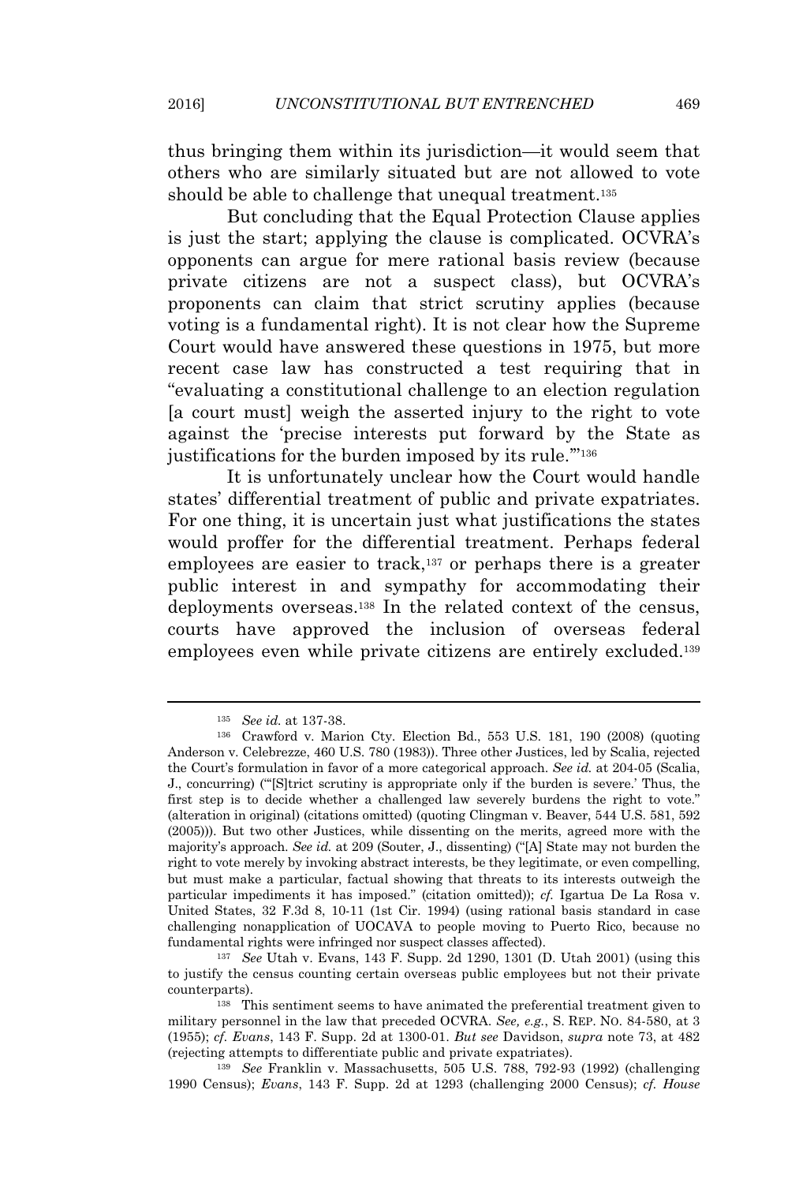thus bringing them within its jurisdiction—it would seem that others who are similarly situated but are not allowed to vote should be able to challenge that unequal treatment.[135]

But concluding that the Equal Protection Clause applies is just the start; applying the clause is complicated. OCVRA's opponents can argue for mere rational basis review (because private citizens are not a suspect class), but OCVRA's proponents can claim that strict scrutiny applies (because voting is a fundamental right). It is not clear how the Supreme Court would have answered these questions in 1975, but more recent case law has constructed a test requiring that in "evaluating a constitutional challenge to an election regulation [a court must] weigh the asserted injury to the right to vote against the 'precise interests put forward by the State as justifications for the burden imposed by its rule.'"[136]

It is unfortunately unclear how the Court would handle states' differential treatment of public and private expatriates. For one thing, it is uncertain just what justifications the states would proffer for the differential treatment. Perhaps federal employees are easier to track,[137] or perhaps there is a greater public interest in and sympathy for accommodating their deployments overseas.[138] In the related context of the census, courts have approved the inclusion of overseas federal employees even while private citizens are entirely excluded.[139]

---

[135] *See id.* at 137-38.

[136] Crawford v. Marion Cty. Election Bd., 553 U.S. 181, 190 (2008) (quoting Anderson v. Celebrezze, 460 U.S. 780 (1983)). Three other Justices, led by Scalia, rejected the Court's formulation in favor of a more categorical approach. *See id.* at 204-05 (Scalia, J., concurring) ("'[S]trict scrutiny is appropriate only if the burden is severe.' Thus, the first step is to decide whether a challenged law severely burdens the right to vote." (alteration in original) (citations omitted) (quoting Clingman v. Beaver, 544 U.S. 581, 592 (2005))). But two other Justices, while dissenting on the merits, agreed more with the majority's approach. *See id.* at 209 (Souter, J., dissenting) ("[A] State may not burden the right to vote merely by invoking abstract interests, be they legitimate, or even compelling, but must make a particular, factual showing that threats to its interests outweigh the particular impediments it has imposed." (citation omitted)); *cf.* Igartua De La Rosa v. United States, 32 F.3d 8, 10-11 (1st Cir. 1994) (using rational basis standard in case challenging nonapplication of UOCAVA to people moving to Puerto Rico, because no fundamental rights were infringed nor suspect classes affected).

[137] *See* Utah v. Evans, 143 F. Supp. 2d 1290, 1301 (D. Utah 2001) (using this to justify the census counting certain overseas public employees but not their private counterparts).

[138] This sentiment seems to have animated the preferential treatment given to military personnel in the law that preceded OCVRA. *See, e.g.*, S. REP. NO. 84-580, at 3 (1955); *cf. Evans*, 143 F. Supp. 2d at 1300-01. *But see* Davidson, *supra* note 73, at 482 (rejecting attempts to differentiate public and private expatriates).

[139] *See* Franklin v. Massachusetts, 505 U.S. 788, 792-93 (1992) (challenging 1990 Census); *Evans*, 143 F. Supp. 2d at 1293 (challenging 2000 Census); *cf. House*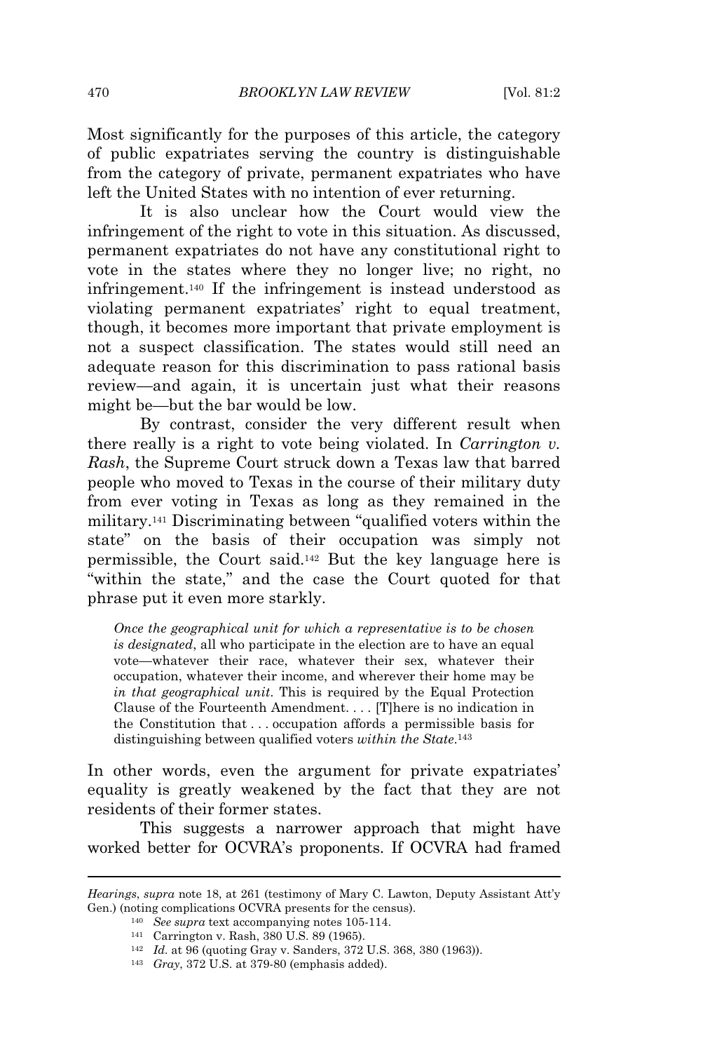Most significantly for the purposes of this article, the category of public expatriates serving the country is distinguishable from the category of private, permanent expatriates who have left the United States with no intention of ever returning.

It is also unclear how the Court would view the infringement of the right to vote in this situation. As discussed, permanent expatriates do not have any constitutional right to vote in the states where they no longer live; no right, no infringement.[140] If the infringement is instead understood as violating permanent expatriates' right to equal treatment, though, it becomes more important that private employment is not a suspect classification. The states would still need an adequate reason for this discrimination to pass rational basis review—and again, it is uncertain just what their reasons might be—but the bar would be low.

By contrast, consider the very different result when there really is a right to vote being violated. In *Carrington v. Rash*, the Supreme Court struck down a Texas law that barred people who moved to Texas in the course of their military duty from ever voting in Texas as long as they remained in the military.[141] Discriminating between "qualified voters within the state" on the basis of their occupation was simply not permissible, the Court said.[142] But the key language here is "within the state," and the case the Court quoted for that phrase put it even more starkly.

> *Once the geographical unit for which a representative is to be chosen is designated*, all who participate in the election are to have an equal vote—whatever their race, whatever their sex, whatever their occupation, whatever their income, and wherever their home may be *in that geographical unit*. This is required by the Equal Protection Clause of the Fourteenth Amendment. . . . [T]here is no indication in the Constitution that . . . occupation affords a permissible basis for distinguishing between qualified voters *within the State*.[143]

In other words, even the argument for private expatriates' equality is greatly weakened by the fact that they are not residents of their former states.

This suggests a narrower approach that might have worked better for OCVRA's proponents. If OCVRA had framed

---

*Hearings*, *supra* note 18, at 261 (testimony of Mary C. Lawton, Deputy Assistant Att'y Gen.) (noting complications OCVRA presents for the census).

[140] *See supra* text accompanying notes 105-114.

[141] Carrington v. Rash, 380 U.S. 89 (1965).

[142] *Id.* at 96 (quoting Gray v. Sanders, 372 U.S. 368, 380 (1963)).

[143] *Gray*, 372 U.S. at 379-80 (emphasis added).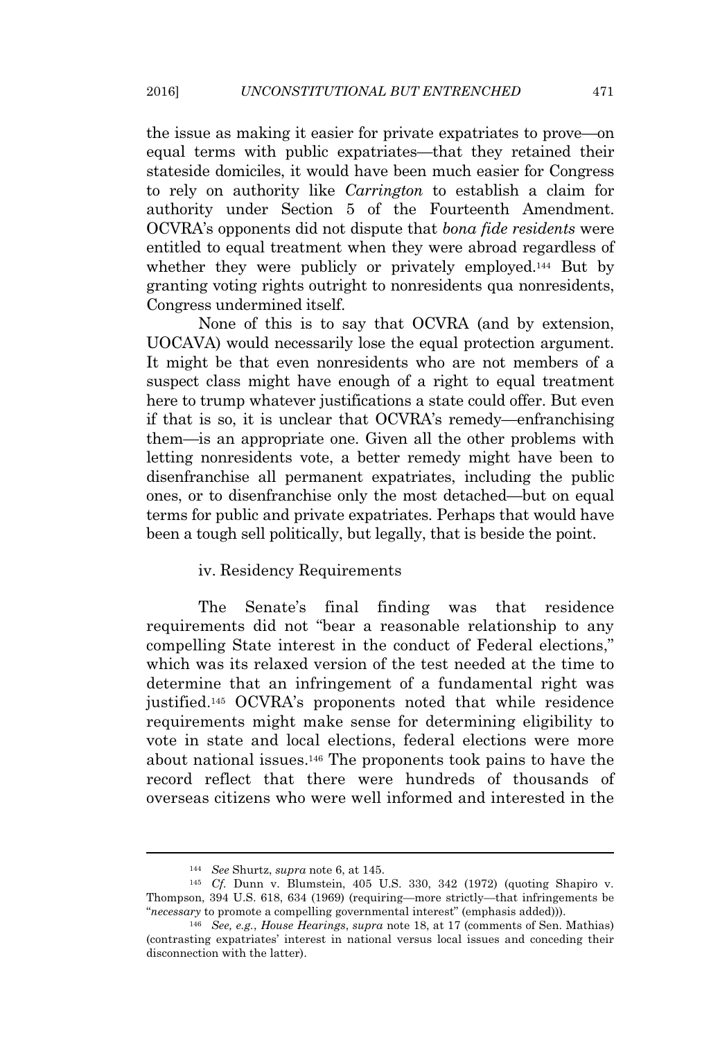the issue as making it easier for private expatriates to prove—on equal terms with public expatriates—that they retained their stateside domiciles, it would have been much easier for Congress to rely on authority like *Carrington* to establish a claim for authority under Section 5 of the Fourteenth Amendment. OCVRA's opponents did not dispute that *bona fide residents* were entitled to equal treatment when they were abroad regardless of whether they were publicly or privately employed.[144] But by granting voting rights outright to nonresidents qua nonresidents, Congress undermined itself.

None of this is to say that OCVRA (and by extension, UOCAVA) would necessarily lose the equal protection argument. It might be that even nonresidents who are not members of a suspect class might have enough of a right to equal treatment here to trump whatever justifications a state could offer. But even if that is so, it is unclear that OCVRA's remedy—enfranchising them—is an appropriate one. Given all the other problems with letting nonresidents vote, a better remedy might have been to disenfranchise all permanent expatriates, including the public ones, or to disenfranchise only the most detached—but on equal terms for public and private expatriates. Perhaps that would have been a tough sell politically, but legally, that is beside the point.

iv. Residency Requirements

The Senate's final finding was that residence requirements did not "bear a reasonable relationship to any compelling State interest in the conduct of Federal elections," which was its relaxed version of the test needed at the time to determine that an infringement of a fundamental right was justified.[145] OCVRA's proponents noted that while residence requirements might make sense for determining eligibility to vote in state and local elections, federal elections were more about national issues.[146] The proponents took pains to have the record reflect that there were hundreds of thousands of overseas citizens who were well informed and interested in the

---

[144] *See* Shurtz, *supra* note 6, at 145.

[145] *Cf.* Dunn v. Blumstein, 405 U.S. 330, 342 (1972) (quoting Shapiro v. Thompson, 394 U.S. 618, 634 (1969) (requiring—more strictly—that infringements be "*necessary* to promote a compelling governmental interest" (emphasis added))).

[146] *See, e.g.*, *House Hearings*, *supra* note 18, at 17 (comments of Sen. Mathias) (contrasting expatriates' interest in national versus local issues and conceding their disconnection with the latter).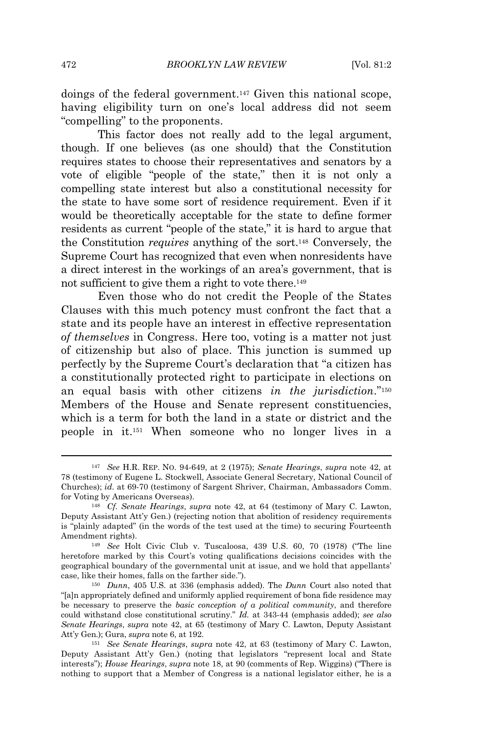doings of the federal government.[147] Given this national scope, having eligibility turn on one's local address did not seem "compelling" to the proponents.

This factor does not really add to the legal argument, though. If one believes (as one should) that the Constitution requires states to choose their representatives and senators by a vote of eligible "people of the state," then it is not only a compelling state interest but also a constitutional necessity for the state to have some sort of residence requirement. Even if it would be theoretically acceptable for the state to define former residents as current "people of the state," it is hard to argue that the Constitution *requires* anything of the sort.[148] Conversely, the Supreme Court has recognized that even when nonresidents have a direct interest in the workings of an area's government, that is not sufficient to give them a right to vote there.[149]

Even those who do not credit the People of the States Clauses with this much potency must confront the fact that a state and its people have an interest in effective representation *of themselves* in Congress. Here too, voting is a matter not just of citizenship but also of place. This junction is summed up perfectly by the Supreme Court's declaration that "a citizen has a constitutionally protected right to participate in elections on an equal basis with other citizens *in the jurisdiction*."[150] Members of the House and Senate represent constituencies, which is a term for both the land in a state or district and the people in it.[151] When someone who no longer lives in a

---

[147] *See* H.R. REP. NO. 94-649, at 2 (1975); *Senate Hearings*, *supra* note 42, at 78 (testimony of Eugene L. Stockwell, Associate General Secretary, National Council of Churches); *id.* at 69-70 (testimony of Sargent Shriver, Chairman, Ambassadors Comm. for Voting by Americans Overseas).

[148] *Cf. Senate Hearings*, *supra* note 42, at 64 (testimony of Mary C. Lawton, Deputy Assistant Att'y Gen.) (rejecting notion that abolition of residency requirements is "plainly adapted" (in the words of the test used at the time) to securing Fourteenth Amendment rights).

[149] *See* Holt Civic Club v. Tuscaloosa, 439 U.S. 60, 70 (1978) ("The line heretofore marked by this Court's voting qualifications decisions coincides with the geographical boundary of the governmental unit at issue, and we hold that appellants' case, like their homes, falls on the farther side.").

[150] *Dunn*, 405 U.S. at 336 (emphasis added). The *Dunn* Court also noted that "[a]n appropriately defined and uniformly applied requirement of bona fide residence may be necessary to preserve the *basic conception of a political community*, and therefore could withstand close constitutional scrutiny." *Id.* at 343-44 (emphasis added); *see also Senate Hearings*, *supra* note 42, at 65 (testimony of Mary C. Lawton, Deputy Assistant Att'y Gen.); Gura, *supra* note 6, at 192.

[151] *See Senate Hearings*, *supra* note 42, at 63 (testimony of Mary C. Lawton, Deputy Assistant Att'y Gen.) (noting that legislators "represent local and State interests"); *House Hearings*, *supra* note 18, at 90 (comments of Rep. Wiggins) ("There is nothing to support that a Member of Congress is a national legislator either, he is a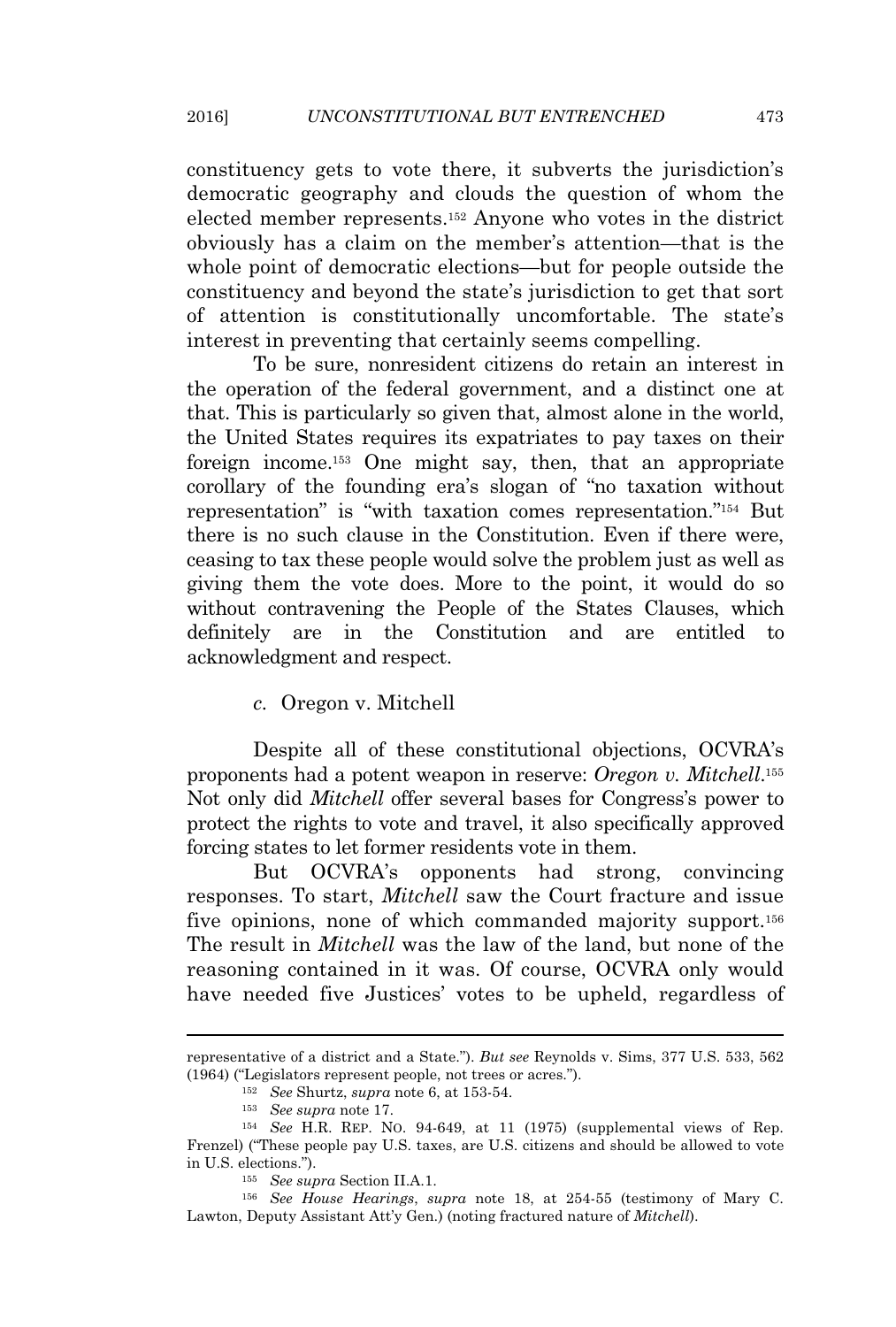constituency gets to vote there, it subverts the jurisdiction's democratic geography and clouds the question of whom the elected member represents.[152] Anyone who votes in the district obviously has a claim on the member's attention—that is the whole point of democratic elections—but for people outside the constituency and beyond the state's jurisdiction to get that sort of attention is constitutionally uncomfortable. The state's interest in preventing that certainly seems compelling.

To be sure, nonresident citizens do retain an interest in the operation of the federal government, and a distinct one at that. This is particularly so given that, almost alone in the world, the United States requires its expatriates to pay taxes on their foreign income.[153] One might say, then, that an appropriate corollary of the founding era's slogan of "no taxation without representation" is "with taxation comes representation."[154] But there is no such clause in the Constitution. Even if there were, ceasing to tax these people would solve the problem just as well as giving them the vote does. More to the point, it would do so without contravening the People of the States Clauses, which definitely are in the Constitution and are entitled to acknowledgment and respect.

*c.* Oregon v. Mitchell

Despite all of these constitutional objections, OCVRA's proponents had a potent weapon in reserve: *Oregon v. Mitchell*.[155] Not only did *Mitchell* offer several bases for Congress's power to protect the rights to vote and travel, it also specifically approved forcing states to let former residents vote in them.

But OCVRA's opponents had strong, convincing responses. To start, *Mitchell* saw the Court fracture and issue five opinions, none of which commanded majority support.[156] The result in *Mitchell* was the law of the land, but none of the reasoning contained in it was. Of course, OCVRA only would have needed five Justices' votes to be upheld, regardless of

---

representative of a district and a State."). *But see* Reynolds v. Sims, 377 U.S. 533, 562 (1964) ("Legislators represent people, not trees or acres.").

[152] *See* Shurtz, *supra* note 6, at 153-54.

[153] *See supra* note 17.

[154] *See* H.R. REP. NO. 94-649, at 11 (1975) (supplemental views of Rep. Frenzel) ("These people pay U.S. taxes, are U.S. citizens and should be allowed to vote in U.S. elections.").

[155] *See supra* Section II.A.1.

[156] *See House Hearings*, *supra* note 18, at 254-55 (testimony of Mary C. Lawton, Deputy Assistant Att'y Gen.) (noting fractured nature of *Mitchell*).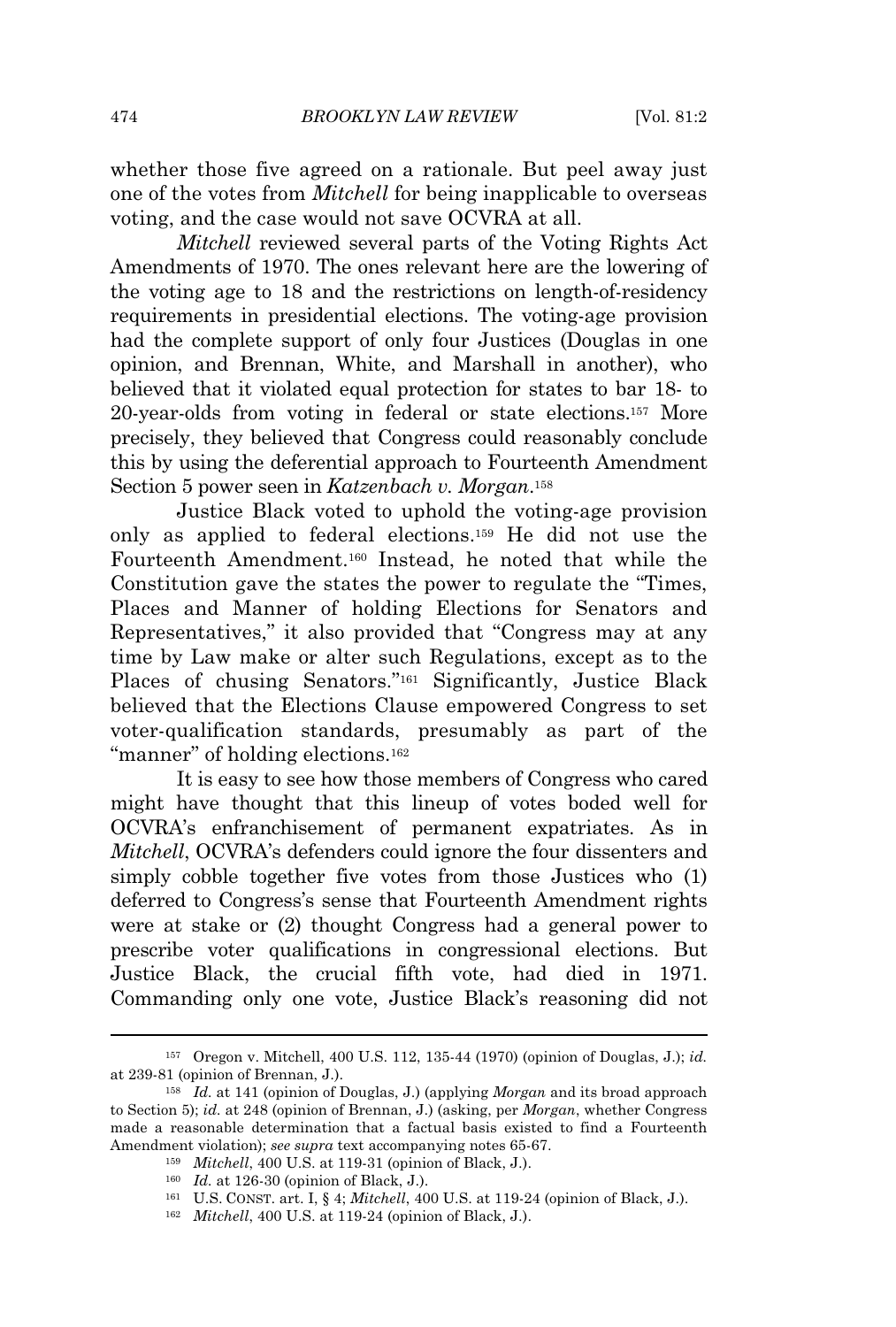whether those five agreed on a rationale. But peel away just one of the votes from *Mitchell* for being inapplicable to overseas voting, and the case would not save OCVRA at all.

*Mitchell* reviewed several parts of the Voting Rights Act Amendments of 1970. The ones relevant here are the lowering of the voting age to 18 and the restrictions on length-of-residency requirements in presidential elections. The voting-age provision had the complete support of only four Justices (Douglas in one opinion, and Brennan, White, and Marshall in another), who believed that it violated equal protection for states to bar 18- to 20-year-olds from voting in federal or state elections.[157] More precisely, they believed that Congress could reasonably conclude this by using the deferential approach to Fourteenth Amendment Section 5 power seen in *Katzenbach v. Morgan*.[158]

Justice Black voted to uphold the voting-age provision only as applied to federal elections.[159] He did not use the Fourteenth Amendment.[160] Instead, he noted that while the Constitution gave the states the power to regulate the "Times, Places and Manner of holding Elections for Senators and Representatives," it also provided that "Congress may at any time by Law make or alter such Regulations, except as to the Places of chusing Senators."[161] Significantly, Justice Black believed that the Elections Clause empowered Congress to set voter-qualification standards, presumably as part of the "manner" of holding elections.[162]

It is easy to see how those members of Congress who cared might have thought that this lineup of votes boded well for OCVRA's enfranchisement of permanent expatriates. As in *Mitchell*, OCVRA's defenders could ignore the four dissenters and simply cobble together five votes from those Justices who (1) deferred to Congress's sense that Fourteenth Amendment rights were at stake or (2) thought Congress had a general power to prescribe voter qualifications in congressional elections. But Justice Black, the crucial fifth vote, had died in 1971. Commanding only one vote, Justice Black's reasoning did not

---

[157] Oregon v. Mitchell, 400 U.S. 112, 135-44 (1970) (opinion of Douglas, J.); *id.* at 239-81 (opinion of Brennan, J.).

[158] *Id.* at 141 (opinion of Douglas, J.) (applying *Morgan* and its broad approach to Section 5); *id.* at 248 (opinion of Brennan, J.) (asking, per *Morgan*, whether Congress made a reasonable determination that a factual basis existed to find a Fourteenth Amendment violation); *see supra* text accompanying notes 65-67.

[159] *Mitchell*, 400 U.S. at 119-31 (opinion of Black, J.).

[160] *Id.* at 126-30 (opinion of Black, J.).

[161] U.S. CONST. art. I, § 4; *Mitchell*, 400 U.S. at 119-24 (opinion of Black, J.).

[162] *Mitchell*, 400 U.S. at 119-24 (opinion of Black, J.).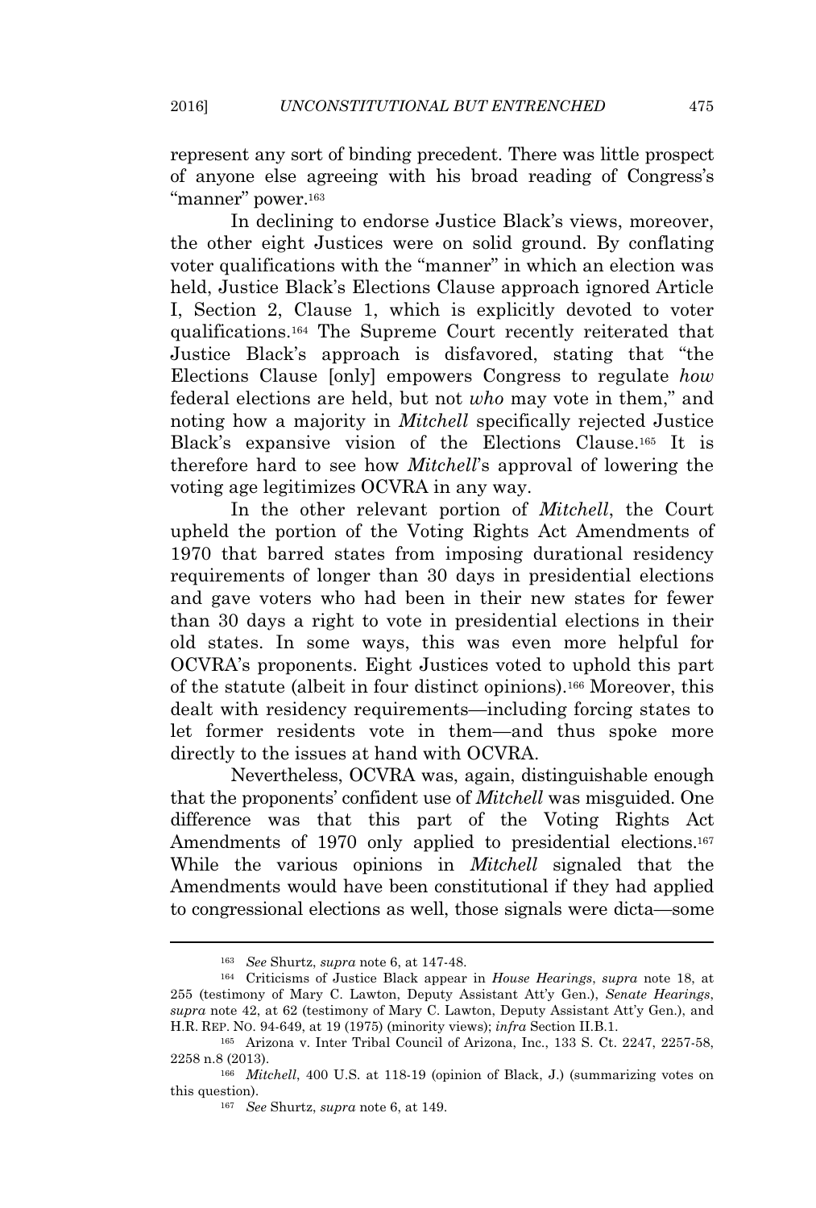represent any sort of binding precedent. There was little prospect of anyone else agreeing with his broad reading of Congress's "manner" power.[163]

In declining to endorse Justice Black's views, moreover, the other eight Justices were on solid ground. By conflating voter qualifications with the "manner" in which an election was held, Justice Black's Elections Clause approach ignored Article I, Section 2, Clause 1, which is explicitly devoted to voter qualifications.[164] The Supreme Court recently reiterated that Justice Black's approach is disfavored, stating that "the Elections Clause [only] empowers Congress to regulate *how* federal elections are held, but not *who* may vote in them," and noting how a majority in *Mitchell* specifically rejected Justice Black's expansive vision of the Elections Clause.[165] It is therefore hard to see how *Mitchell*'s approval of lowering the voting age legitimizes OCVRA in any way.

In the other relevant portion of *Mitchell*, the Court upheld the portion of the Voting Rights Act Amendments of 1970 that barred states from imposing durational residency requirements of longer than 30 days in presidential elections and gave voters who had been in their new states for fewer than 30 days a right to vote in presidential elections in their old states. In some ways, this was even more helpful for OCVRA's proponents. Eight Justices voted to uphold this part of the statute (albeit in four distinct opinions).[166] Moreover, this dealt with residency requirements—including forcing states to let former residents vote in them—and thus spoke more directly to the issues at hand with OCVRA.

Nevertheless, OCVRA was, again, distinguishable enough that the proponents' confident use of *Mitchell* was misguided. One difference was that this part of the Voting Rights Act Amendments of 1970 only applied to presidential elections.[167] While the various opinions in *Mitchell* signaled that the Amendments would have been constitutional if they had applied to congressional elections as well, those signals were dicta—some

---

[163] *See* Shurtz, *supra* note 6, at 147-48.

[164] Criticisms of Justice Black appear in *House Hearings*, *supra* note 18, at 255 (testimony of Mary C. Lawton, Deputy Assistant Att'y Gen.), *Senate Hearings*, *supra* note 42, at 62 (testimony of Mary C. Lawton, Deputy Assistant Att'y Gen.), and H.R. REP. NO. 94-649, at 19 (1975) (minority views); *infra* Section II.B.1.

[165] Arizona v. Inter Tribal Council of Arizona, Inc., 133 S. Ct. 2247, 2257-58, 2258 n.8 (2013).

[166] *Mitchell*, 400 U.S. at 118-19 (opinion of Black, J.) (summarizing votes on this question).

[167] *See* Shurtz, *supra* note 6, at 149.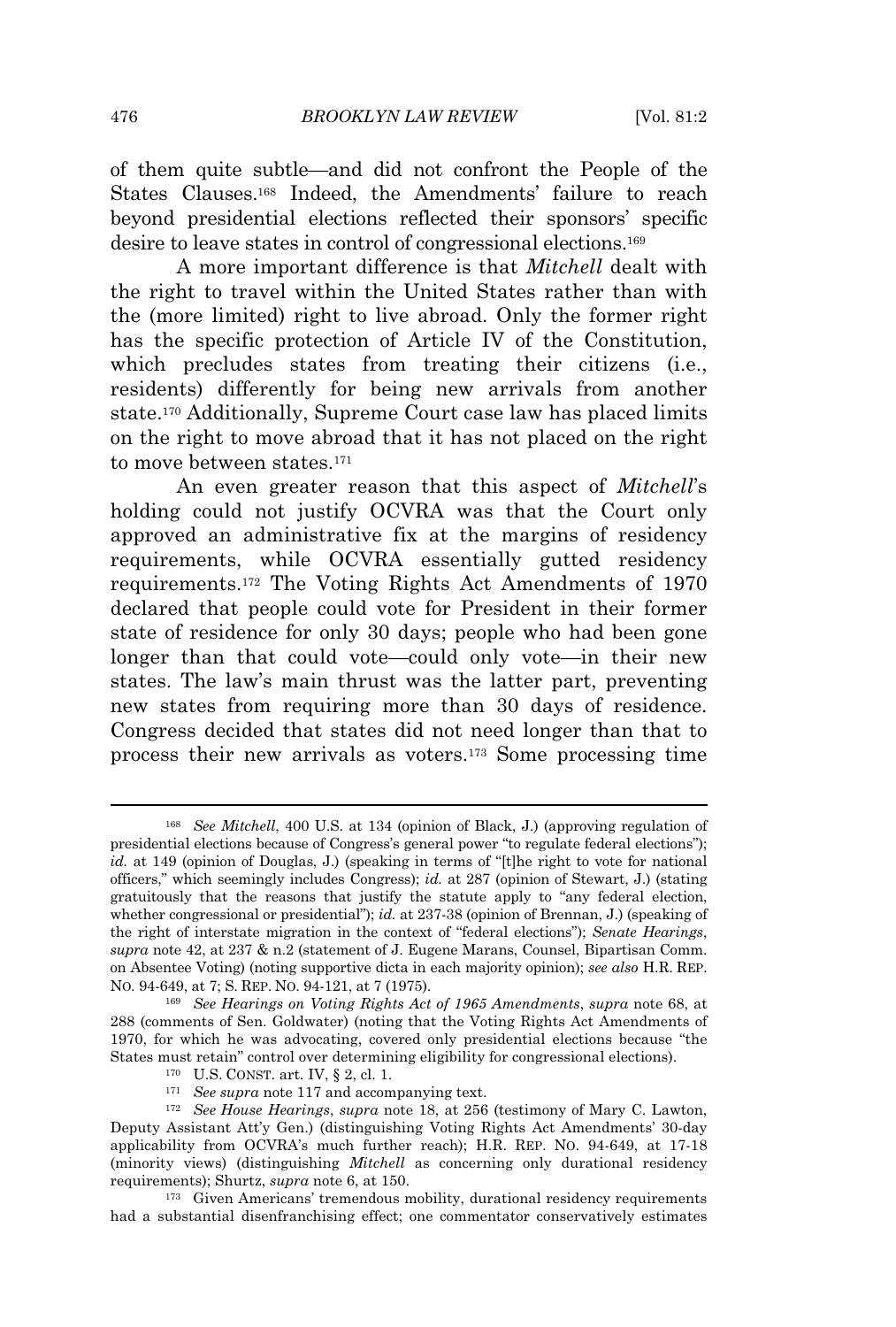of them quite subtle—and did not confront the People of the States Clauses.[168] Indeed, the Amendments' failure to reach beyond presidential elections reflected their sponsors' specific desire to leave states in control of congressional elections.[169]

A more important difference is that *Mitchell* dealt with the right to travel within the United States rather than with the (more limited) right to live abroad. Only the former right has the specific protection of Article IV of the Constitution, which precludes states from treating their citizens (i.e., residents) differently for being new arrivals from another state.[170] Additionally, Supreme Court case law has placed limits on the right to move abroad that it has not placed on the right to move between states.[171]

An even greater reason that this aspect of *Mitchell*'s holding could not justify OCVRA was that the Court only approved an administrative fix at the margins of residency requirements, while OCVRA essentially gutted residency requirements.[172] The Voting Rights Act Amendments of 1970 declared that people could vote for President in their former state of residence for only 30 days; people who had been gone longer than that could vote—could only vote—in their new states. The law's main thrust was the latter part, preventing new states from requiring more than 30 days of residence. Congress decided that states did not need longer than that to process their new arrivals as voters.[173] Some processing time

---

[168] *See Mitchell*, 400 U.S. at 134 (opinion of Black, J.) (approving regulation of presidential elections because of Congress's general power "to regulate federal elections"); *id.* at 149 (opinion of Douglas, J.) (speaking in terms of "[t]he right to vote for national officers," which seemingly includes Congress); *id.* at 287 (opinion of Stewart, J.) (stating gratuitously that the reasons that justify the statute apply to "any federal election, whether congressional or presidential"); *id.* at 237-38 (opinion of Brennan, J.) (speaking of the right of interstate migration in the context of "federal elections"); *Senate Hearings*, *supra* note 42, at 237 & n.2 (statement of J. Eugene Marans, Counsel, Bipartisan Comm. on Absentee Voting) (noting supportive dicta in each majority opinion); *see also* H.R. REP. NO. 94-649, at 7; S. REP. NO. 94-121, at 7 (1975).

[169] *See Hearings on Voting Rights Act of 1965 Amendments*, *supra* note 68, at 288 (comments of Sen. Goldwater) (noting that the Voting Rights Act Amendments of 1970, for which he was advocating, covered only presidential elections because "the States must retain" control over determining eligibility for congressional elections).

[170] U.S. CONST. art. IV, § 2, cl. 1.

[171] *See supra* note 117 and accompanying text.

[172] *See House Hearings*, *supra* note 18, at 256 (testimony of Mary C. Lawton, Deputy Assistant Att'y Gen.) (distinguishing Voting Rights Act Amendments' 30-day applicability from OCVRA's much further reach); H.R. REP. NO. 94-649, at 17-18 (minority views) (distinguishing *Mitchell* as concerning only durational residency requirements); Shurtz, *supra* note 6, at 150.

[173] Given Americans' tremendous mobility, durational residency requirements had a substantial disenfranchising effect; one commentator conservatively estimates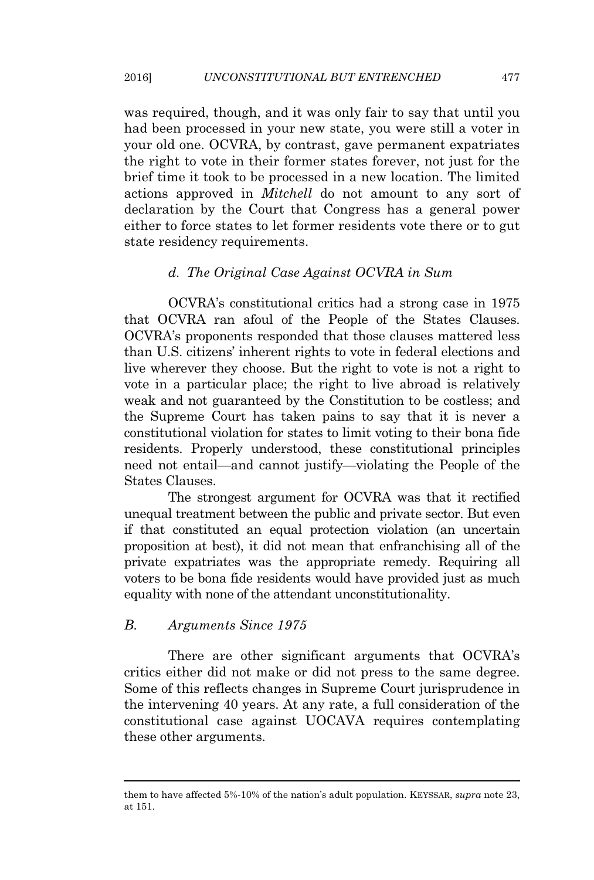was required, though, and it was only fair to say that until you had been processed in your new state, you were still a voter in your old one. OCVRA, by contrast, gave permanent expatriates the right to vote in their former states forever, not just for the brief time it took to be processed in a new location. The limited actions approved in *Mitchell* do not amount to any sort of declaration by the Court that Congress has a general power either to force states to let former residents vote there or to gut state residency requirements.

#### *d. The Original Case Against OCVRA in Sum*

OCVRA's constitutional critics had a strong case in 1975 that OCVRA ran afoul of the People of the States Clauses. OCVRA's proponents responded that those clauses mattered less than U.S. citizens' inherent rights to vote in federal elections and live wherever they choose. But the right to vote is not a right to vote in a particular place; the right to live abroad is relatively weak and not guaranteed by the Constitution to be costless; and the Supreme Court has taken pains to say that it is never a constitutional violation for states to limit voting to their bona fide residents. Properly understood, these constitutional principles need not entail—and cannot justify—violating the People of the States Clauses.

The strongest argument for OCVRA was that it rectified unequal treatment between the public and private sector. But even if that constituted an equal protection violation (an uncertain proposition at best), it did not mean that enfranchising all of the private expatriates was the appropriate remedy. Requiring all voters to be bona fide residents would have provided just as much equality with none of the attendant unconstitutionality.

### *B. Arguments Since 1975*

There are other significant arguments that OCVRA's critics either did not make or did not press to the same degree. Some of this reflects changes in Supreme Court jurisprudence in the intervening 40 years. At any rate, a full consideration of the constitutional case against UOCAVA requires contemplating these other arguments.

---

them to have affected 5%-10% of the nation's adult population. KEYSSAR, *supra* note 23, at 151.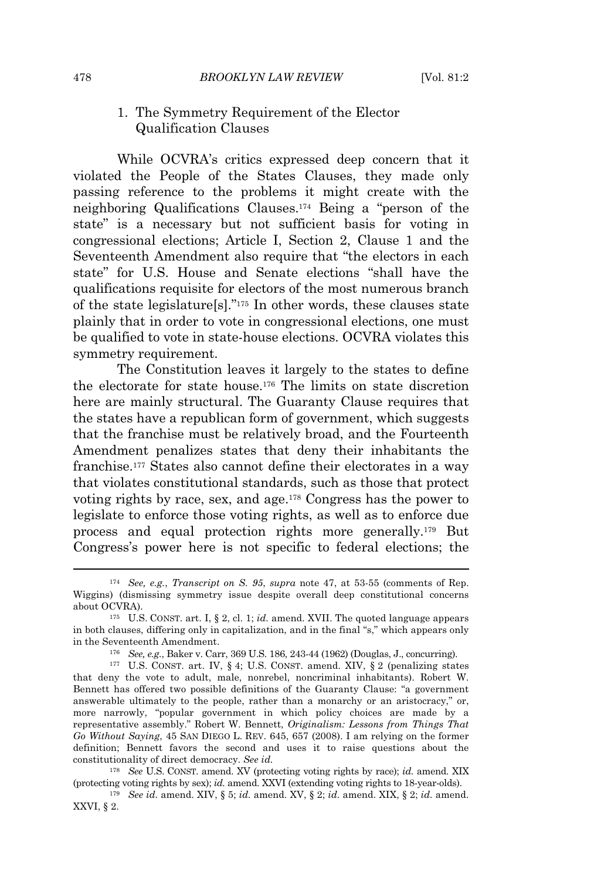### 1. The Symmetry Requirement of the Elector Qualification Clauses

While OCVRA's critics expressed deep concern that it violated the People of the States Clauses, they made only passing reference to the problems it might create with the neighboring Qualifications Clauses.[174] Being a "person of the state" is a necessary but not sufficient basis for voting in congressional elections; Article I, Section 2, Clause 1 and the Seventeenth Amendment also require that "the electors in each state" for U.S. House and Senate elections "shall have the qualifications requisite for electors of the most numerous branch of the state legislature[s]."[175] In other words, these clauses state plainly that in order to vote in congressional elections, one must be qualified to vote in state-house elections. OCVRA violates this symmetry requirement.

The Constitution leaves it largely to the states to define the electorate for state house.[176] The limits on state discretion here are mainly structural. The Guaranty Clause requires that the states have a republican form of government, which suggests that the franchise must be relatively broad, and the Fourteenth Amendment penalizes states that deny their inhabitants the franchise.[177] States also cannot define their electorates in a way that violates constitutional standards, such as those that protect voting rights by race, sex, and age.[178] Congress has the power to legislate to enforce those voting rights, as well as to enforce due process and equal protection rights more generally.[179] But Congress's power here is not specific to federal elections; the

---

[174] *See, e.g.*, *Transcript on S. 95*, *supra* note 47, at 53-55 (comments of Rep. Wiggins) (dismissing symmetry issue despite overall deep constitutional concerns about OCVRA).

[175] U.S. CONST. art. I, § 2, cl. 1; *id.* amend. XVII. The quoted language appears in both clauses, differing only in capitalization, and in the final "s," which appears only in the Seventeenth Amendment.

[176] *See, e.g.*, Baker v. Carr, 369 U.S. 186, 243-44 (1962) (Douglas, J., concurring).

[177] U.S. CONST. art. IV, § 4; U.S. CONST. amend. XIV, § 2 (penalizing states that deny the vote to adult, male, nonrebel, noncriminal inhabitants). Robert W. Bennett has offered two possible definitions of the Guaranty Clause: "a government answerable ultimately to the people, rather than a monarchy or an aristocracy," or, more narrowly, "popular government in which policy choices are made by a representative assembly." Robert W. Bennett, *Originalism: Lessons from Things That Go Without Saying*, 45 SAN DIEGO L. REV. 645, 657 (2008). I am relying on the former definition; Bennett favors the second and uses it to raise questions about the constitutionality of direct democracy. *See id.*

[178] *See* U.S. CONST. amend. XV (protecting voting rights by race); *id.* amend. XIX (protecting voting rights by sex); *id.* amend. XXVI (extending voting rights to 18-year-olds).

[179] *See id.* amend. XIV, § 5; *id.* amend. XV, § 2; *id.* amend. XIX, § 2; *id.* amend. XXVI, § 2.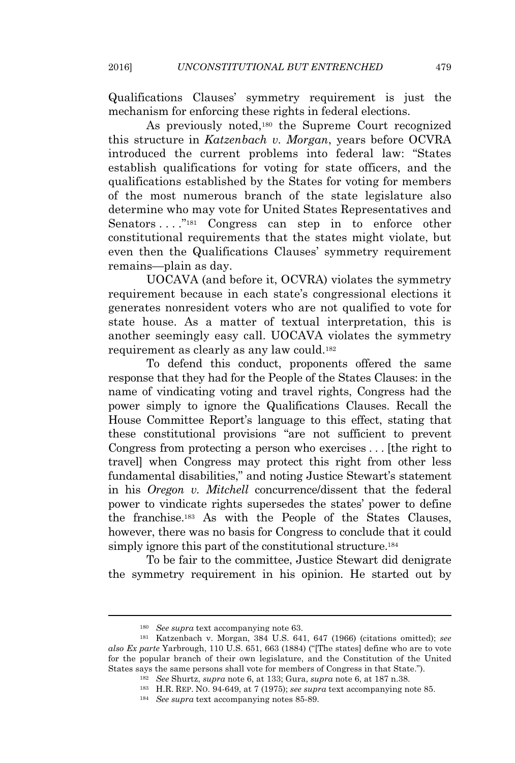Qualifications Clauses' symmetry requirement is just the mechanism for enforcing these rights in federal elections.

As previously noted,[180] the Supreme Court recognized this structure in *Katzenbach v. Morgan*, years before OCVRA introduced the current problems into federal law: "States establish qualifications for voting for state officers, and the qualifications established by the States for voting for members of the most numerous branch of the state legislature also determine who may vote for United States Representatives and Senators . . . ."[181] Congress can step in to enforce other constitutional requirements that the states might violate, but even then the Qualifications Clauses' symmetry requirement remains—plain as day.

UOCAVA (and before it, OCVRA) violates the symmetry requirement because in each state's congressional elections it generates nonresident voters who are not qualified to vote for state house. As a matter of textual interpretation, this is another seemingly easy call. UOCAVA violates the symmetry requirement as clearly as any law could.[182]

To defend this conduct, proponents offered the same response that they had for the People of the States Clauses: in the name of vindicating voting and travel rights, Congress had the power simply to ignore the Qualifications Clauses. Recall the House Committee Report's language to this effect, stating that these constitutional provisions "are not sufficient to prevent Congress from protecting a person who exercises . . . [the right to travel] when Congress may protect this right from other less fundamental disabilities," and noting Justice Stewart's statement in his *Oregon v. Mitchell* concurrence/dissent that the federal power to vindicate rights supersedes the states' power to define the franchise.[183] As with the People of the States Clauses, however, there was no basis for Congress to conclude that it could simply ignore this part of the constitutional structure.[184]

To be fair to the committee, Justice Stewart did denigrate the symmetry requirement in his opinion. He started out by

---

[180] *See supra* text accompanying note 63.

[181] Katzenbach v. Morgan, 384 U.S. 641, 647 (1966) (citations omitted); *see also Ex parte* Yarbrough, 110 U.S. 651, 663 (1884) ("[The states] define who are to vote for the popular branch of their own legislature, and the Constitution of the United States says the same persons shall vote for members of Congress in that State.").

[182] *See* Shurtz, *supra* note 6, at 133; Gura, *supra* note 6, at 187 n.38.

[183] H.R. REP. NO. 94-649, at 7 (1975); *see supra* text accompanying note 85.

[184] *See supra* text accompanying notes 85-89.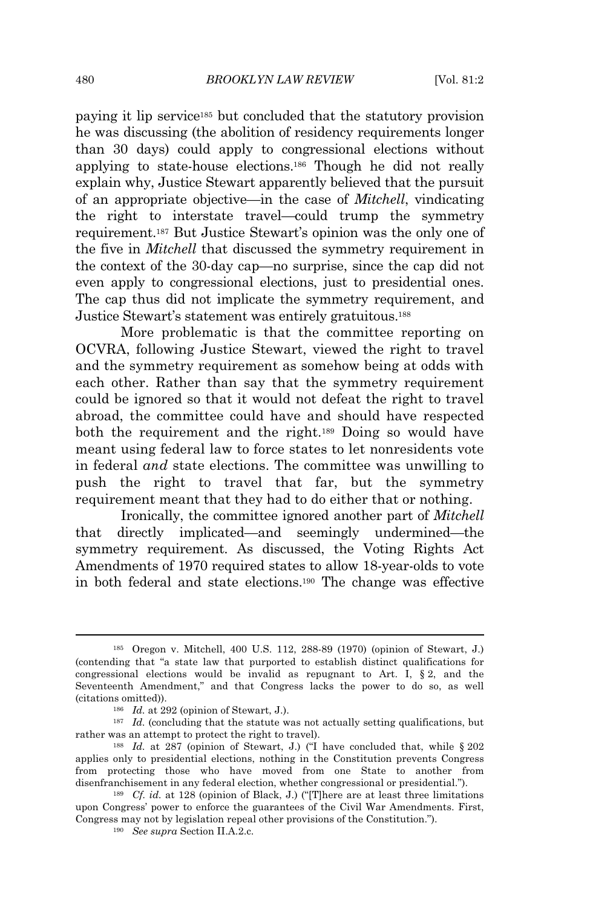paying it lip service[185] but concluded that the statutory provision he was discussing (the abolition of residency requirements longer than 30 days) could apply to congressional elections without applying to state-house elections.[186] Though he did not really explain why, Justice Stewart apparently believed that the pursuit of an appropriate objective—in the case of *Mitchell*, vindicating the right to interstate travel—could trump the symmetry requirement.[187] But Justice Stewart's opinion was the only one of the five in *Mitchell* that discussed the symmetry requirement in the context of the 30-day cap—no surprise, since the cap did not even apply to congressional elections, just to presidential ones. The cap thus did not implicate the symmetry requirement, and Justice Stewart's statement was entirely gratuitous.[188]

More problematic is that the committee reporting on OCVRA, following Justice Stewart, viewed the right to travel and the symmetry requirement as somehow being at odds with each other. Rather than say that the symmetry requirement could be ignored so that it would not defeat the right to travel abroad, the committee could have and should have respected both the requirement and the right.[189] Doing so would have meant using federal law to force states to let nonresidents vote in federal *and* state elections. The committee was unwilling to push the right to travel that far, but the symmetry requirement meant that they had to do either that or nothing.

Ironically, the committee ignored another part of *Mitchell* that directly implicated—and seemingly undermined—the symmetry requirement. As discussed, the Voting Rights Act Amendments of 1970 required states to allow 18-year-olds to vote in both federal and state elections.[190] The change was effective

---

[185] Oregon v. Mitchell, 400 U.S. 112, 288-89 (1970) (opinion of Stewart, J.) (contending that "a state law that purported to establish distinct qualifications for congressional elections would be invalid as repugnant to Art. I, § 2, and the Seventeenth Amendment," and that Congress lacks the power to do so, as well (citations omitted)).

[186] *Id.* at 292 (opinion of Stewart, J.).

[187] *Id.* (concluding that the statute was not actually setting qualifications, but rather was an attempt to protect the right to travel).

[188] *Id.* at 287 (opinion of Stewart, J.) ("I have concluded that, while § 202 applies only to presidential elections, nothing in the Constitution prevents Congress from protecting those who have moved from one State to another from disenfranchisement in any federal election, whether congressional or presidential.").

[189] *Cf. id.* at 128 (opinion of Black, J.) ("[T]here are at least three limitations upon Congress' power to enforce the guarantees of the Civil War Amendments. First, Congress may not by legislation repeal other provisions of the Constitution.").

[190] *See supra* Section II.A.2.c.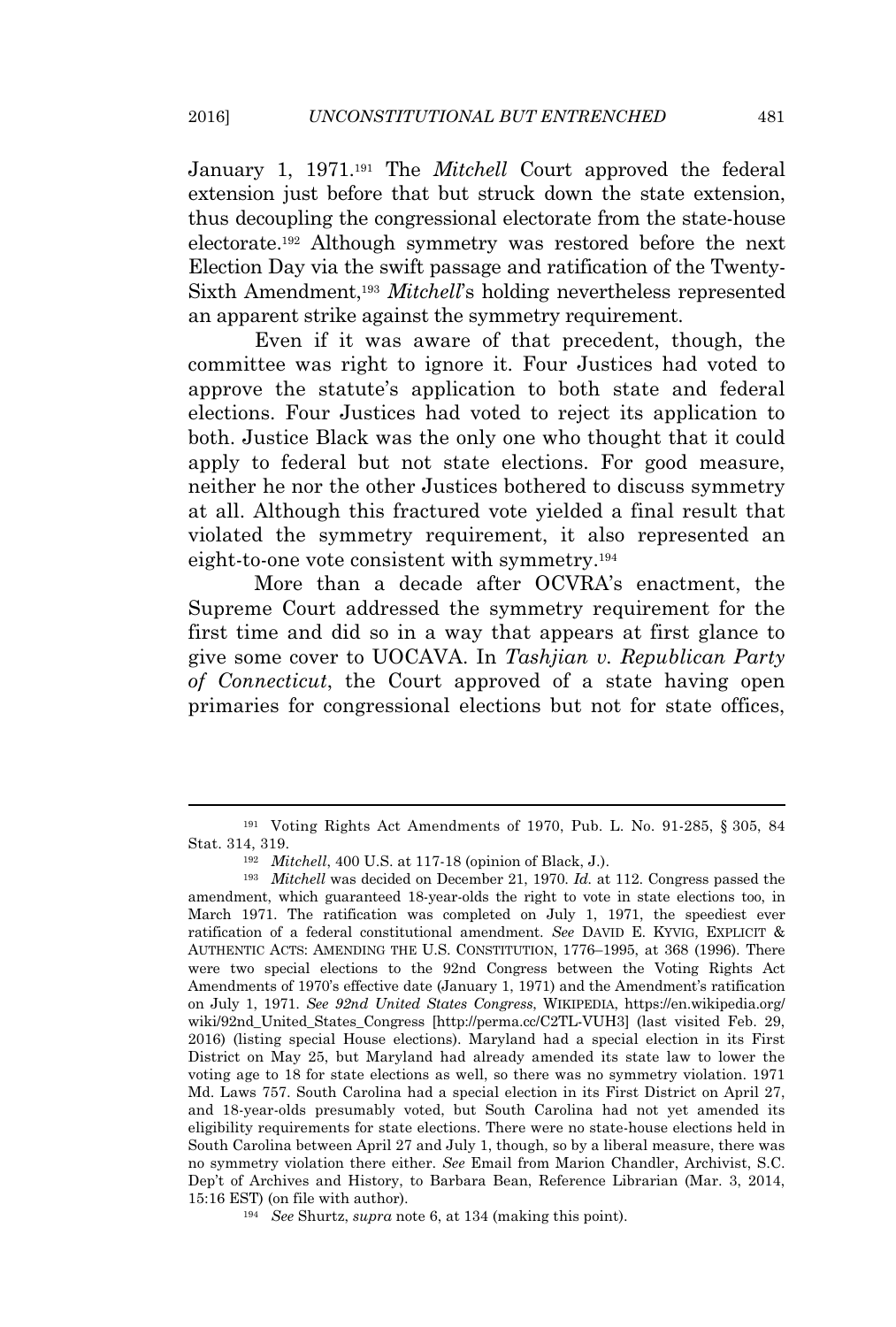January 1, 1971.[191] The *Mitchell* Court approved the federal extension just before that but struck down the state extension, thus decoupling the congressional electorate from the state-house electorate.[192] Although symmetry was restored before the next Election Day via the swift passage and ratification of the Twenty-Sixth Amendment,[193] *Mitchell*'s holding nevertheless represented an apparent strike against the symmetry requirement.

Even if it was aware of that precedent, though, the committee was right to ignore it. Four Justices had voted to approve the statute's application to both state and federal elections. Four Justices had voted to reject its application to both. Justice Black was the only one who thought that it could apply to federal but not state elections. For good measure, neither he nor the other Justices bothered to discuss symmetry at all. Although this fractured vote yielded a final result that violated the symmetry requirement, it also represented an eight-to-one vote consistent with symmetry.[194]

More than a decade after OCVRA's enactment, the Supreme Court addressed the symmetry requirement for the first time and did so in a way that appears at first glance to give some cover to UOCAVA. In *Tashjian v. Republican Party of Connecticut*, the Court approved of a state having open primaries for congressional elections but not for state offices,

---

[191] Voting Rights Act Amendments of 1970, Pub. L. No. 91-285, § 305, 84 Stat. 314, 319.

[192] *Mitchell*, 400 U.S. at 117-18 (opinion of Black, J.).

[193] *Mitchell* was decided on December 21, 1970. *Id.* at 112. Congress passed the amendment, which guaranteed 18-year-olds the right to vote in state elections too, in March 1971. The ratification was completed on July 1, 1971, the speediest ever ratification of a federal constitutional amendment. *See* DAVID E. KYVIG, EXPLICIT & AUTHENTIC ACTS: AMENDING THE U.S. CONSTITUTION, 1776–1995, at 368 (1996). There were two special elections to the 92nd Congress between the Voting Rights Act Amendments of 1970's effective date (January 1, 1971) and the Amendment's ratification on July 1, 1971. *See 92nd United States Congress*, WIKIPEDIA, https://en.wikipedia.org/wiki/92nd_United_States_Congress [http://perma.cc/C2TL-VUH3] (last visited Feb. 29, 2016) (listing special House elections). Maryland had a special election in its First District on May 25, but Maryland had already amended its state law to lower the voting age to 18 for state elections as well, so there was no symmetry violation. 1971 Md. Laws 757. South Carolina had a special election in its First District on April 27, and 18-year-olds presumably voted, but South Carolina had not yet amended its eligibility requirements for state elections. There were no state-house elections held in South Carolina between April 27 and July 1, though, so by a liberal measure, there was no symmetry violation there either. *See* Email from Marion Chandler, Archivist, S.C. Dep't of Archives and History, to Barbara Bean, Reference Librarian (Mar. 3, 2014, 15:16 EST) (on file with author).

[194] *See* Shurtz, *supra* note 6, at 134 (making this point).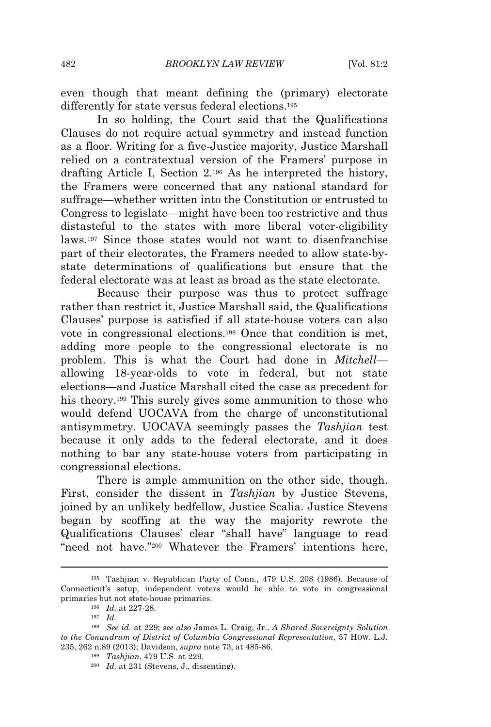even though that meant defining the (primary) electorate differently for state versus federal elections.[195]

In so holding, the Court said that the Qualifications Clauses do not require actual symmetry and instead function as a floor. Writing for a five-Justice majority, Justice Marshall relied on a contratextual version of the Framers' purpose in drafting Article I, Section 2.[196] As he interpreted the history, the Framers were concerned that any national standard for suffrage—whether written into the Constitution or entrusted to Congress to legislate—might have been too restrictive and thus distasteful to the states with more liberal voter-eligibility laws.[197] Since those states would not want to disenfranchise part of their electorates, the Framers needed to allow state-by-state determinations of qualifications but ensure that the federal electorate was at least as broad as the state electorate.

Because their purpose was thus to protect suffrage rather than restrict it, Justice Marshall said, the Qualifications Clauses' purpose is satisfied if all state-house voters can also vote in congressional elections.[198] Once that condition is met, adding more people to the congressional electorate is no problem. This is what the Court had done in *Mitchell*—allowing 18-year-olds to vote in federal, but not state elections—and Justice Marshall cited the case as precedent for his theory.[199] This surely gives some ammunition to those who would defend UOCAVA from the charge of unconstitutional antisymmetry. UOCAVA seemingly passes the *Tashjian* test because it only adds to the federal electorate, and it does nothing to bar any state-house voters from participating in congressional elections.

There is ample ammunition on the other side, though. First, consider the dissent in *Tashjian* by Justice Stevens, joined by an unlikely bedfellow, Justice Scalia. Justice Stevens began by scoffing at the way the majority rewrote the Qualifications Clauses' clear "shall have" language to read "need not have."[200] Whatever the Framers' intentions here,

---

[195] Tashjian v. Republican Party of Conn., 479 U.S. 208 (1986). Because of Connecticut's setup, independent voters would be able to vote in congressional primaries but not state-house primaries.

[196] *Id.* at 227-28.

[197] *Id.*

[198] *See id.* at 229; *see also* James L. Craig, Jr., *A Shared Sovereignty Solution to the Conundrum of District of Columbia Congressional Representation*, 57 HOW. L.J. 235, 262 n.89 (2013); Davidson, *supra* note 73, at 485-86.

[199] *Tashjian*, 479 U.S. at 229.

[200] *Id.* at 231 (Stevens, J., dissenting).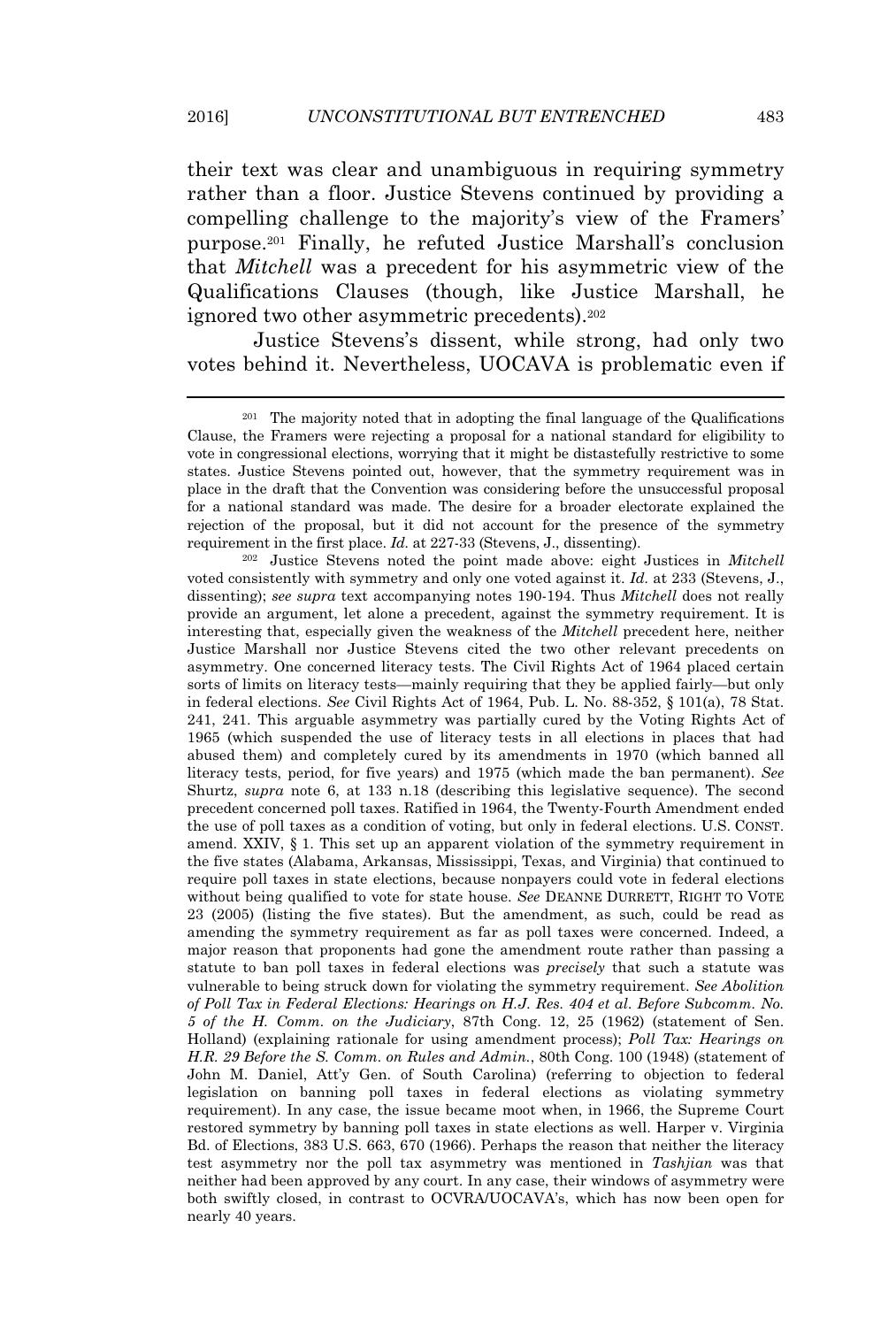their text was clear and unambiguous in requiring symmetry rather than a floor. Justice Stevens continued by providing a compelling challenge to the majority's view of the Framers' purpose.[201] Finally, he refuted Justice Marshall's conclusion that *Mitchell* was a precedent for his asymmetric view of the Qualifications Clauses (though, like Justice Marshall, he ignored two other asymmetric precedents).[202]

Justice Stevens's dissent, while strong, had only two votes behind it. Nevertheless, UOCAVA is problematic even if

---

[201] The majority noted that in adopting the final language of the Qualifications Clause, the Framers were rejecting a proposal for a national standard for eligibility to vote in congressional elections, worrying that it might be distastefully restrictive to some states. Justice Stevens pointed out, however, that the symmetry requirement was in place in the draft that the Convention was considering before the unsuccessful proposal for a national standard was made. The desire for a broader electorate explained the rejection of the proposal, but it did not account for the presence of the symmetry requirement in the first place. *Id.* at 227-33 (Stevens, J., dissenting).

[202] Justice Stevens noted the point made above: eight Justices in *Mitchell* voted consistently with symmetry and only one voted against it. *Id.* at 233 (Stevens, J., dissenting); *see supra* text accompanying notes 190-194. Thus *Mitchell* does not really provide an argument, let alone a precedent, against the symmetry requirement. It is interesting that, especially given the weakness of the *Mitchell* precedent here, neither Justice Marshall nor Justice Stevens cited the two other relevant precedents on asymmetry. One concerned literacy tests. The Civil Rights Act of 1964 placed certain sorts of limits on literacy tests—mainly requiring that they be applied fairly—but only in federal elections. *See* Civil Rights Act of 1964, Pub. L. No. 88-352, § 101(a), 78 Stat. 241, 241. This arguable asymmetry was partially cured by the Voting Rights Act of 1965 (which suspended the use of literacy tests in all elections in places that had abused them) and completely cured by its amendments in 1970 (which banned all literacy tests, period, for five years) and 1975 (which made the ban permanent). *See* Shurtz, *supra* note 6, at 133 n.18 (describing this legislative sequence). The second precedent concerned poll taxes. Ratified in 1964, the Twenty-Fourth Amendment ended the use of poll taxes as a condition of voting, but only in federal elections. U.S. CONST. amend. XXIV, § 1. This set up an apparent violation of the symmetry requirement in the five states (Alabama, Arkansas, Mississippi, Texas, and Virginia) that continued to require poll taxes in state elections, because nonpayers could vote in federal elections without being qualified to vote for state house. *See* DEANNE DURRETT, RIGHT TO VOTE 23 (2005) (listing the five states). But the amendment, as such, could be read as amending the symmetry requirement as far as poll taxes were concerned. Indeed, a major reason that proponents had gone the amendment route rather than passing a statute to ban poll taxes in federal elections was *precisely* that such a statute was vulnerable to being struck down for violating the symmetry requirement. *See Abolition of Poll Tax in Federal Elections: Hearings on H.J. Res. 404 et al. Before Subcomm. No. 5 of the H. Comm. on the Judiciary*, 87th Cong. 12, 25 (1962) (statement of Sen. Holland) (explaining rationale for using amendment process); *Poll Tax: Hearings on H.R. 29 Before the S. Comm. on Rules and Admin.*, 80th Cong. 100 (1948) (statement of John M. Daniel, Att'y Gen. of South Carolina) (referring to objection to federal legislation on banning poll taxes in federal elections as violating symmetry requirement). In any case, the issue became moot when, in 1966, the Supreme Court restored symmetry by banning poll taxes in state elections as well. Harper v. Virginia Bd. of Elections, 383 U.S. 663, 670 (1966). Perhaps the reason that neither the literacy test asymmetry nor the poll tax asymmetry was mentioned in *Tashjian* was that neither had been approved by any court. In any case, their windows of asymmetry were both swiftly closed, in contrast to OCVRA/UOCAVA's, which has now been open for nearly 40 years.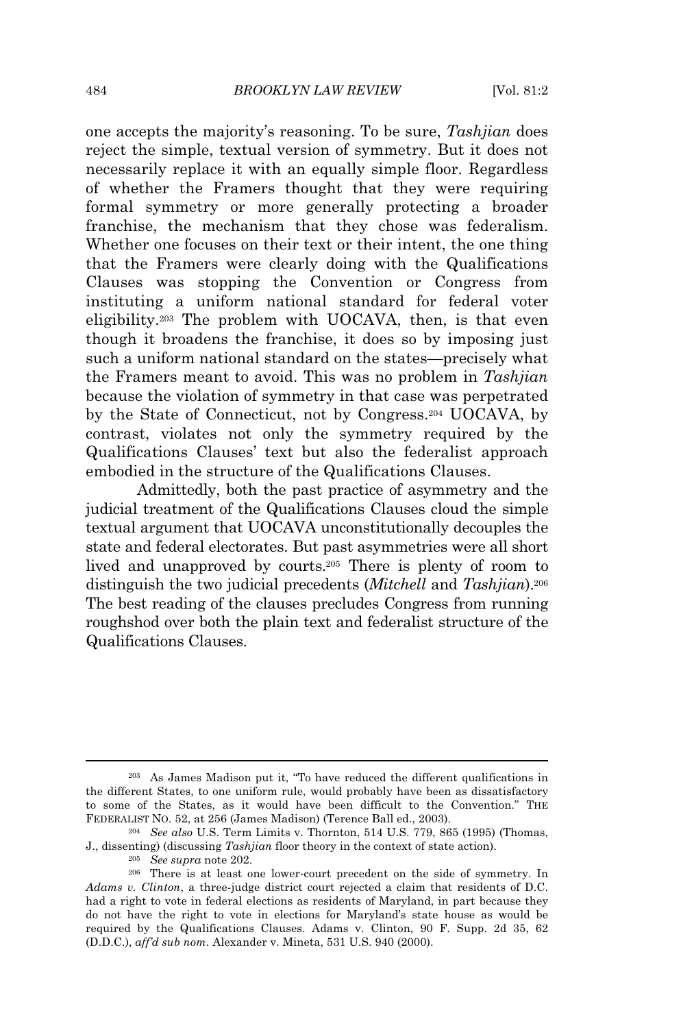one accepts the majority's reasoning. To be sure, *Tashjian* does reject the simple, textual version of symmetry. But it does not necessarily replace it with an equally simple floor. Regardless of whether the Framers thought that they were requiring formal symmetry or more generally protecting a broader franchise, the mechanism that they chose was federalism. Whether one focuses on their text or their intent, the one thing that the Framers were clearly doing with the Qualifications Clauses was stopping the Convention or Congress from instituting a uniform national standard for federal voter eligibility.[203] The problem with UOCAVA, then, is that even though it broadens the franchise, it does so by imposing just such a uniform national standard on the states—precisely what the Framers meant to avoid. This was no problem in *Tashjian* because the violation of symmetry in that case was perpetrated by the State of Connecticut, not by Congress.[204] UOCAVA, by contrast, violates not only the symmetry required by the Qualifications Clauses' text but also the federalist approach embodied in the structure of the Qualifications Clauses.

Admittedly, both the past practice of asymmetry and the judicial treatment of the Qualifications Clauses cloud the simple textual argument that UOCAVA unconstitutionally decouples the state and federal electorates. But past asymmetries were all short lived and unapproved by courts.[205] There is plenty of room to distinguish the two judicial precedents (*Mitchell* and *Tashjian*).[206] The best reading of the clauses precludes Congress from running roughshod over both the plain text and federalist structure of the Qualifications Clauses.

---

[203] As James Madison put it, "To have reduced the different qualifications in the different States, to one uniform rule, would probably have been as dissatisfactory to some of the States, as it would have been difficult to the Convention." THE FEDERALIST NO. 52, at 256 (James Madison) (Terence Ball ed., 2003).

[204] *See also* U.S. Term Limits v. Thornton, 514 U.S. 779, 865 (1995) (Thomas, J., dissenting) (discussing *Tashjian* floor theory in the context of state action).

[205] *See supra* note 202.

[206] There is at least one lower-court precedent on the side of symmetry. In *Adams v. Clinton*, a three-judge district court rejected a claim that residents of D.C. had a right to vote in federal elections as residents of Maryland, in part because they do not have the right to vote in elections for Maryland's state house as would be required by the Qualifications Clauses. Adams v. Clinton, 90 F. Supp. 2d 35, 62 (D.D.C.), *aff'd sub nom.* Alexander v. Mineta, 531 U.S. 940 (2000).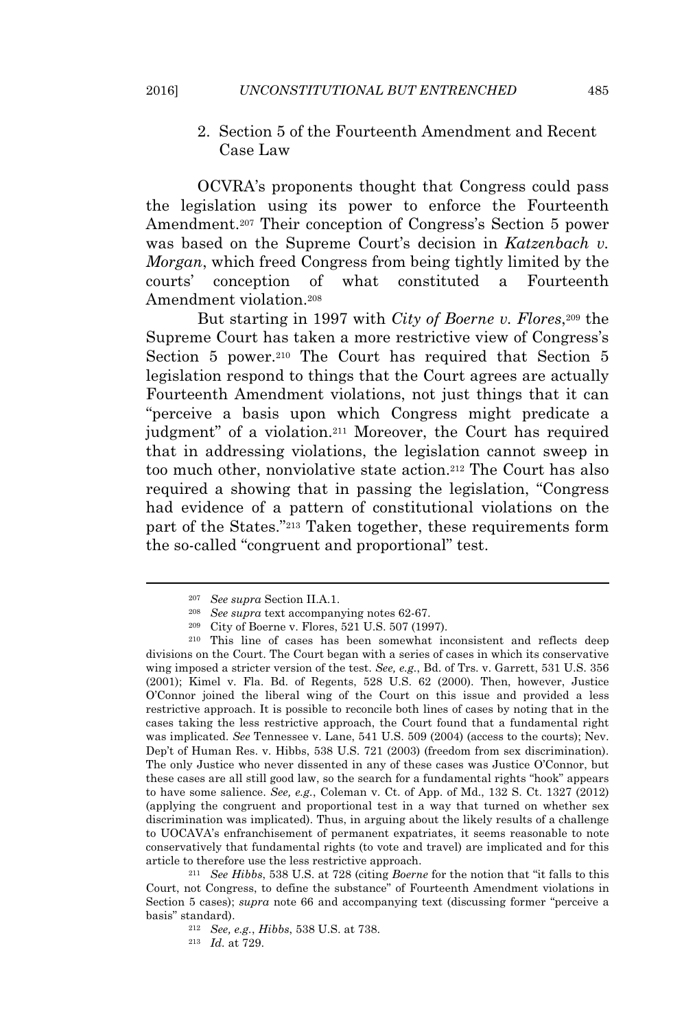### 2. Section 5 of the Fourteenth Amendment and Recent Case Law

OCVRA's proponents thought that Congress could pass the legislation using its power to enforce the Fourteenth Amendment.[207] Their conception of Congress's Section 5 power was based on the Supreme Court's decision in *Katzenbach v. Morgan*, which freed Congress from being tightly limited by the courts' conception of what constituted a Fourteenth Amendment violation.[208]

But starting in 1997 with *City of Boerne v. Flores*,[209] the Supreme Court has taken a more restrictive view of Congress's Section 5 power.[210] The Court has required that Section 5 legislation respond to things that the Court agrees are actually Fourteenth Amendment violations, not just things that it can "perceive a basis upon which Congress might predicate a judgment" of a violation.[211] Moreover, the Court has required that in addressing violations, the legislation cannot sweep in too much other, nonviolative state action.[212] The Court has also required a showing that in passing the legislation, "Congress had evidence of a pattern of constitutional violations on the part of the States."[213] Taken together, these requirements form the so-called "congruent and proportional" test.

---

[207] *See supra* Section II.A.1.

[208] *See supra* text accompanying notes 62-67.

[209] City of Boerne v. Flores, 521 U.S. 507 (1997).

[210] This line of cases has been somewhat inconsistent and reflects deep divisions on the Court. The Court began with a series of cases in which its conservative wing imposed a stricter version of the test. *See, e.g.*, Bd. of Trs. v. Garrett, 531 U.S. 356 (2001); Kimel v. Fla. Bd. of Regents, 528 U.S. 62 (2000). Then, however, Justice O'Connor joined the liberal wing of the Court on this issue and provided a less restrictive approach. It is possible to reconcile both lines of cases by noting that in the cases taking the less restrictive approach, the Court found that a fundamental right was implicated. *See* Tennessee v. Lane, 541 U.S. 509 (2004) (access to the courts); Nev. Dep't of Human Res. v. Hibbs, 538 U.S. 721 (2003) (freedom from sex discrimination). The only Justice who never dissented in any of these cases was Justice O'Connor, but these cases are all still good law, so the search for a fundamental rights "hook" appears to have some salience. *See, e.g.*, Coleman v. Ct. of App. of Md., 132 S. Ct. 1327 (2012) (applying the congruent and proportional test in a way that turned on whether sex discrimination was implicated). Thus, in arguing about the likely results of a challenge to UOCAVA's enfranchisement of permanent expatriates, it seems reasonable to note conservatively that fundamental rights (to vote and travel) are implicated and for this article to therefore use the less restrictive approach.

[211] *See Hibbs*, 538 U.S. at 728 (citing *Boerne* for the notion that "it falls to this Court, not Congress, to define the substance" of Fourteenth Amendment violations in Section 5 cases); *supra* note 66 and accompanying text (discussing former "perceive a basis" standard).

[212] *See, e.g.*, *Hibbs*, 538 U.S. at 738.

[213] *Id.* at 729.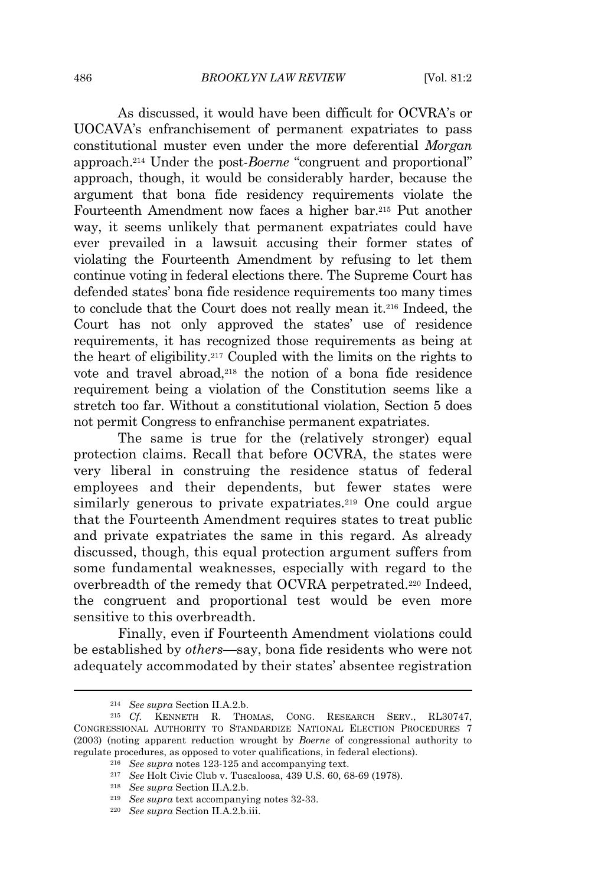As discussed, it would have been difficult for OCVRA's or UOCAVA's enfranchisement of permanent expatriates to pass constitutional muster even under the more deferential *Morgan* approach.[214] Under the post-*Boerne* "congruent and proportional" approach, though, it would be considerably harder, because the argument that bona fide residency requirements violate the Fourteenth Amendment now faces a higher bar.[215] Put another way, it seems unlikely that permanent expatriates could have ever prevailed in a lawsuit accusing their former states of violating the Fourteenth Amendment by refusing to let them continue voting in federal elections there. The Supreme Court has defended states' bona fide residence requirements too many times to conclude that the Court does not really mean it.[216] Indeed, the Court has not only approved the states' use of residence requirements, it has recognized those requirements as being at the heart of eligibility.[217] Coupled with the limits on the rights to vote and travel abroad,[218] the notion of a bona fide residence requirement being a violation of the Constitution seems like a stretch too far. Without a constitutional violation, Section 5 does not permit Congress to enfranchise permanent expatriates.

The same is true for the (relatively stronger) equal protection claims. Recall that before OCVRA, the states were very liberal in construing the residence status of federal employees and their dependents, but fewer states were similarly generous to private expatriates.[219] One could argue that the Fourteenth Amendment requires states to treat public and private expatriates the same in this regard. As already discussed, though, this equal protection argument suffers from some fundamental weaknesses, especially with regard to the overbreadth of the remedy that OCVRA perpetrated.[220] Indeed, the congruent and proportional test would be even more sensitive to this overbreadth.

Finally, even if Fourteenth Amendment violations could be established by *others*—say, bona fide residents who were not adequately accommodated by their states' absentee registration

---

[214] *See supra* Section II.A.2.b.

[215] *Cf.* KENNETH R. THOMAS, CONG. RESEARCH SERV., RL30747, CONGRESSIONAL AUTHORITY TO STANDARDIZE NATIONAL ELECTION PROCEDURES 7 (2003) (noting apparent reduction wrought by *Boerne* of congressional authority to regulate procedures, as opposed to voter qualifications, in federal elections).

[216] *See supra* notes 123-125 and accompanying text.

[217] *See* Holt Civic Club v. Tuscaloosa, 439 U.S. 60, 68-69 (1978).

[218] *See supra* Section II.A.2.b.

[219] *See supra* text accompanying notes 32-33.

[220] *See supra* Section II.A.2.b.iii.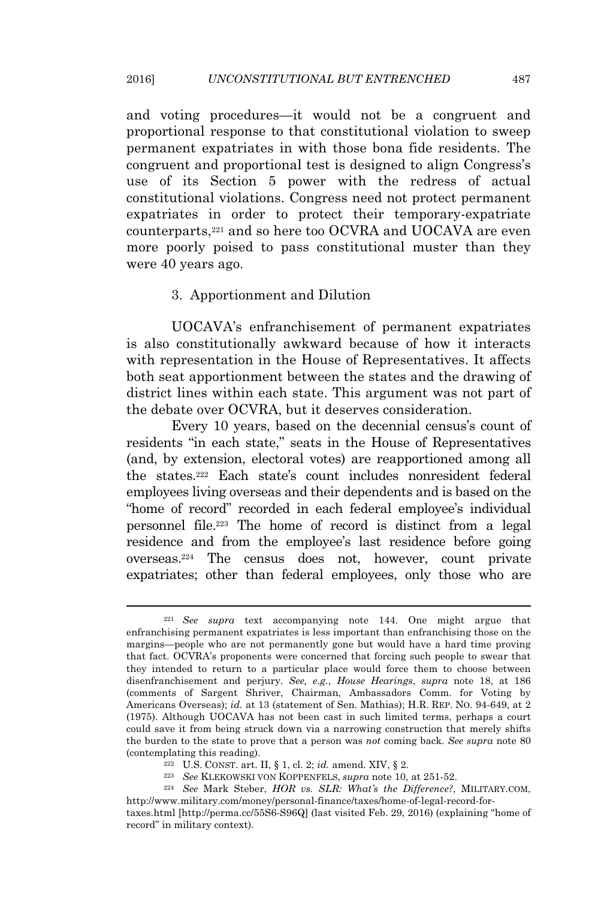and voting procedures—it would not be a congruent and proportional response to that constitutional violation to sweep permanent expatriates in with those bona fide residents. The congruent and proportional test is designed to align Congress's use of its Section 5 power with the redress of actual constitutional violations. Congress need not protect permanent expatriates in order to protect their temporary-expatriate counterparts,[221] and so here too OCVRA and UOCAVA are even more poorly poised to pass constitutional muster than they were 40 years ago.

### 3. Apportionment and Dilution

UOCAVA's enfranchisement of permanent expatriates is also constitutionally awkward because of how it interacts with representation in the House of Representatives. It affects both seat apportionment between the states and the drawing of district lines within each state. This argument was not part of the debate over OCVRA, but it deserves consideration.

Every 10 years, based on the decennial census's count of residents "in each state," seats in the House of Representatives (and, by extension, electoral votes) are reapportioned among all the states.[222] Each state's count includes nonresident federal employees living overseas and their dependents and is based on the "home of record" recorded in each federal employee's individual personnel file.[223] The home of record is distinct from a legal residence and from the employee's last residence before going overseas.[224] The census does not, however, count private expatriates; other than federal employees, only those who are

---

[221] *See supra* text accompanying note 144. One might argue that enfranchising permanent expatriates is less important than enfranchising those on the margins—people who are not permanently gone but would have a hard time proving that fact. OCVRA's proponents were concerned that forcing such people to swear that they intended to return to a particular place would force them to choose between disenfranchisement and perjury. *See, e.g.*, *House Hearings*, *supra* note 18, at 186 (comments of Sargent Shriver, Chairman, Ambassadors Comm. for Voting by Americans Overseas); *id.* at 13 (statement of Sen. Mathias); H.R. REP. NO. 94-649, at 2 (1975). Although UOCAVA has not been cast in such limited terms, perhaps a court could save it from being struck down via a narrowing construction that merely shifts the burden to the state to prove that a person was *not* coming back. *See supra* note 80 (contemplating this reading).

[222] U.S. CONST. art. II, § 1, cl. 2; *id.* amend. XIV, § 2.

[223] *See* KLEKOWSKI VON KOPPENFELS, *supra* note 10, at 251-52.

[224] *See* Mark Steber, *HOR vs. SLR: What's the Difference?*, MILITARY.COM, http://www.military.com/money/personal-finance/taxes/home-of-legal-record-for-taxes.html [http://perma.cc/55S6-S96Q] (last visited Feb. 29, 2016) (explaining "home of record" in military context).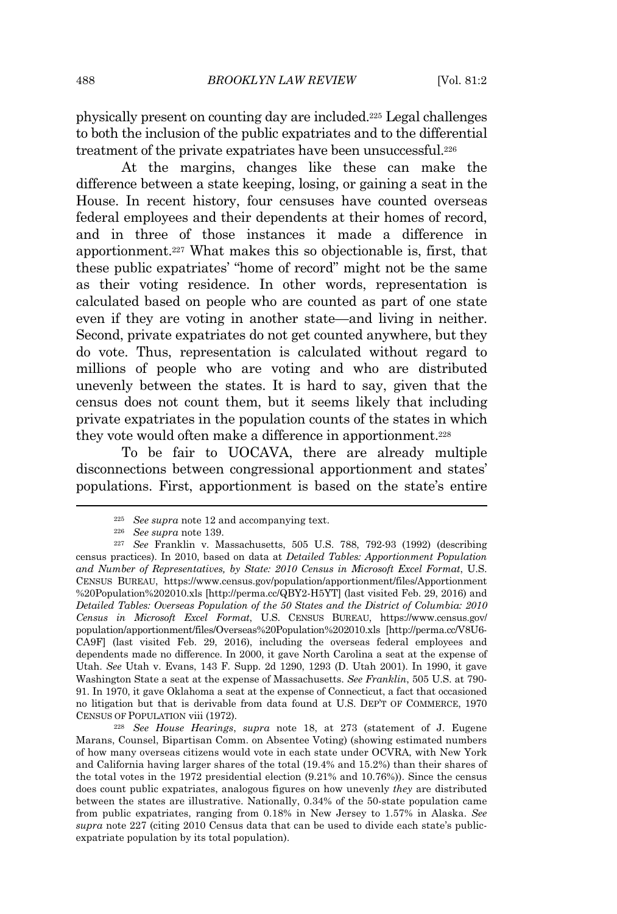physically present on counting day are included.[225] Legal challenges to both the inclusion of the public expatriates and to the differential treatment of the private expatriates have been unsuccessful.[226]

At the margins, changes like these can make the difference between a state keeping, losing, or gaining a seat in the House. In recent history, four censuses have counted overseas federal employees and their dependents at their homes of record, and in three of those instances it made a difference in apportionment.[227] What makes this so objectionable is, first, that these public expatriates' "home of record" might not be the same as their voting residence. In other words, representation is calculated based on people who are counted as part of one state even if they are voting in another state—and living in neither. Second, private expatriates do not get counted anywhere, but they do vote. Thus, representation is calculated without regard to millions of people who are voting and who are distributed unevenly between the states. It is hard to say, given that the census does not count them, but it seems likely that including private expatriates in the population counts of the states in which they vote would often make a difference in apportionment.[228]

To be fair to UOCAVA, there are already multiple disconnections between congressional apportionment and states' populations. First, apportionment is based on the state's entire

---

[225] *See supra* note 12 and accompanying text.

[226] *See supra* note 139.

[227] *See* Franklin v. Massachusetts, 505 U.S. 788, 792-93 (1992) (describing census practices). In 2010, based on data at *Detailed Tables: Apportionment Population and Number of Representatives, by State: 2010 Census in Microsoft Excel Format*, U.S. CENSUS BUREAU, https://www.census.gov/population/apportionment/files/Apportionment%20Population%202010.xls [http://perma.cc/QBY2-H5YT] (last visited Feb. 29, 2016) and *Detailed Tables: Overseas Population of the 50 States and the District of Columbia: 2010 Census in Microsoft Excel Format*, U.S. CENSUS BUREAU, https://www.census.gov/population/apportionment/files/Overseas%20Population%202010.xls [http://perma.cc/V8U6-CA9F] (last visited Feb. 29, 2016), including the overseas federal employees and dependents made no difference. In 2000, it gave North Carolina a seat at the expense of Utah. *See* Utah v. Evans, 143 F. Supp. 2d 1290, 1293 (D. Utah 2001). In 1990, it gave Washington State a seat at the expense of Massachusetts. *See Franklin*, 505 U.S. at 790-91. In 1970, it gave Oklahoma a seat at the expense of Connecticut, a fact that occasioned no litigation but that is derivable from data found at U.S. DEP'T OF COMMERCE, 1970 CENSUS OF POPULATION viii (1972).

[228] *See House Hearings*, *supra* note 18, at 273 (statement of J. Eugene Marans, Counsel, Bipartisan Comm. on Absentee Voting) (showing estimated numbers of how many overseas citizens would vote in each state under OCVRA, with New York and California having larger shares of the total (19.4% and 15.2%) than their shares of the total votes in the 1972 presidential election (9.21% and 10.76%)). Since the census does count public expatriates, analogous figures on how unevenly *they* are distributed between the states are illustrative. Nationally, 0.34% of the 50-state population came from public expatriates, ranging from 0.18% in New Jersey to 1.57% in Alaska. *See supra* note 227 (citing 2010 Census data that can be used to divide each state's public-expatriate population by its total population).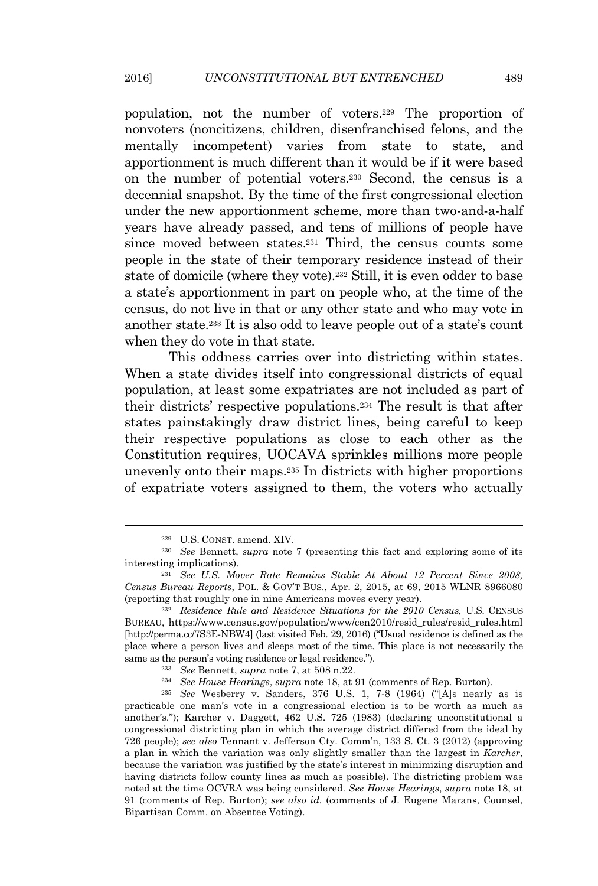population, not the number of voters.[229] The proportion of nonvoters (noncitizens, children, disenfranchised felons, and the mentally incompetent) varies from state to state, and apportionment is much different than it would be if it were based on the number of potential voters.[230] Second, the census is a decennial snapshot. By the time of the first congressional election under the new apportionment scheme, more than two-and-a-half years have already passed, and tens of millions of people have since moved between states.[231] Third, the census counts some people in the state of their temporary residence instead of their state of domicile (where they vote).[232] Still, it is even odder to base a state's apportionment in part on people who, at the time of the census, do not live in that or any other state and who may vote in another state.[233] It is also odd to leave people out of a state's count when they do vote in that state.

This oddness carries over into districting within states. When a state divides itself into congressional districts of equal population, at least some expatriates are not included as part of their districts' respective populations.[234] The result is that after states painstakingly draw district lines, being careful to keep their respective populations as close to each other as the Constitution requires, UOCAVA sprinkles millions more people unevenly onto their maps.[235] In districts with higher proportions of expatriate voters assigned to them, the voters who actually

---

[229] U.S. CONST. amend. XIV.

[230] *See* Bennett, *supra* note 7 (presenting this fact and exploring some of its interesting implications).

[231] *See U.S. Mover Rate Remains Stable At About 12 Percent Since 2008, Census Bureau Reports*, POL. & GOV'T BUS., Apr. 2, 2015, at 69, 2015 WLNR 8966080 (reporting that roughly one in nine Americans moves every year).

[232] *Residence Rule and Residence Situations for the 2010 Census*, U.S. CENSUS BUREAU, https://www.census.gov/population/www/cen2010/resid_rules/resid_rules.html [http://perma.cc/7S3E-NBW4] (last visited Feb. 29, 2016) ("Usual residence is defined as the place where a person lives and sleeps most of the time. This place is not necessarily the same as the person's voting residence or legal residence.").

[233] *See* Bennett, *supra* note 7, at 508 n.22.

[234] *See House Hearings*, *supra* note 18, at 91 (comments of Rep. Burton).

[235] *See* Wesberry v. Sanders, 376 U.S. 1, 7-8 (1964) ("[A]s nearly as is practicable one man's vote in a congressional election is to be worth as much as another's."); Karcher v. Daggett, 462 U.S. 725 (1983) (declaring unconstitutional a congressional districting plan in which the average district differed from the ideal by 726 people); *see also* Tennant v. Jefferson Cty. Comm'n, 133 S. Ct. 3 (2012) (approving a plan in which the variation was only slightly smaller than the largest in *Karcher*, because the variation was justified by the state's interest in minimizing disruption and having districts follow county lines as much as possible). The districting problem was noted at the time OCVRA was being considered. *See House Hearings*, *supra* note 18, at 91 (comments of Rep. Burton); *see also id.* (comments of J. Eugene Marans, Counsel, Bipartisan Comm. on Absentee Voting).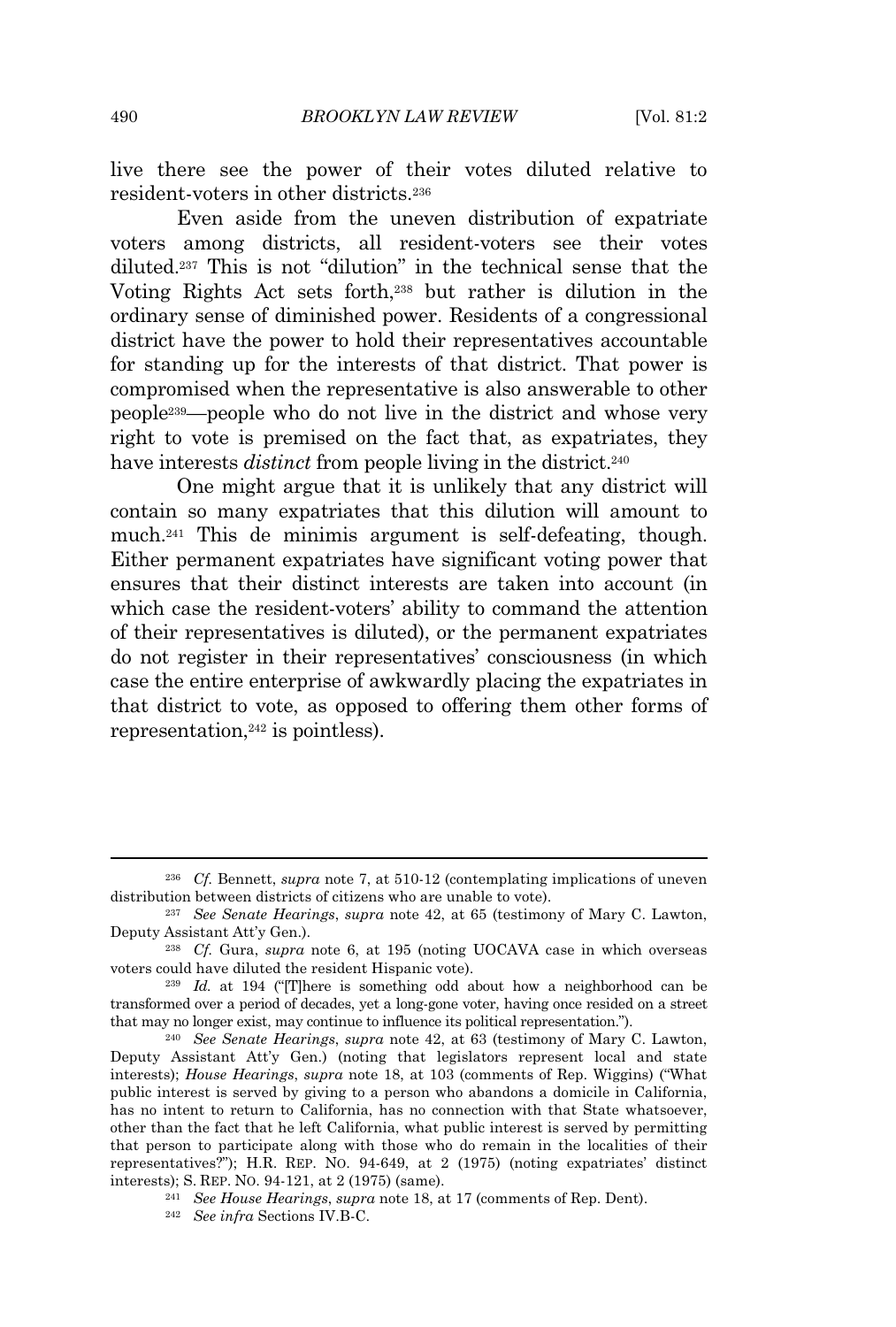live there see the power of their votes diluted relative to resident-voters in other districts.[236]

Even aside from the uneven distribution of expatriate voters among districts, all resident-voters see their votes diluted.[237] This is not "dilution" in the technical sense that the Voting Rights Act sets forth,[238] but rather is dilution in the ordinary sense of diminished power. Residents of a congressional district have the power to hold their representatives accountable for standing up for the interests of that district. That power is compromised when the representative is also answerable to other people[239]—people who do not live in the district and whose very right to vote is premised on the fact that, as expatriates, they have interests *distinct* from people living in the district.[240]

One might argue that it is unlikely that any district will contain so many expatriates that this dilution will amount to much.[241] This de minimis argument is self-defeating, though. Either permanent expatriates have significant voting power that ensures that their distinct interests are taken into account (in which case the resident-voters' ability to command the attention of their representatives is diluted), or the permanent expatriates do not register in their representatives' consciousness (in which case the entire enterprise of awkwardly placing the expatriates in that district to vote, as opposed to offering them other forms of representation,[242] is pointless).

---

[236] *Cf.* Bennett, *supra* note 7, at 510-12 (contemplating implications of uneven distribution between districts of citizens who are unable to vote).

[237] *See Senate Hearings*, *supra* note 42, at 65 (testimony of Mary C. Lawton, Deputy Assistant Att'y Gen.).

[238] *Cf.* Gura, *supra* note 6, at 195 (noting UOCAVA case in which overseas voters could have diluted the resident Hispanic vote).

[239] *Id.* at 194 ("[T]here is something odd about how a neighborhood can be transformed over a period of decades, yet a long-gone voter, having once resided on a street that may no longer exist, may continue to influence its political representation.").

[240] *See Senate Hearings*, *supra* note 42, at 63 (testimony of Mary C. Lawton, Deputy Assistant Att'y Gen.) (noting that legislators represent local and state interests); *House Hearings*, *supra* note 18, at 103 (comments of Rep. Wiggins) ("What public interest is served by giving to a person who abandons a domicile in California, has no intent to return to California, has no connection with that State whatsoever, other than the fact that he left California, what public interest is served by permitting that person to participate along with those who do remain in the localities of their representatives?"); H.R. REP. NO. 94-649, at 2 (1975) (noting expatriates' distinct interests); S. REP. NO. 94-121, at 2 (1975) (same).

[241] *See House Hearings*, *supra* note 18, at 17 (comments of Rep. Dent).

[242] *See infra* Sections IV.B-C.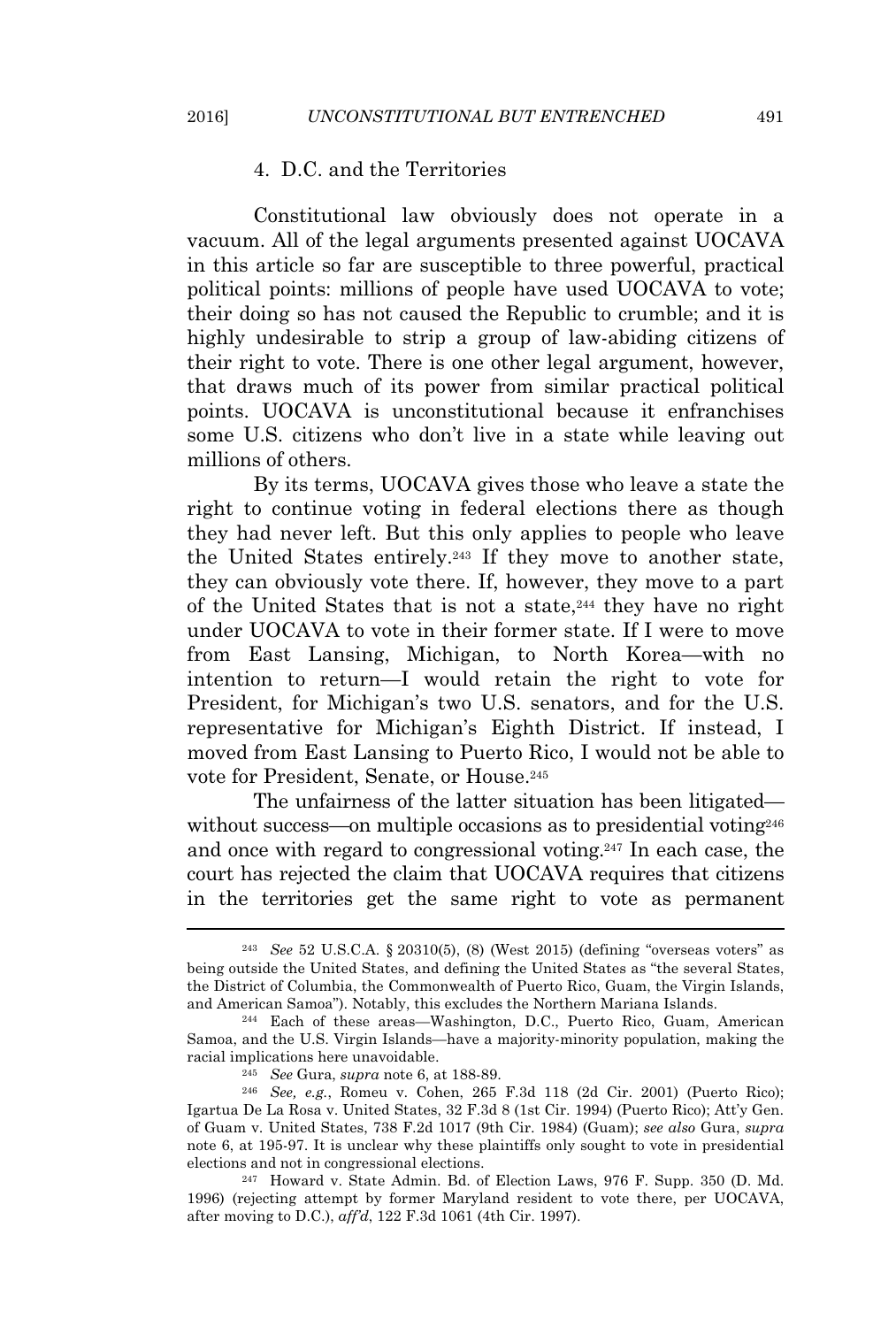### 4. D.C. and the Territories

Constitutional law obviously does not operate in a vacuum. All of the legal arguments presented against UOCAVA in this article so far are susceptible to three powerful, practical political points: millions of people have used UOCAVA to vote; their doing so has not caused the Republic to crumble; and it is highly undesirable to strip a group of law-abiding citizens of their right to vote. There is one other legal argument, however, that draws much of its power from similar practical political points. UOCAVA is unconstitutional because it enfranchises some U.S. citizens who don't live in a state while leaving out millions of others.

By its terms, UOCAVA gives those who leave a state the right to continue voting in federal elections there as though they had never left. But this only applies to people who leave the United States entirely.[243] If they move to another state, they can obviously vote there. If, however, they move to a part of the United States that is not a state,[244] they have no right under UOCAVA to vote in their former state. If I were to move from East Lansing, Michigan, to North Korea—with no intention to return—I would retain the right to vote for President, for Michigan's two U.S. senators, and for the U.S. representative for Michigan's Eighth District. If instead, I moved from East Lansing to Puerto Rico, I would not be able to vote for President, Senate, or House.[245]

The unfairness of the latter situation has been litigated—without success—on multiple occasions as to presidential voting[246] and once with regard to congressional voting.[247] In each case, the court has rejected the claim that UOCAVA requires that citizens in the territories get the same right to vote as permanent

---

[243] *See* 52 U.S.C.A. § 20310(5), (8) (West 2015) (defining "overseas voters" as being outside the United States, and defining the United States as "the several States, the District of Columbia, the Commonwealth of Puerto Rico, Guam, the Virgin Islands, and American Samoa"). Notably, this excludes the Northern Mariana Islands.

[244] Each of these areas—Washington, D.C., Puerto Rico, Guam, American Samoa, and the U.S. Virgin Islands—have a majority-minority population, making the racial implications here unavoidable.

[245] *See* Gura, *supra* note 6, at 188-89.

[246] *See, e.g.*, Romeu v. Cohen, 265 F.3d 118 (2d Cir. 2001) (Puerto Rico); Igartua De La Rosa v. United States, 32 F.3d 8 (1st Cir. 1994) (Puerto Rico); Att'y Gen. of Guam v. United States, 738 F.2d 1017 (9th Cir. 1984) (Guam); *see also* Gura, *supra* note 6, at 195-97. It is unclear why these plaintiffs only sought to vote in presidential elections and not in congressional elections.

[247] Howard v. State Admin. Bd. of Election Laws, 976 F. Supp. 350 (D. Md. 1996) (rejecting attempt by former Maryland resident to vote there, per UOCAVA, after moving to D.C.), *aff'd*, 122 F.3d 1061 (4th Cir. 1997).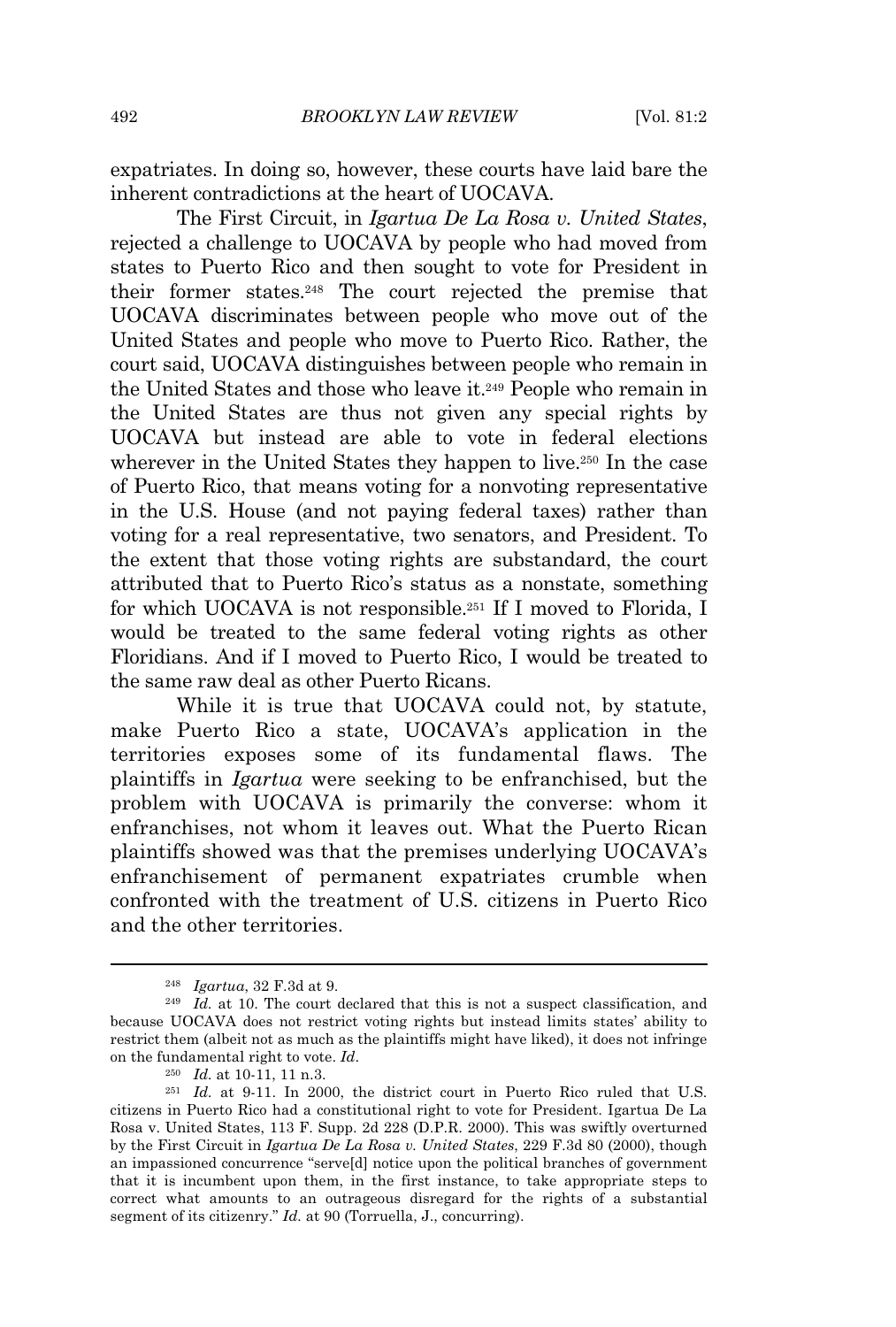expatriates. In doing so, however, these courts have laid bare the inherent contradictions at the heart of UOCAVA.

The First Circuit, in *Igartua De La Rosa v. United States*, rejected a challenge to UOCAVA by people who had moved from states to Puerto Rico and then sought to vote for President in their former states.[248] The court rejected the premise that UOCAVA discriminates between people who move out of the United States and people who move to Puerto Rico. Rather, the court said, UOCAVA distinguishes between people who remain in the United States and those who leave it.[249] People who remain in the United States are thus not given any special rights by UOCAVA but instead are able to vote in federal elections wherever in the United States they happen to live.[250] In the case of Puerto Rico, that means voting for a nonvoting representative in the U.S. House (and not paying federal taxes) rather than voting for a real representative, two senators, and President. To the extent that those voting rights are substandard, the court attributed that to Puerto Rico's status as a nonstate, something for which UOCAVA is not responsible.[251] If I moved to Florida, I would be treated to the same federal voting rights as other Floridians. And if I moved to Puerto Rico, I would be treated to the same raw deal as other Puerto Ricans.

While it is true that UOCAVA could not, by statute, make Puerto Rico a state, UOCAVA's application in the territories exposes some of its fundamental flaws. The plaintiffs in *Igartua* were seeking to be enfranchised, but the problem with UOCAVA is primarily the converse: whom it enfranchises, not whom it leaves out. What the Puerto Rican plaintiffs showed was that the premises underlying UOCAVA's enfranchisement of permanent expatriates crumble when confronted with the treatment of U.S. citizens in Puerto Rico and the other territories.

---

[248] *Igartua*, 32 F.3d at 9.

[249] *Id.* at 10. The court declared that this is not a suspect classification, and because UOCAVA does not restrict voting rights but instead limits states' ability to restrict them (albeit not as much as the plaintiffs might have liked), it does not infringe on the fundamental right to vote. *Id*.

[250] *Id.* at 10-11, 11 n.3.

[251] *Id.* at 9-11. In 2000, the district court in Puerto Rico ruled that U.S. citizens in Puerto Rico had a constitutional right to vote for President. Igartua De La Rosa v. United States, 113 F. Supp. 2d 228 (D.P.R. 2000). This was swiftly overturned by the First Circuit in *Igartua De La Rosa v. United States*, 229 F.3d 80 (2000), though an impassioned concurrence "serve[d] notice upon the political branches of government that it is incumbent upon them, in the first instance, to take appropriate steps to correct what amounts to an outrageous disregard for the rights of a substantial segment of its citizenry." *Id.* at 90 (Torruella, J., concurring).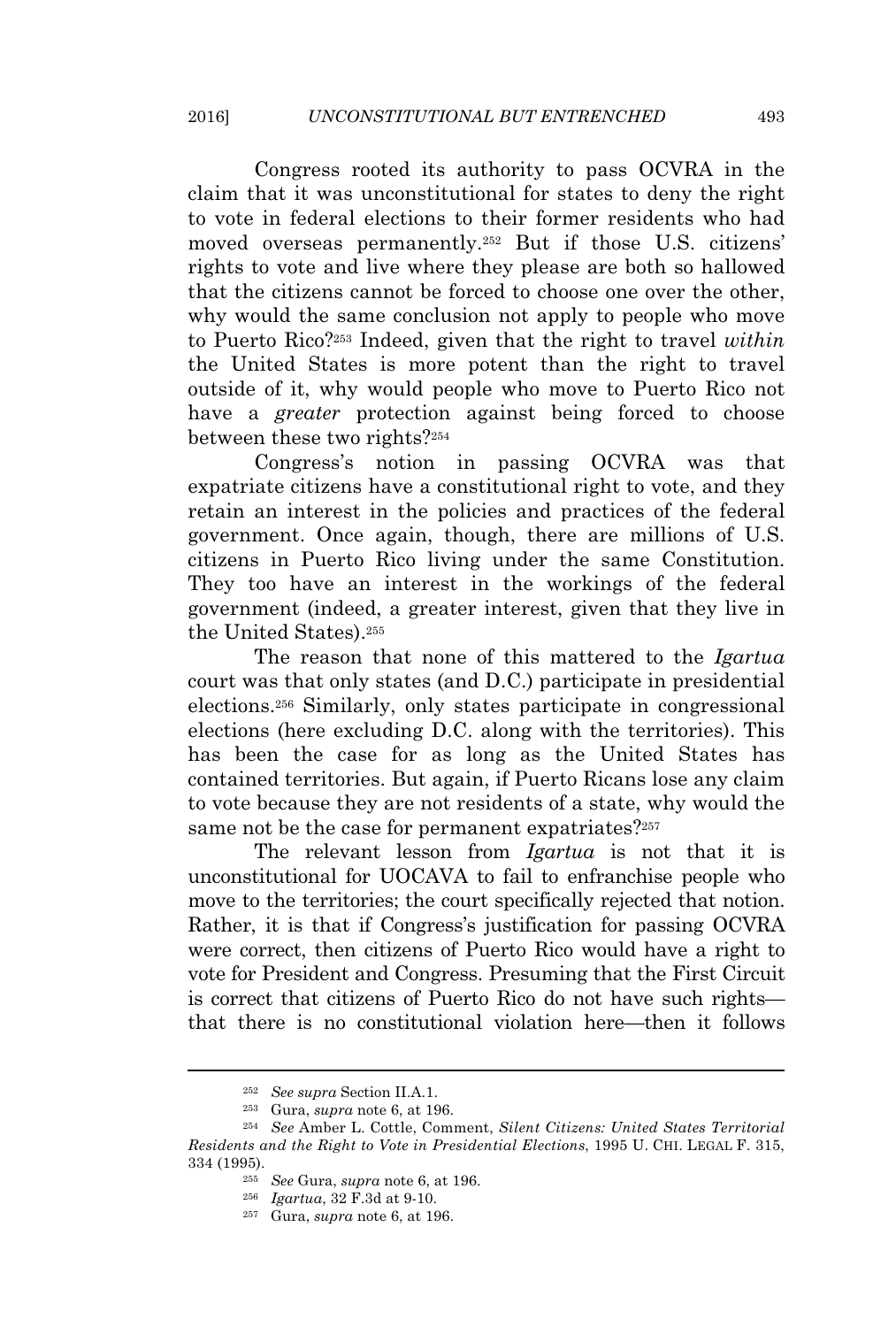Congress rooted its authority to pass OCVRA in the claim that it was unconstitutional for states to deny the right to vote in federal elections to their former residents who had moved overseas permanently.[252] But if those U.S. citizens' rights to vote and live where they please are both so hallowed that the citizens cannot be forced to choose one over the other, why would the same conclusion not apply to people who move to Puerto Rico?[253] Indeed, given that the right to travel *within* the United States is more potent than the right to travel outside of it, why would people who move to Puerto Rico not have a *greater* protection against being forced to choose between these two rights?[254]

Congress's notion in passing OCVRA was that expatriate citizens have a constitutional right to vote, and they retain an interest in the policies and practices of the federal government. Once again, though, there are millions of U.S. citizens in Puerto Rico living under the same Constitution. They too have an interest in the workings of the federal government (indeed, a greater interest, given that they live in the United States).[255]

The reason that none of this mattered to the *Igartua* court was that only states (and D.C.) participate in presidential elections.[256] Similarly, only states participate in congressional elections (here excluding D.C. along with the territories). This has been the case for as long as the United States has contained territories. But again, if Puerto Ricans lose any claim to vote because they are not residents of a state, why would the same not be the case for permanent expatriates?[257]

The relevant lesson from *Igartua* is not that it is unconstitutional for UOCAVA to fail to enfranchise people who move to the territories; the court specifically rejected that notion. Rather, it is that if Congress's justification for passing OCVRA were correct, then citizens of Puerto Rico would have a right to vote for President and Congress. Presuming that the First Circuit is correct that citizens of Puerto Rico do not have such rights—that there is no constitutional violation here—then it follows

---

[252] *See supra* Section II.A.1.

[253] Gura, *supra* note 6, at 196.

[254] *See* Amber L. Cottle, Comment, *Silent Citizens: United States Territorial Residents and the Right to Vote in Presidential Elections*, 1995 U. CHI. LEGAL F. 315, 334 (1995).

[255] *See* Gura, *supra* note 6, at 196.

[256] *Igartua*, 32 F.3d at 9-10.

[257] Gura, *supra* note 6, at 196.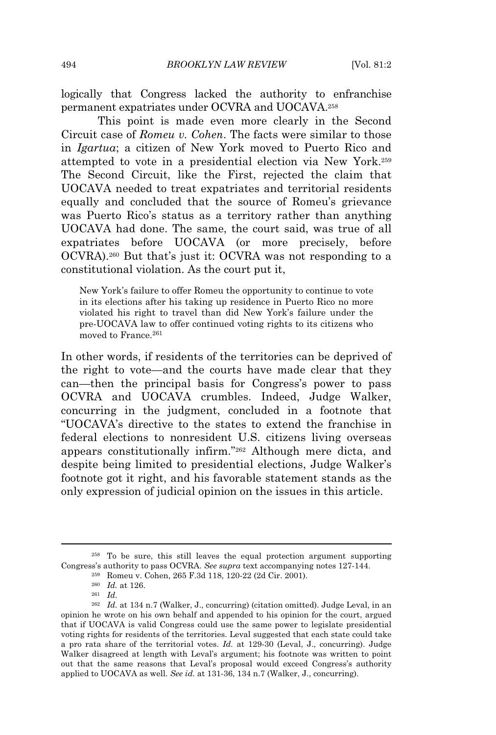logically that Congress lacked the authority to enfranchise permanent expatriates under OCVRA and UOCAVA.[258]

This point is made even more clearly in the Second Circuit case of *Romeu v. Cohen*. The facts were similar to those in *Igartua*; a citizen of New York moved to Puerto Rico and attempted to vote in a presidential election via New York.[259] The Second Circuit, like the First, rejected the claim that UOCAVA needed to treat expatriates and territorial residents equally and concluded that the source of Romeu's grievance was Puerto Rico's status as a territory rather than anything UOCAVA had done. The same, the court said, was true of all expatriates before UOCAVA (or more precisely, before OCVRA).[260] But that's just it: OCVRA was not responding to a constitutional violation. As the court put it,

> New York's failure to offer Romeu the opportunity to continue to vote in its elections after his taking up residence in Puerto Rico no more violated his right to travel than did New York's failure under the pre-UOCAVA law to offer continued voting rights to its citizens who moved to France.[261]

In other words, if residents of the territories can be deprived of the right to vote—and the courts have made clear that they can—then the principal basis for Congress's power to pass OCVRA and UOCAVA crumbles. Indeed, Judge Walker, concurring in the judgment, concluded in a footnote that "UOCAVA's directive to the states to extend the franchise in federal elections to nonresident U.S. citizens living overseas appears constitutionally infirm."[262] Although mere dicta, and despite being limited to presidential elections, Judge Walker's footnote got it right, and his favorable statement stands as the only expression of judicial opinion on the issues in this article.

---

[258] To be sure, this still leaves the equal protection argument supporting Congress's authority to pass OCVRA. *See supra* text accompanying notes 127-144.

[259] Romeu v. Cohen, 265 F.3d 118, 120-22 (2d Cir. 2001).

[260] *Id.* at 126.

[261] *Id.*

[262] *Id.* at 134 n.7 (Walker, J., concurring) (citation omitted). Judge Leval, in an opinion he wrote on his own behalf and appended to his opinion for the court, argued that if UOCAVA is valid Congress could use the same power to legislate presidential voting rights for residents of the territories. Leval suggested that each state could take a pro rata share of the territorial votes. *Id.* at 129-30 (Leval, J., concurring). Judge Walker disagreed at length with Leval's argument; his footnote was written to point out that the same reasons that Leval's proposal would exceed Congress's authority applied to UOCAVA as well. *See id.* at 131-36, 134 n.7 (Walker, J., concurring).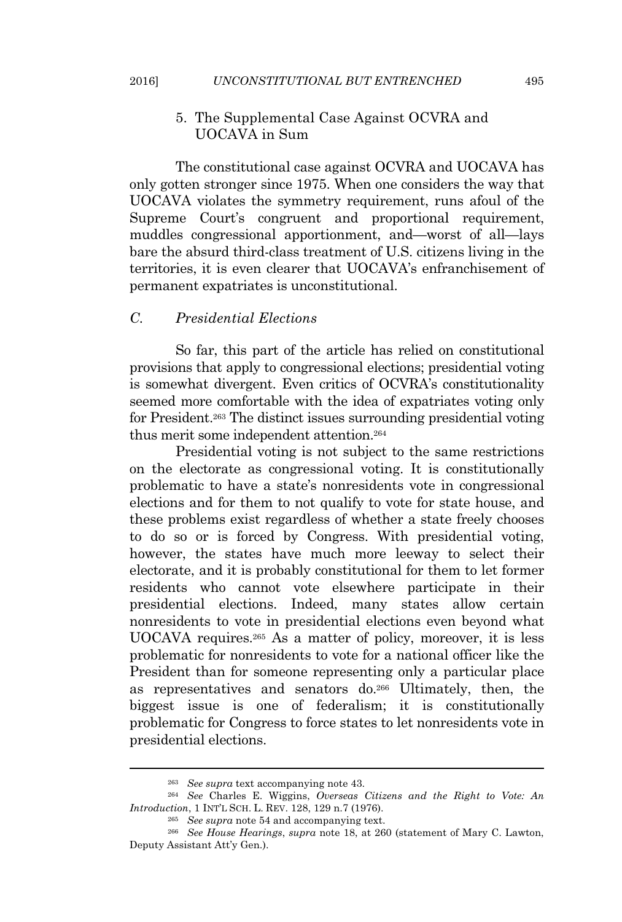### 5. The Supplemental Case Against OCVRA and UOCAVA in Sum

The constitutional case against OCVRA and UOCAVA has only gotten stronger since 1975. When one considers the way that UOCAVA violates the symmetry requirement, runs afoul of the Supreme Court's congruent and proportional requirement, muddles congressional apportionment, and—worst of all—lays bare the absurd third-class treatment of U.S. citizens living in the territories, it is even clearer that UOCAVA's enfranchisement of permanent expatriates is unconstitutional.

## *C. Presidential Elections*

So far, this part of the article has relied on constitutional provisions that apply to congressional elections; presidential voting is somewhat divergent. Even critics of OCVRA's constitutionality seemed more comfortable with the idea of expatriates voting only for President.[263] The distinct issues surrounding presidential voting thus merit some independent attention.[264]

Presidential voting is not subject to the same restrictions on the electorate as congressional voting. It is constitutionally problematic to have a state's nonresidents vote in congressional elections and for them to not qualify to vote for state house, and these problems exist regardless of whether a state freely chooses to do so or is forced by Congress. With presidential voting, however, the states have much more leeway to select their electorate, and it is probably constitutional for them to let former residents who cannot vote elsewhere participate in their presidential elections. Indeed, many states allow certain nonresidents to vote in presidential elections even beyond what UOCAVA requires.[265] As a matter of policy, moreover, it is less problematic for nonresidents to vote for a national officer like the President than for someone representing only a particular place as representatives and senators do.[266] Ultimately, then, the biggest issue is one of federalism; it is constitutionally problematic for Congress to force states to let nonresidents vote in presidential elections.

---

[263] *See supra* text accompanying note 43.

[264] *See* Charles E. Wiggins, *Overseas Citizens and the Right to Vote: An Introduction*, 1 INT'L SCH. L. REV. 128, 129 n.7 (1976).

[265] *See supra* note 54 and accompanying text.

[266] *See House Hearings*, *supra* note 18, at 260 (statement of Mary C. Lawton, Deputy Assistant Att'y Gen.).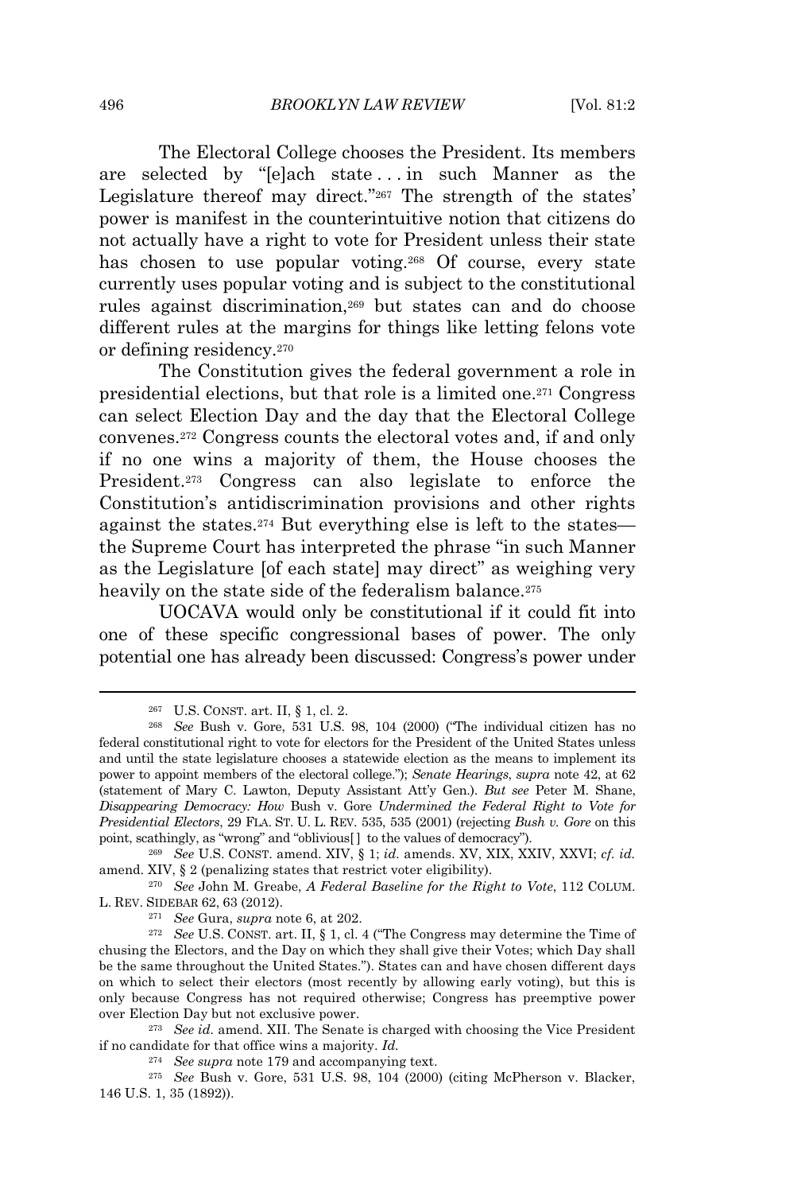The Electoral College chooses the President. Its members are selected by "[e]ach state . . . in such Manner as the Legislature thereof may direct."[267] The strength of the states' power is manifest in the counterintuitive notion that citizens do not actually have a right to vote for President unless their state has chosen to use popular voting.[268] Of course, every state currently uses popular voting and is subject to the constitutional rules against discrimination,[269] but states can and do choose different rules at the margins for things like letting felons vote or defining residency.[270]

The Constitution gives the federal government a role in presidential elections, but that role is a limited one.[271] Congress can select Election Day and the day that the Electoral College convenes.[272] Congress counts the electoral votes and, if and only if no one wins a majority of them, the House chooses the President.[273] Congress can also legislate to enforce the Constitution's antidiscrimination provisions and other rights against the states.[274] But everything else is left to the states—the Supreme Court has interpreted the phrase "in such Manner as the Legislature [of each state] may direct" as weighing very heavily on the state side of the federalism balance.[275]

UOCAVA would only be constitutional if it could fit into one of these specific congressional bases of power. The only potential one has already been discussed: Congress's power under

---

[267] U.S. CONST. art. II, § 1, cl. 2.

[268] *See* Bush v. Gore, 531 U.S. 98, 104 (2000) ("The individual citizen has no federal constitutional right to vote for electors for the President of the United States unless and until the state legislature chooses a statewide election as the means to implement its power to appoint members of the electoral college."); *Senate Hearings*, *supra* note 42, at 62 (statement of Mary C. Lawton, Deputy Assistant Att'y Gen.). *But see* Peter M. Shane, *Disappearing Democracy: How* Bush v. Gore *Undermined the Federal Right to Vote for Presidential Electors*, 29 FLA. ST. U. L. REV. 535, 535 (2001) (rejecting *Bush v. Gore* on this point, scathingly, as "wrong" and "oblivious[ ] to the values of democracy").

[269] *See* U.S. CONST. amend. XIV, § 1; *id.* amends. XV, XIX, XXIV, XXVI; *cf. id.* amend. XIV, § 2 (penalizing states that restrict voter eligibility).

[270] *See* John M. Greabe, *A Federal Baseline for the Right to Vote*, 112 COLUM. L. REV. SIDEBAR 62, 63 (2012).

[271] *See* Gura, *supra* note 6, at 202.

[272] *See* U.S. CONST. art. II, § 1, cl. 4 ("The Congress may determine the Time of chusing the Electors, and the Day on which they shall give their Votes; which Day shall be the same throughout the United States."). States can and have chosen different days on which to select their electors (most recently by allowing early voting), but this is only because Congress has not required otherwise; Congress has preemptive power over Election Day but not exclusive power.

[273] *See id.* amend. XII. The Senate is charged with choosing the Vice President if no candidate for that office wins a majority. *Id.*

[274] *See supra* note 179 and accompanying text.

[275] *See* Bush v. Gore, 531 U.S. 98, 104 (2000) (citing McPherson v. Blacker, 146 U.S. 1, 35 (1892)).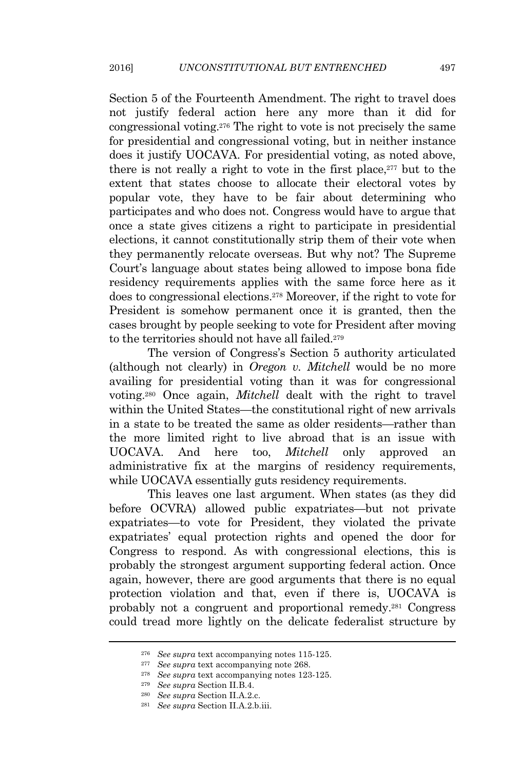Section 5 of the Fourteenth Amendment. The right to travel does not justify federal action here any more than it did for congressional voting.[276] The right to vote is not precisely the same for presidential and congressional voting, but in neither instance does it justify UOCAVA. For presidential voting, as noted above, there is not really a right to vote in the first place,[277] but to the extent that states choose to allocate their electoral votes by popular vote, they have to be fair about determining who participates and who does not. Congress would have to argue that once a state gives citizens a right to participate in presidential elections, it cannot constitutionally strip them of their vote when they permanently relocate overseas. But why not? The Supreme Court's language about states being allowed to impose bona fide residency requirements applies with the same force here as it does to congressional elections.[278] Moreover, if the right to vote for President is somehow permanent once it is granted, then the cases brought by people seeking to vote for President after moving to the territories should not have all failed.[279]

The version of Congress's Section 5 authority articulated (although not clearly) in *Oregon v. Mitchell* would be no more availing for presidential voting than it was for congressional voting.[280] Once again, *Mitchell* dealt with the right to travel within the United States—the constitutional right of new arrivals in a state to be treated the same as older residents—rather than the more limited right to live abroad that is an issue with UOCAVA. And here too, *Mitchell* only approved an administrative fix at the margins of residency requirements, while UOCAVA essentially guts residency requirements.

This leaves one last argument. When states (as they did before OCVRA) allowed public expatriates—but not private expatriates—to vote for President, they violated the private expatriates' equal protection rights and opened the door for Congress to respond. As with congressional elections, this is probably the strongest argument supporting federal action. Once again, however, there are good arguments that there is no equal protection violation and that, even if there is, UOCAVA is probably not a congruent and proportional remedy.[281] Congress could tread more lightly on the delicate federalist structure by

---

[276] *See supra* text accompanying notes 115-125.

[277] *See supra* text accompanying note 268.

[278] *See supra* text accompanying notes 123-125.

[279] *See supra* Section II.B.4.

[280] *See supra* Section II.A.2.c.

[281] *See supra* Section II.A.2.b.iii.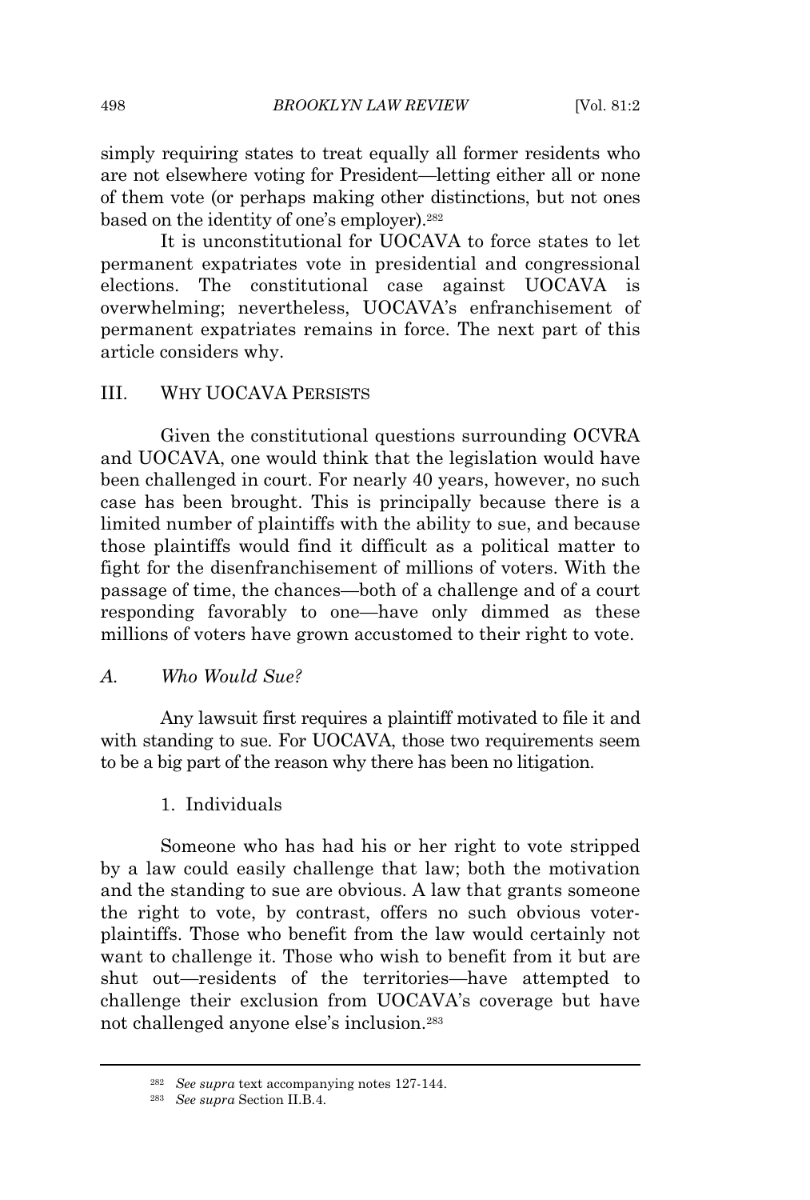simply requiring states to treat equally all former residents who are not elsewhere voting for President—letting either all or none of them vote (or perhaps making other distinctions, but not ones based on the identity of one's employer).[282]

It is unconstitutional for UOCAVA to force states to let permanent expatriates vote in presidential and congressional elections. The constitutional case against UOCAVA is overwhelming; nevertheless, UOCAVA's enfranchisement of permanent expatriates remains in force. The next part of this article considers why.

## III. WHY UOCAVA PERSISTS

Given the constitutional questions surrounding OCVRA and UOCAVA, one would think that the legislation would have been challenged in court. For nearly 40 years, however, no such case has been brought. This is principally because there is a limited number of plaintiffs with the ability to sue, and because those plaintiffs would find it difficult as a political matter to fight for the disenfranchisement of millions of voters. With the passage of time, the chances—both of a challenge and of a court responding favorably to one—have only dimmed as these millions of voters have grown accustomed to their right to vote.

### *A. Who Would Sue?*

Any lawsuit first requires a plaintiff motivated to file it and with standing to sue. For UOCAVA, those two requirements seem to be a big part of the reason why there has been no litigation.

#### 1. Individuals

Someone who has had his or her right to vote stripped by a law could easily challenge that law; both the motivation and the standing to sue are obvious. A law that grants someone the right to vote, by contrast, offers no such obvious voter-plaintiffs. Those who benefit from the law would certainly not want to challenge it. Those who wish to benefit from it but are shut out—residents of the territories—have attempted to challenge their exclusion from UOCAVA's coverage but have not challenged anyone else's inclusion.[283]

---

[282] *See supra* text accompanying notes 127-144.

[283] *See supra* Section II.B.4.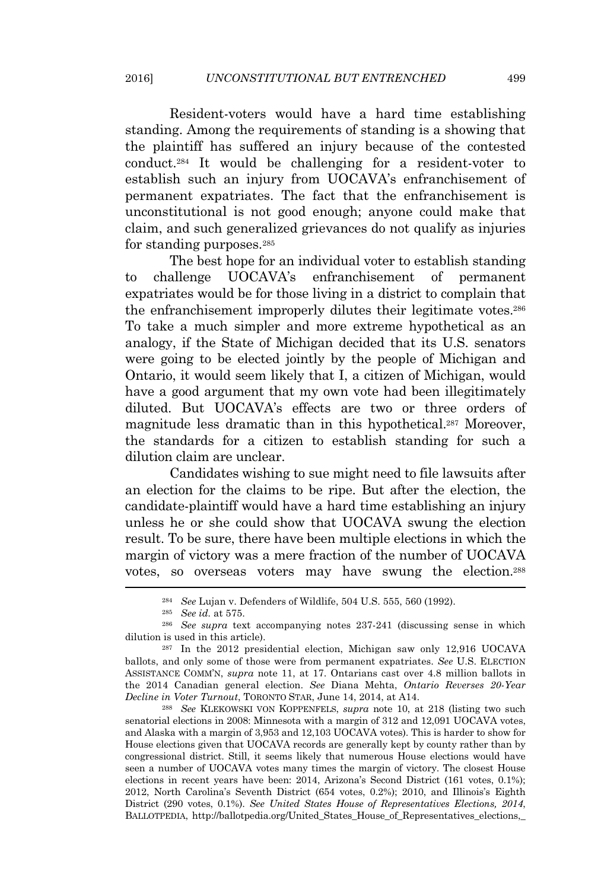Resident-voters would have a hard time establishing standing. Among the requirements of standing is a showing that the plaintiff has suffered an injury because of the contested conduct.[284] It would be challenging for a resident-voter to establish such an injury from UOCAVA's enfranchisement of permanent expatriates. The fact that the enfranchisement is unconstitutional is not good enough; anyone could make that claim, and such generalized grievances do not qualify as injuries for standing purposes.[285]

The best hope for an individual voter to establish standing to challenge UOCAVA's enfranchisement of permanent expatriates would be for those living in a district to complain that the enfranchisement improperly dilutes their legitimate votes.[286] To take a much simpler and more extreme hypothetical as an analogy, if the State of Michigan decided that its U.S. senators were going to be elected jointly by the people of Michigan and Ontario, it would seem likely that I, a citizen of Michigan, would have a good argument that my own vote had been illegitimately diluted. But UOCAVA's effects are two or three orders of magnitude less dramatic than in this hypothetical.[287] Moreover, the standards for a citizen to establish standing for such a dilution claim are unclear.

Candidates wishing to sue might need to file lawsuits after an election for the claims to be ripe. But after the election, the candidate-plaintiff would have a hard time establishing an injury unless he or she could show that UOCAVA swung the election result. To be sure, there have been multiple elections in which the margin of victory was a mere fraction of the number of UOCAVA votes, so overseas voters may have swung the election.[288]

---

[284] *See* Lujan v. Defenders of Wildlife, 504 U.S. 555, 560 (1992).

[285] *See id.* at 575.

[286] *See supra* text accompanying notes 237-241 (discussing sense in which dilution is used in this article).

[287] In the 2012 presidential election, Michigan saw only 12,916 UOCAVA ballots, and only some of those were from permanent expatriates. *See* U.S. ELECTION ASSISTANCE COMM'N, *supra* note 11, at 17. Ontarians cast over 4.8 million ballots in the 2014 Canadian general election. *See* Diana Mehta, *Ontario Reverses 20-Year Decline in Voter Turnout*, TORONTO STAR, June 14, 2014, at A14.

[288] *See* KLEKOWSKI VON KOPPENFELS, *supra* note 10, at 218 (listing two such senatorial elections in 2008: Minnesota with a margin of 312 and 12,091 UOCAVA votes, and Alaska with a margin of 3,953 and 12,103 UOCAVA votes). This is harder to show for House elections given that UOCAVA records are generally kept by county rather than by congressional district. Still, it seems likely that numerous House elections would have seen a number of UOCAVA votes many times the margin of victory. The closest House elections in recent years have been: 2014, Arizona's Second District (161 votes, 0.1%); 2012, North Carolina's Seventh District (654 votes, 0.2%); 2010, and Illinois's Eighth District (290 votes, 0.1%). *See United States House of Representatives Elections, 2014*, BALLOTPEDIA, http://ballotpedia.org/United_States_House_of_Representatives_elections,_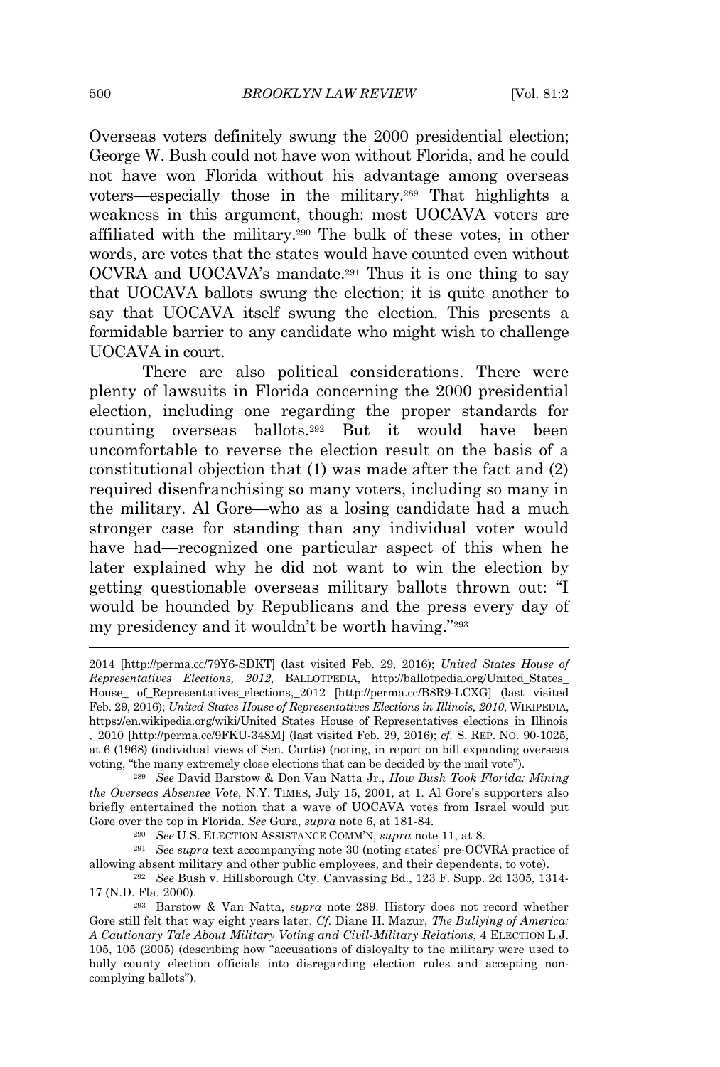Overseas voters definitely swung the 2000 presidential election; George W. Bush could not have won without Florida, and he could not have won Florida without his advantage among overseas voters—especially those in the military.[289] That highlights a weakness in this argument, though: most UOCAVA voters are affiliated with the military.[290] The bulk of these votes, in other words, are votes that the states would have counted even without OCVRA and UOCAVA's mandate.[291] Thus it is one thing to say that UOCAVA ballots swung the election; it is quite another to say that UOCAVA itself swung the election. This presents a formidable barrier to any candidate who might wish to challenge UOCAVA in court.

There are also political considerations. There were plenty of lawsuits in Florida concerning the 2000 presidential election, including one regarding the proper standards for counting overseas ballots.[292] But it would have been uncomfortable to reverse the election result on the basis of a constitutional objection that (1) was made after the fact and (2) required disenfranchising so many voters, including so many in the military. Al Gore—who as a losing candidate had a much stronger case for standing than any individual voter would have had—recognized one particular aspect of this when he later explained why he did not want to win the election by getting questionable overseas military ballots thrown out: "I would be hounded by Republicans and the press every day of my presidency and it wouldn't be worth having."[293]

---

2014 [http://perma.cc/79Y6-SDKT] (last visited Feb. 29, 2016); *United States House of Representatives Elections, 2012*, BALLOTPEDIA, http://ballotpedia.org/United_States_House_ of_Representatives_elections,_2012 [http://perma.cc/B8R9-LCXG] (last visited Feb. 29, 2016); *United States House of Representatives Elections in Illinois, 2010*, WIKIPEDIA, https://en.wikipedia.org/wiki/United_States_House_of_Representatives_elections_in_Illinois ,_2010 [http://perma.cc/9FKU-348M] (last visited Feb. 29, 2016); *cf.* S. REP. NO. 90-1025, at 6 (1968) (individual views of Sen. Curtis) (noting, in report on bill expanding overseas voting, "the many extremely close elections that can be decided by the mail vote").

[289] *See* David Barstow & Don Van Natta Jr., *How Bush Took Florida: Mining the Overseas Absentee Vote*, N.Y. TIMES, July 15, 2001, at 1. Al Gore's supporters also briefly entertained the notion that a wave of UOCAVA votes from Israel would put Gore over the top in Florida. *See* Gura, *supra* note 6, at 181-84.

[290] *See* U.S. ELECTION ASSISTANCE COMM'N, *supra* note 11, at 8.

[291] *See supra* text accompanying note 30 (noting states' pre-OCVRA practice of allowing absent military and other public employees, and their dependents, to vote).

[292] *See* Bush v. Hillsborough Cty. Canvassing Bd., 123 F. Supp. 2d 1305, 1314-17 (N.D. Fla. 2000).

[293] Barstow & Van Natta, *supra* note 289. History does not record whether Gore still felt that way eight years later. *Cf.* Diane H. Mazur, *The Bullying of America: A Cautionary Tale About Military Voting and Civil-Military Relations*, 4 ELECTION L.J. 105, 105 (2005) (describing how "accusations of disloyalty to the military were used to bully county election officials into disregarding election rules and accepting non-complying ballots").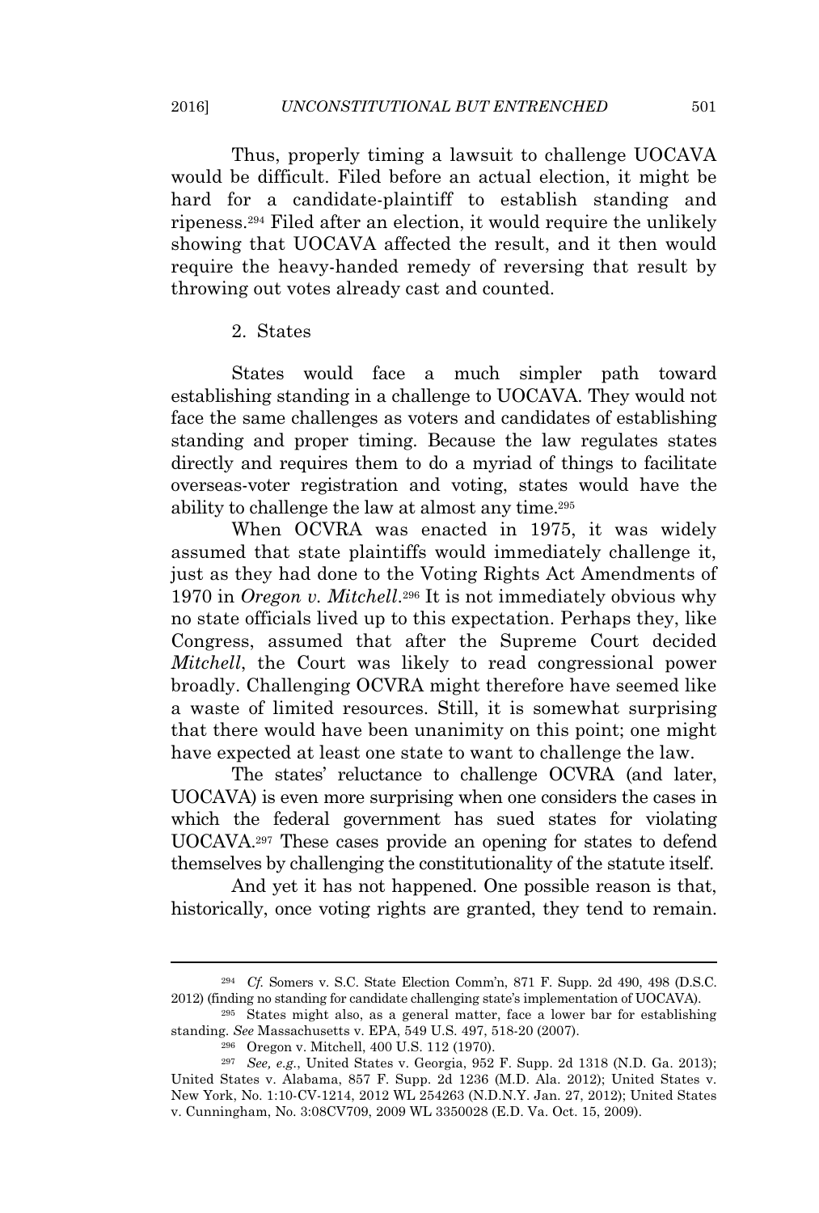Thus, properly timing a lawsuit to challenge UOCAVA would be difficult. Filed before an actual election, it might be hard for a candidate-plaintiff to establish standing and ripeness.[294] Filed after an election, it would require the unlikely showing that UOCAVA affected the result, and it then would require the heavy-handed remedy of reversing that result by throwing out votes already cast and counted.

2. States

States would face a much simpler path toward establishing standing in a challenge to UOCAVA. They would not face the same challenges as voters and candidates of establishing standing and proper timing. Because the law regulates states directly and requires them to do a myriad of things to facilitate overseas-voter registration and voting, states would have the ability to challenge the law at almost any time.[295]

When OCVRA was enacted in 1975, it was widely assumed that state plaintiffs would immediately challenge it, just as they had done to the Voting Rights Act Amendments of 1970 in *Oregon v. Mitchell*.[296] It is not immediately obvious why no state officials lived up to this expectation. Perhaps they, like Congress, assumed that after the Supreme Court decided *Mitchell*, the Court was likely to read congressional power broadly. Challenging OCVRA might therefore have seemed like a waste of limited resources. Still, it is somewhat surprising that there would have been unanimity on this point; one might have expected at least one state to want to challenge the law.

The states' reluctance to challenge OCVRA (and later, UOCAVA) is even more surprising when one considers the cases in which the federal government has sued states for violating UOCAVA.[297] These cases provide an opening for states to defend themselves by challenging the constitutionality of the statute itself.

And yet it has not happened. One possible reason is that, historically, once voting rights are granted, they tend to remain.

---

[294] *Cf.* Somers v. S.C. State Election Comm'n, 871 F. Supp. 2d 490, 498 (D.S.C. 2012) (finding no standing for candidate challenging state's implementation of UOCAVA).

[295] States might also, as a general matter, face a lower bar for establishing standing. *See* Massachusetts v. EPA, 549 U.S. 497, 518-20 (2007).

[296] Oregon v. Mitchell, 400 U.S. 112 (1970).

[297] *See, e.g.*, United States v. Georgia, 952 F. Supp. 2d 1318 (N.D. Ga. 2013); United States v. Alabama, 857 F. Supp. 2d 1236 (M.D. Ala. 2012); United States v. New York, No. 1:10-CV-1214, 2012 WL 254263 (N.D.N.Y. Jan. 27, 2012); United States v. Cunningham, No. 3:08CV709, 2009 WL 3350028 (E.D. Va. Oct. 15, 2009).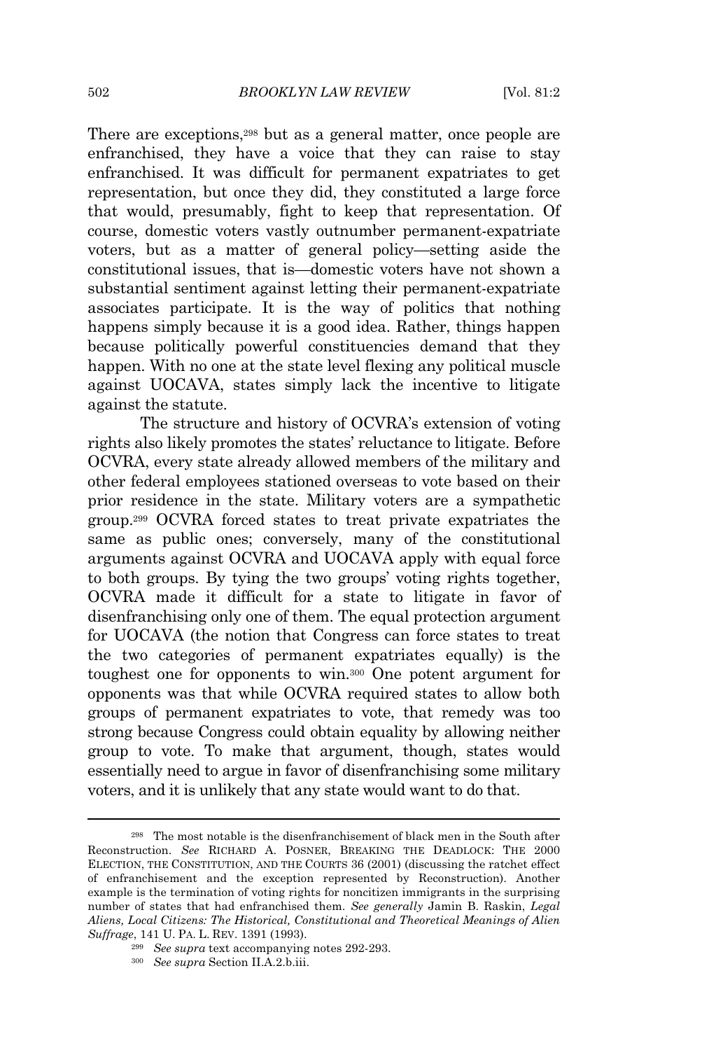There are exceptions,[298] but as a general matter, once people are enfranchised, they have a voice that they can raise to stay enfranchised. It was difficult for permanent expatriates to get representation, but once they did, they constituted a large force that would, presumably, fight to keep that representation. Of course, domestic voters vastly outnumber permanent-expatriate voters, but as a matter of general policy—setting aside the constitutional issues, that is—domestic voters have not shown a substantial sentiment against letting their permanent-expatriate associates participate. It is the way of politics that nothing happens simply because it is a good idea. Rather, things happen because politically powerful constituencies demand that they happen. With no one at the state level flexing any political muscle against UOCAVA, states simply lack the incentive to litigate against the statute.

The structure and history of OCVRA's extension of voting rights also likely promotes the states' reluctance to litigate. Before OCVRA, every state already allowed members of the military and other federal employees stationed overseas to vote based on their prior residence in the state. Military voters are a sympathetic group.[299] OCVRA forced states to treat private expatriates the same as public ones; conversely, many of the constitutional arguments against OCVRA and UOCAVA apply with equal force to both groups. By tying the two groups' voting rights together, OCVRA made it difficult for a state to litigate in favor of disenfranchising only one of them. The equal protection argument for UOCAVA (the notion that Congress can force states to treat the two categories of permanent expatriates equally) is the toughest one for opponents to win.[300] One potent argument for opponents was that while OCVRA required states to allow both groups of permanent expatriates to vote, that remedy was too strong because Congress could obtain equality by allowing neither group to vote. To make that argument, though, states would essentially need to argue in favor of disenfranchising some military voters, and it is unlikely that any state would want to do that.

---

[298] The most notable is the disenfranchisement of black men in the South after Reconstruction. *See* RICHARD A. POSNER, BREAKING THE DEADLOCK: THE 2000 ELECTION, THE CONSTITUTION, AND THE COURTS 36 (2001) (discussing the ratchet effect of enfranchisement and the exception represented by Reconstruction). Another example is the termination of voting rights for noncitizen immigrants in the surprising number of states that had enfranchised them. *See generally* Jamin B. Raskin, *Legal Aliens, Local Citizens: The Historical, Constitutional and Theoretical Meanings of Alien Suffrage*, 141 U. PA. L. REV. 1391 (1993).

[299] *See supra* text accompanying notes 292-293.

[300] *See supra* Section II.A.2.b.iii.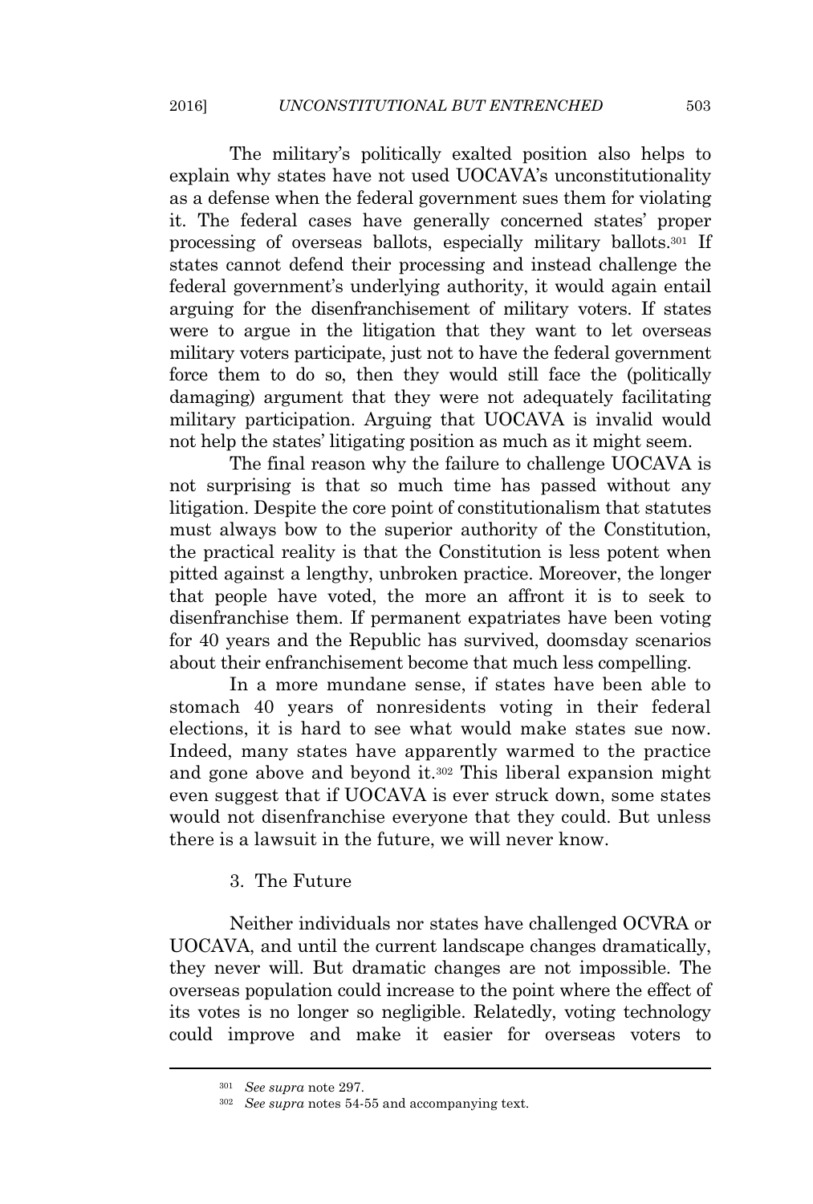The military's politically exalted position also helps to explain why states have not used UOCAVA's unconstitutionality as a defense when the federal government sues them for violating it. The federal cases have generally concerned states' proper processing of overseas ballots, especially military ballots.[301] If states cannot defend their processing and instead challenge the federal government's underlying authority, it would again entail arguing for the disenfranchisement of military voters. If states were to argue in the litigation that they want to let overseas military voters participate, just not to have the federal government force them to do so, then they would still face the (politically damaging) argument that they were not adequately facilitating military participation. Arguing that UOCAVA is invalid would not help the states' litigating position as much as it might seem.

The final reason why the failure to challenge UOCAVA is not surprising is that so much time has passed without any litigation. Despite the core point of constitutionalism that statutes must always bow to the superior authority of the Constitution, the practical reality is that the Constitution is less potent when pitted against a lengthy, unbroken practice. Moreover, the longer that people have voted, the more an affront it is to seek to disenfranchise them. If permanent expatriates have been voting for 40 years and the Republic has survived, doomsday scenarios about their enfranchisement become that much less compelling.

In a more mundane sense, if states have been able to stomach 40 years of nonresidents voting in their federal elections, it is hard to see what would make states sue now. Indeed, many states have apparently warmed to the practice and gone above and beyond it.[302] This liberal expansion might even suggest that if UOCAVA is ever struck down, some states would not disenfranchise everyone that they could. But unless there is a lawsuit in the future, we will never know.

### 3. The Future

Neither individuals nor states have challenged OCVRA or UOCAVA, and until the current landscape changes dramatically, they never will. But dramatic changes are not impossible. The overseas population could increase to the point where the effect of its votes is no longer so negligible. Relatedly, voting technology could improve and make it easier for overseas voters to

---

[301] *See supra* note 297.

[302] *See supra* notes 54-55 and accompanying text.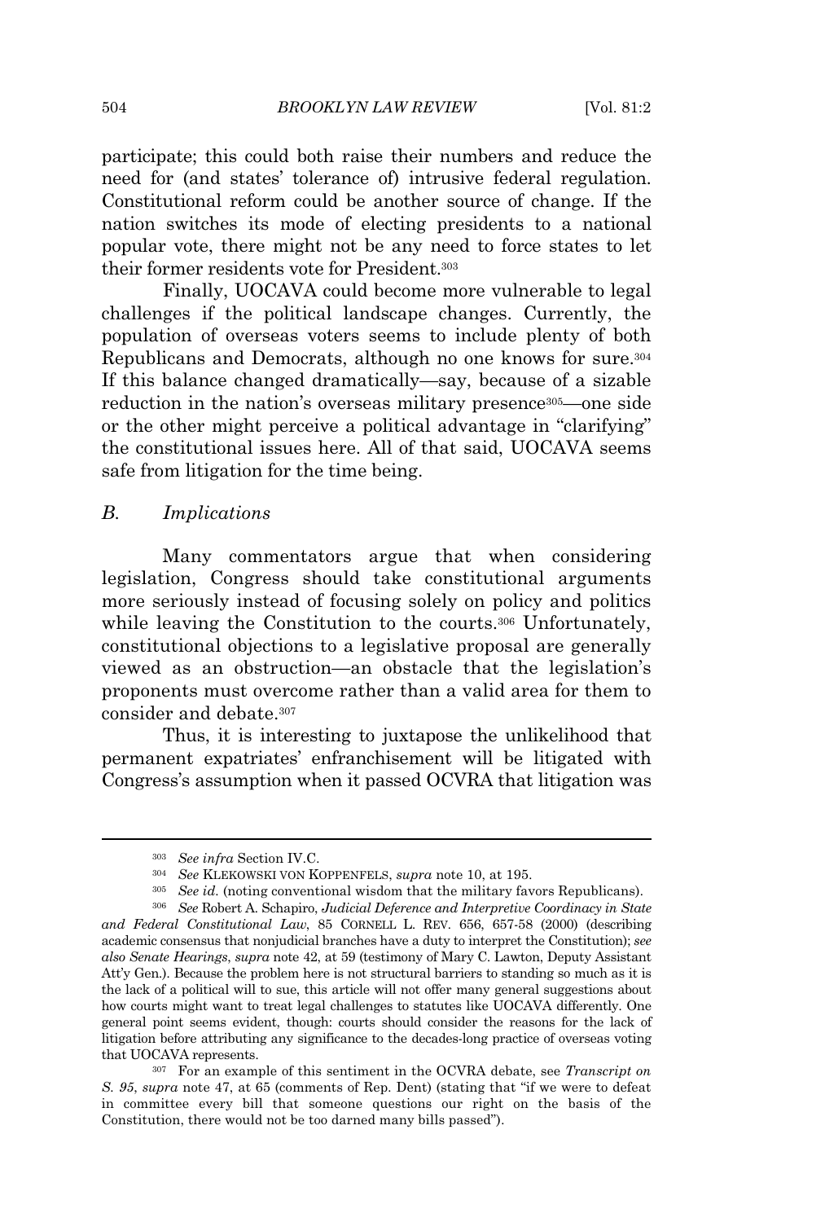participate; this could both raise their numbers and reduce the need for (and states' tolerance of) intrusive federal regulation. Constitutional reform could be another source of change. If the nation switches its mode of electing presidents to a national popular vote, there might not be any need to force states to let their former residents vote for President.[303]

Finally, UOCAVA could become more vulnerable to legal challenges if the political landscape changes. Currently, the population of overseas voters seems to include plenty of both Republicans and Democrats, although no one knows for sure.[304] If this balance changed dramatically—say, because of a sizable reduction in the nation's overseas military presence[305]—one side or the other might perceive a political advantage in "clarifying" the constitutional issues here. All of that said, UOCAVA seems safe from litigation for the time being.

### B. *Implications*

Many commentators argue that when considering legislation, Congress should take constitutional arguments more seriously instead of focusing solely on policy and politics while leaving the Constitution to the courts.[306] Unfortunately, constitutional objections to a legislative proposal are generally viewed as an obstruction—an obstacle that the legislation's proponents must overcome rather than a valid area for them to consider and debate.[307]

Thus, it is interesting to juxtapose the unlikelihood that permanent expatriates' enfranchisement will be litigated with Congress's assumption when it passed OCVRA that litigation was

---

[303] *See infra* Section IV.C.

[304] *See* KLEKOWSKI VON KOPPENFELS, *supra* note 10, at 195.

[305] *See id.* (noting conventional wisdom that the military favors Republicans).

[306] *See* Robert A. Schapiro, *Judicial Deference and Interpretive Coordinacy in State and Federal Constitutional Law*, 85 CORNELL L. REV. 656, 657-58 (2000) (describing academic consensus that nonjudicial branches have a duty to interpret the Constitution); *see also Senate Hearings*, *supra* note 42, at 59 (testimony of Mary C. Lawton, Deputy Assistant Att'y Gen.). Because the problem here is not structural barriers to standing so much as it is the lack of a political will to sue, this article will not offer many general suggestions about how courts might want to treat legal challenges to statutes like UOCAVA differently. One general point seems evident, though: courts should consider the reasons for the lack of litigation before attributing any significance to the decades-long practice of overseas voting that UOCAVA represents.

[307] For an example of this sentiment in the OCVRA debate, see *Transcript on S. 95*, *supra* note 47, at 65 (comments of Rep. Dent) (stating that "if we were to defeat in committee every bill that someone questions our right on the basis of the Constitution, there would not be too darned many bills passed").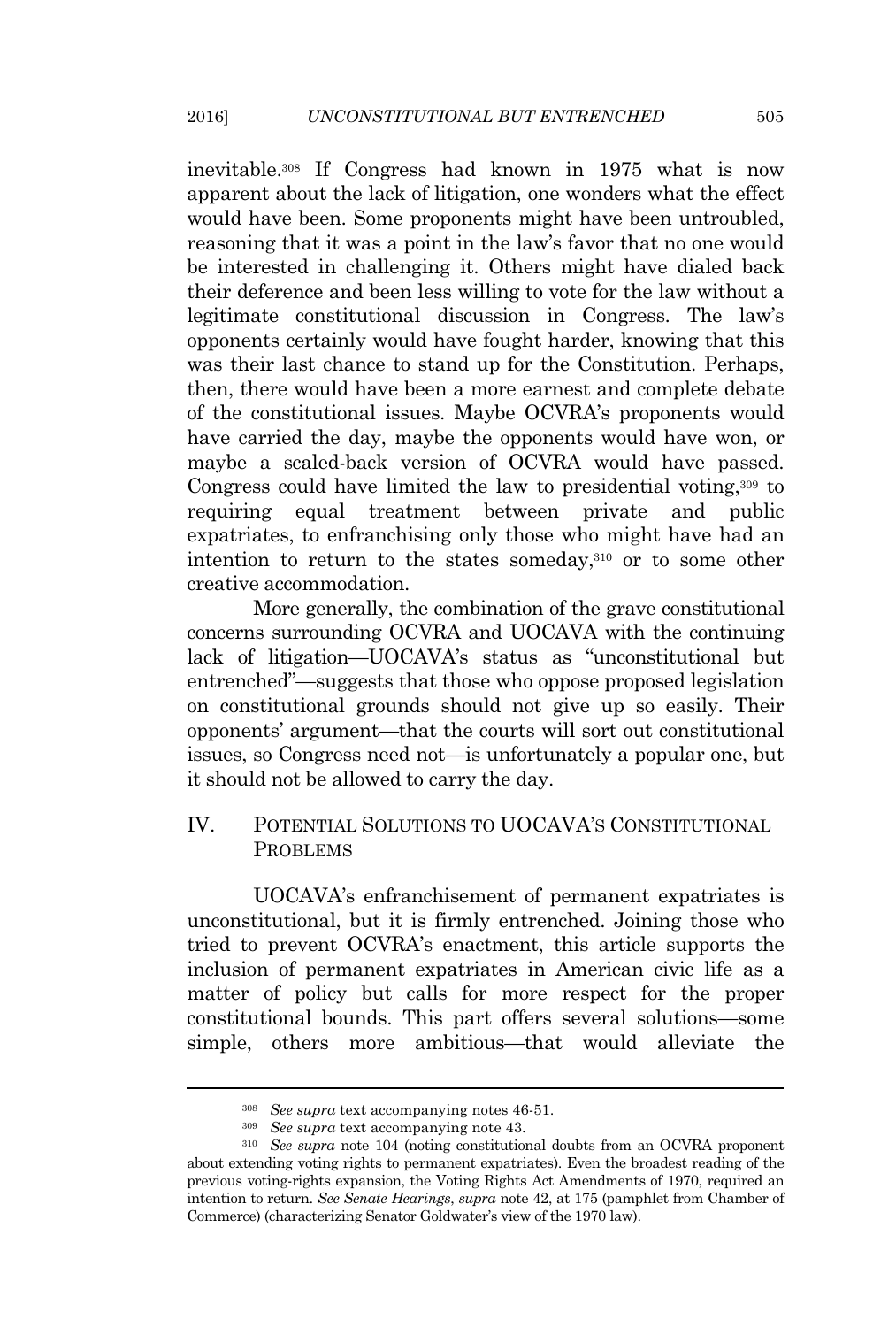inevitable.[308] If Congress had known in 1975 what is now apparent about the lack of litigation, one wonders what the effect would have been. Some proponents might have been untroubled, reasoning that it was a point in the law's favor that no one would be interested in challenging it. Others might have dialed back their deference and been less willing to vote for the law without a legitimate constitutional discussion in Congress. The law's opponents certainly would have fought harder, knowing that this was their last chance to stand up for the Constitution. Perhaps, then, there would have been a more earnest and complete debate of the constitutional issues. Maybe OCVRA's proponents would have carried the day, maybe the opponents would have won, or maybe a scaled-back version of OCVRA would have passed. Congress could have limited the law to presidential voting,[309] to requiring equal treatment between private and public expatriates, to enfranchising only those who might have had an intention to return to the states someday,[310] or to some other creative accommodation.

More generally, the combination of the grave constitutional concerns surrounding OCVRA and UOCAVA with the continuing lack of litigation—UOCAVA's status as "unconstitutional but entrenched"—suggests that those who oppose proposed legislation on constitutional grounds should not give up so easily. Their opponents' argument—that the courts will sort out constitutional issues, so Congress need not—is unfortunately a popular one, but it should not be allowed to carry the day.

## IV. POTENTIAL SOLUTIONS TO UOCAVA'S CONSTITUTIONAL PROBLEMS

UOCAVA's enfranchisement of permanent expatriates is unconstitutional, but it is firmly entrenched. Joining those who tried to prevent OCVRA's enactment, this article supports the inclusion of permanent expatriates in American civic life as a matter of policy but calls for more respect for the proper constitutional bounds. This part offers several solutions—some simple, others more ambitious—that would alleviate the

---

[308] *See supra* text accompanying notes 46-51.

[309] *See supra* text accompanying note 43.

[310] *See supra* note 104 (noting constitutional doubts from an OCVRA proponent about extending voting rights to permanent expatriates). Even the broadest reading of the previous voting-rights expansion, the Voting Rights Act Amendments of 1970, required an intention to return. *See Senate Hearings*, *supra* note 42, at 175 (pamphlet from Chamber of Commerce) (characterizing Senator Goldwater's view of the 1970 law).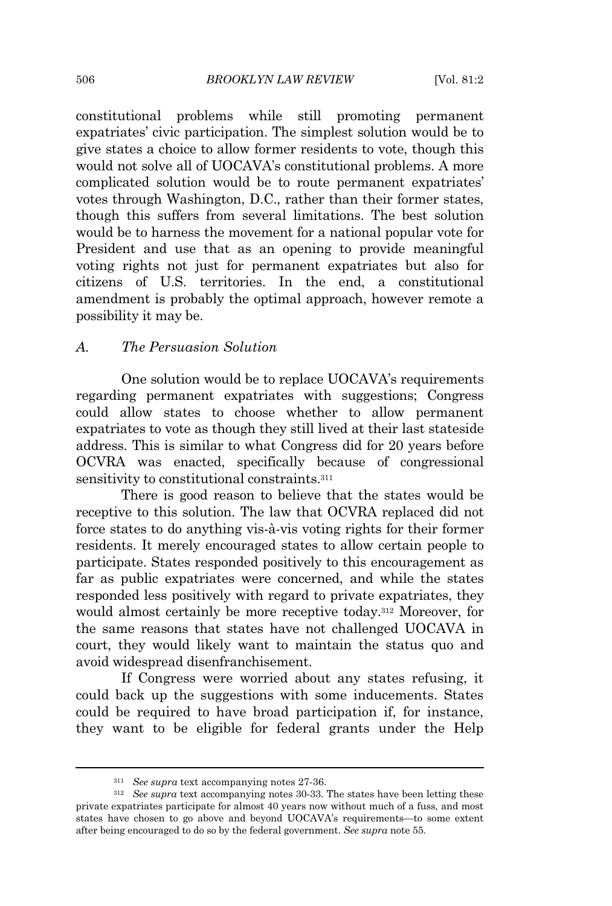constitutional problems while still promoting permanent expatriates' civic participation. The simplest solution would be to give states a choice to allow former residents to vote, though this would not solve all of UOCAVA's constitutional problems. A more complicated solution would be to route permanent expatriates' votes through Washington, D.C., rather than their former states, though this suffers from several limitations. The best solution would be to harness the movement for a national popular vote for President and use that as an opening to provide meaningful voting rights not just for permanent expatriates but also for citizens of U.S. territories. In the end, a constitutional amendment is probably the optimal approach, however remote a possibility it may be.

### A. *The Persuasion Solution*

One solution would be to replace UOCAVA's requirements regarding permanent expatriates with suggestions; Congress could allow states to choose whether to allow permanent expatriates to vote as though they still lived at their last stateside address. This is similar to what Congress did for 20 years before OCVRA was enacted, specifically because of congressional sensitivity to constitutional constraints.[311]

There is good reason to believe that the states would be receptive to this solution. The law that OCVRA replaced did not force states to do anything vis-à-vis voting rights for their former residents. It merely encouraged states to allow certain people to participate. States responded positively to this encouragement as far as public expatriates were concerned, and while the states responded less positively with regard to private expatriates, they would almost certainly be more receptive today.[312] Moreover, for the same reasons that states have not challenged UOCAVA in court, they would likely want to maintain the status quo and avoid widespread disenfranchisement.

If Congress were worried about any states refusing, it could back up the suggestions with some inducements. States could be required to have broad participation if, for instance, they want to be eligible for federal grants under the Help

---

[311] *See supra* text accompanying notes 27-36.

[312] *See supra* text accompanying notes 30-33. The states have been letting these private expatriates participate for almost 40 years now without much of a fuss, and most states have chosen to go above and beyond UOCAVA's requirements—to some extent after being encouraged to do so by the federal government. *See supra* note 55.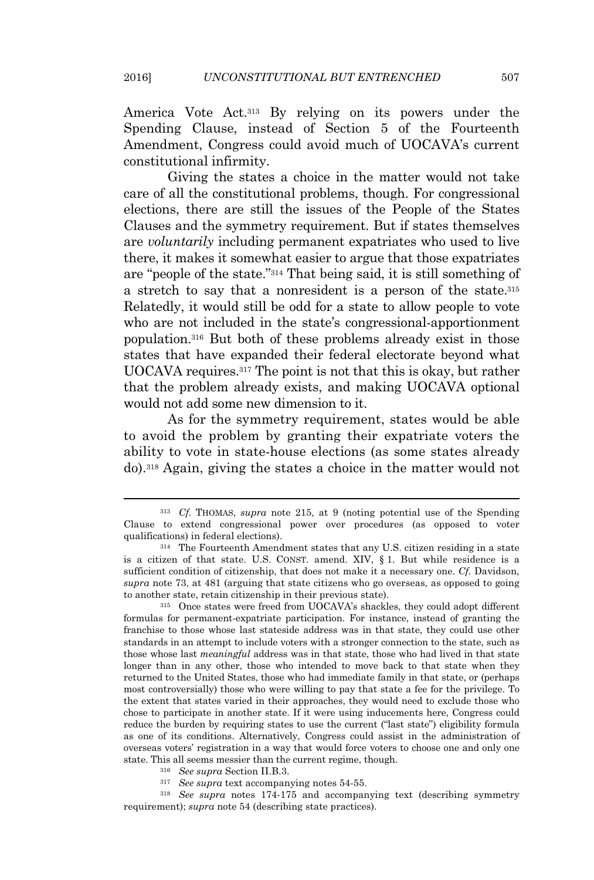America Vote Act.[313] By relying on its powers under the Spending Clause, instead of Section 5 of the Fourteenth Amendment, Congress could avoid much of UOCAVA's current constitutional infirmity.

Giving the states a choice in the matter would not take care of all the constitutional problems, though. For congressional elections, there are still the issues of the People of the States Clauses and the symmetry requirement. But if states themselves are *voluntarily* including permanent expatriates who used to live there, it makes it somewhat easier to argue that those expatriates are "people of the state."[314] That being said, it is still something of a stretch to say that a nonresident is a person of the state.[315] Relatedly, it would still be odd for a state to allow people to vote who are not included in the state's congressional-apportionment population.[316] But both of these problems already exist in those states that have expanded their federal electorate beyond what UOCAVA requires.[317] The point is not that this is okay, but rather that the problem already exists, and making UOCAVA optional would not add some new dimension to it.

As for the symmetry requirement, states would be able to avoid the problem by granting their expatriate voters the ability to vote in state-house elections (as some states already do).[318] Again, giving the states a choice in the matter would not

---

[313] *Cf.* THOMAS, *supra* note 215, at 9 (noting potential use of the Spending Clause to extend congressional power over procedures (as opposed to voter qualifications) in federal elections).

[314] The Fourteenth Amendment states that any U.S. citizen residing in a state is a citizen of that state. U.S. CONST. amend. XIV, § 1. But while residence is a sufficient condition of citizenship, that does not make it a necessary one. *Cf.* Davidson, *supra* note 73, at 481 (arguing that state citizens who go overseas, as opposed to going to another state, retain citizenship in their previous state).

[315] Once states were freed from UOCAVA's shackles, they could adopt different formulas for permanent-expatriate participation. For instance, instead of granting the franchise to those whose last stateside address was in that state, they could use other standards in an attempt to include voters with a stronger connection to the state, such as those whose last *meaningful* address was in that state, those who had lived in that state longer than in any other, those who intended to move back to that state when they returned to the United States, those who had immediate family in that state, or (perhaps most controversially) those who were willing to pay that state a fee for the privilege. To the extent that states varied in their approaches, they would need to exclude those who chose to participate in another state. If it were using inducements here, Congress could reduce the burden by requiring states to use the current ("last state") eligibility formula as one of its conditions. Alternatively, Congress could assist in the administration of overseas voters' registration in a way that would force voters to choose one and only one state. This all seems messier than the current regime, though.

[316] *See supra* Section II.B.3.

[317] *See supra* text accompanying notes 54-55.

[318] *See supra* notes 174-175 and accompanying text (describing symmetry requirement); *supra* note 54 (describing state practices).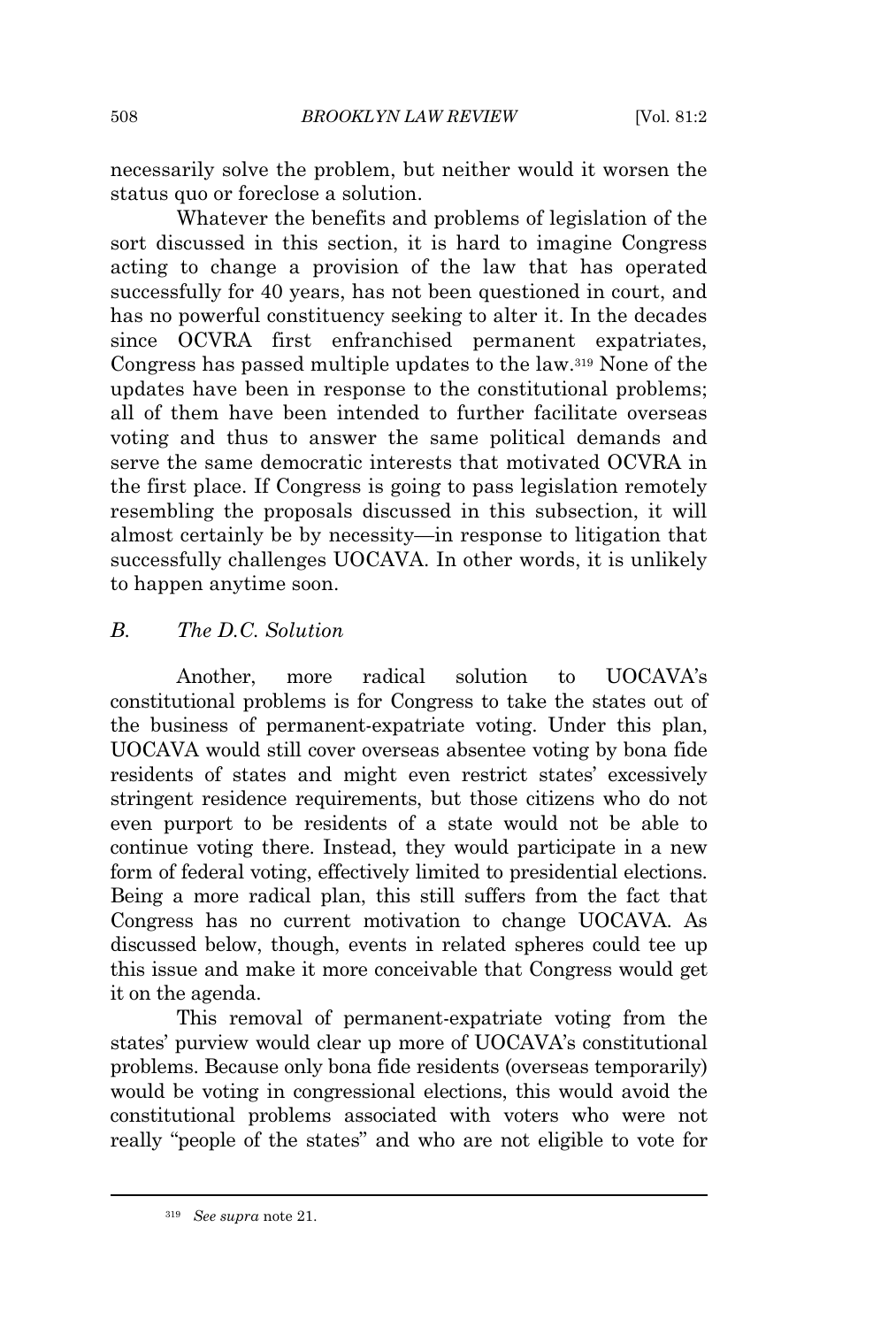necessarily solve the problem, but neither would it worsen the status quo or foreclose a solution.

Whatever the benefits and problems of legislation of the sort discussed in this section, it is hard to imagine Congress acting to change a provision of the law that has operated successfully for 40 years, has not been questioned in court, and has no powerful constituency seeking to alter it. In the decades since OCVRA first enfranchised permanent expatriates, Congress has passed multiple updates to the law.[319] None of the updates have been in response to the constitutional problems; all of them have been intended to further facilitate overseas voting and thus to answer the same political demands and serve the same democratic interests that motivated OCVRA in the first place. If Congress is going to pass legislation remotely resembling the proposals discussed in this subsection, it will almost certainly be by necessity—in response to litigation that successfully challenges UOCAVA. In other words, it is unlikely to happen anytime soon.

### *B. The D.C. Solution*

Another, more radical solution to UOCAVA's constitutional problems is for Congress to take the states out of the business of permanent-expatriate voting. Under this plan, UOCAVA would still cover overseas absentee voting by bona fide residents of states and might even restrict states' excessively stringent residence requirements, but those citizens who do not even purport to be residents of a state would not be able to continue voting there. Instead, they would participate in a new form of federal voting, effectively limited to presidential elections. Being a more radical plan, this still suffers from the fact that Congress has no current motivation to change UOCAVA. As discussed below, though, events in related spheres could tee up this issue and make it more conceivable that Congress would get it on the agenda.

This removal of permanent-expatriate voting from the states' purview would clear up more of UOCAVA's constitutional problems. Because only bona fide residents (overseas temporarily) would be voting in congressional elections, this would avoid the constitutional problems associated with voters who were not really "people of the states" and who are not eligible to vote for

---

[319] *See supra* note 21.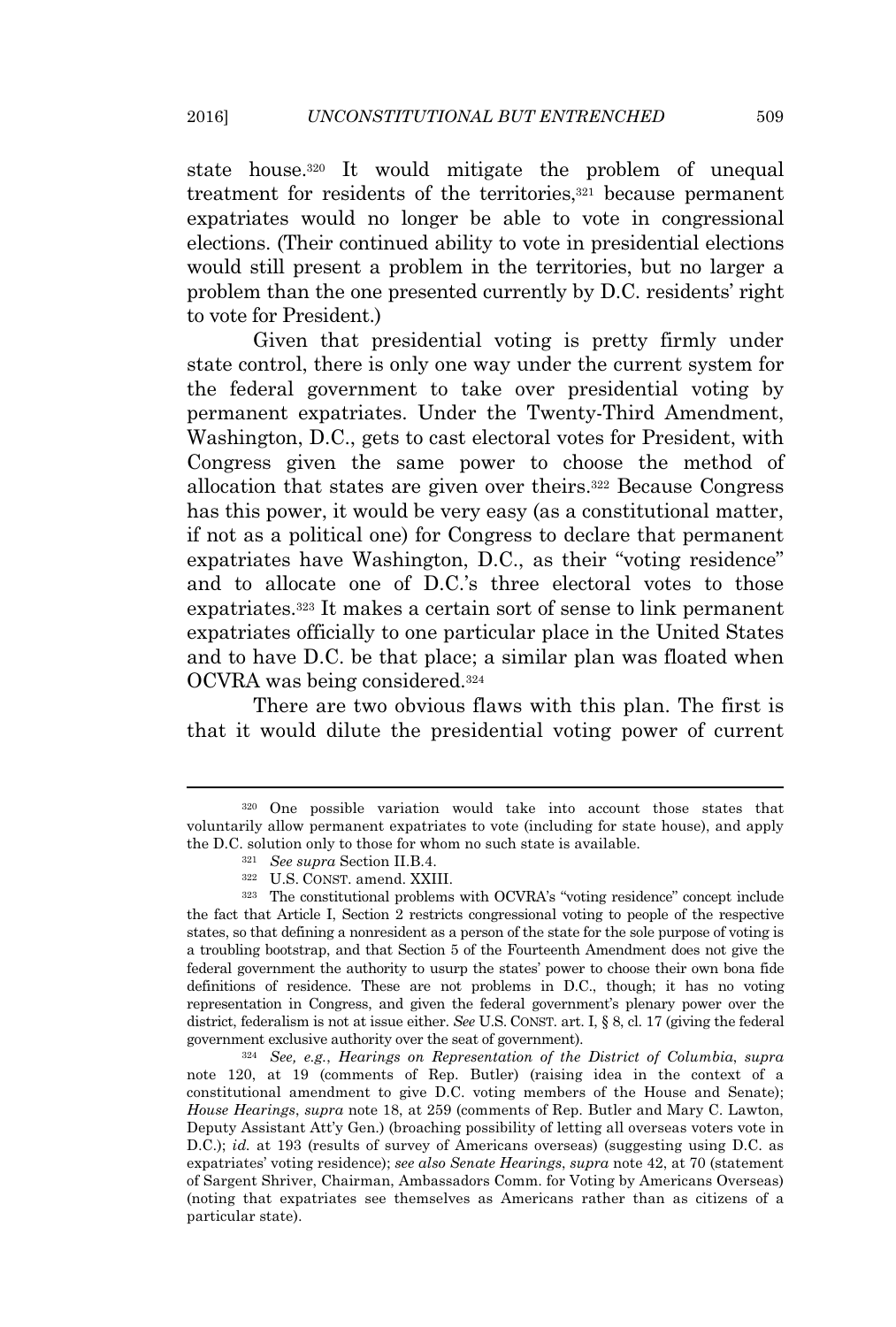state house.[320] It would mitigate the problem of unequal treatment for residents of the territories,[321] because permanent expatriates would no longer be able to vote in congressional elections. (Their continued ability to vote in presidential elections would still present a problem in the territories, but no larger a problem than the one presented currently by D.C. residents' right to vote for President.)

Given that presidential voting is pretty firmly under state control, there is only one way under the current system for the federal government to take over presidential voting by permanent expatriates. Under the Twenty-Third Amendment, Washington, D.C., gets to cast electoral votes for President, with Congress given the same power to choose the method of allocation that states are given over theirs.[322] Because Congress has this power, it would be very easy (as a constitutional matter, if not as a political one) for Congress to declare that permanent expatriates have Washington, D.C., as their "voting residence" and to allocate one of D.C.'s three electoral votes to those expatriates.[323] It makes a certain sort of sense to link permanent expatriates officially to one particular place in the United States and to have D.C. be that place; a similar plan was floated when OCVRA was being considered.[324]

There are two obvious flaws with this plan. The first is that it would dilute the presidential voting power of current

---

[320] One possible variation would take into account those states that voluntarily allow permanent expatriates to vote (including for state house), and apply the D.C. solution only to those for whom no such state is available.

[321] *See supra* Section II.B.4.

[322] U.S. CONST. amend. XXIII.

[323] The constitutional problems with OCVRA's "voting residence" concept include the fact that Article I, Section 2 restricts congressional voting to people of the respective states, so that defining a nonresident as a person of the state for the sole purpose of voting is a troubling bootstrap, and that Section 5 of the Fourteenth Amendment does not give the federal government the authority to usurp the states' power to choose their own bona fide definitions of residence. These are not problems in D.C., though; it has no voting representation in Congress, and given the federal government's plenary power over the district, federalism is not at issue either. *See* U.S. CONST. art. I, § 8, cl. 17 (giving the federal government exclusive authority over the seat of government).

[324] *See, e.g.*, *Hearings on Representation of the District of Columbia*, *supra* note 120, at 19 (comments of Rep. Butler) (raising idea in the context of a constitutional amendment to give D.C. voting members of the House and Senate); *House Hearings*, *supra* note 18, at 259 (comments of Rep. Butler and Mary C. Lawton, Deputy Assistant Att'y Gen.) (broaching possibility of letting all overseas voters vote in D.C.); *id.* at 193 (results of survey of Americans overseas) (suggesting using D.C. as expatriates' voting residence); *see also Senate Hearings*, *supra* note 42, at 70 (statement of Sargent Shriver, Chairman, Ambassadors Comm. for Voting by Americans Overseas) (noting that expatriates see themselves as Americans rather than as citizens of a particular state).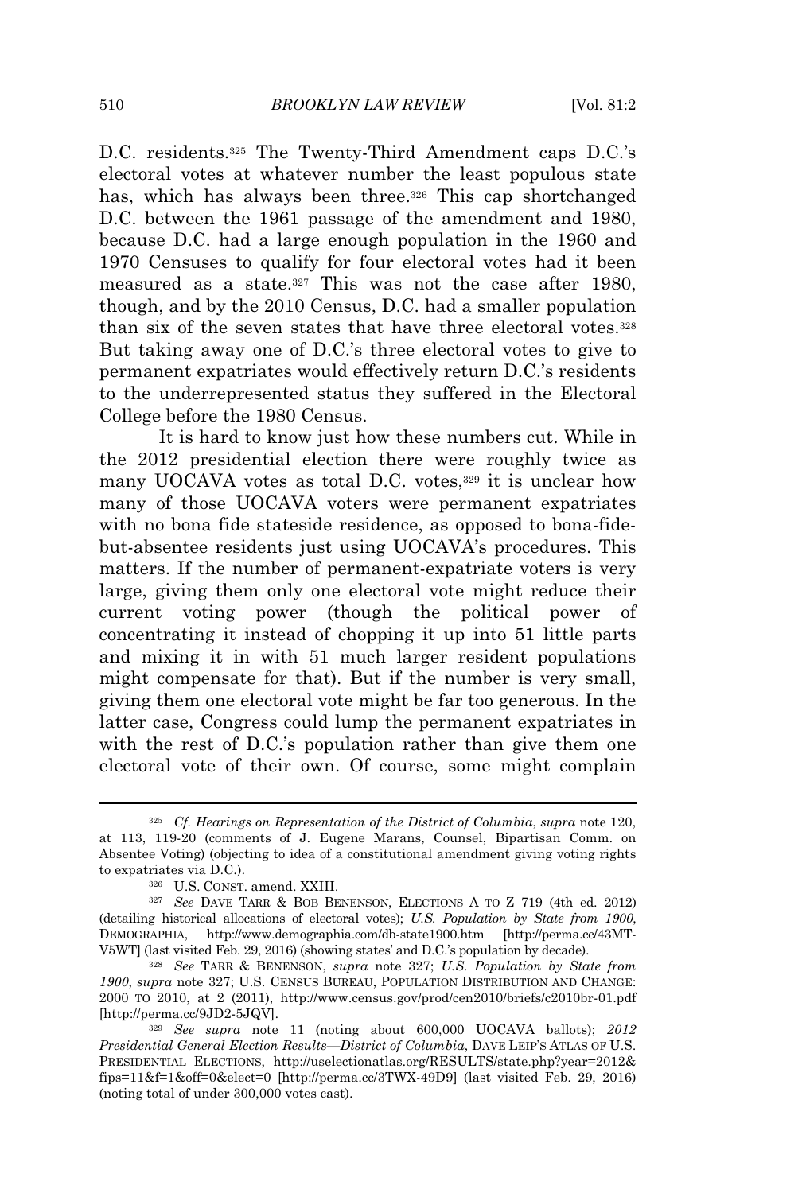D.C. residents.[325] The Twenty-Third Amendment caps D.C.'s electoral votes at whatever number the least populous state has, which has always been three.[326] This cap shortchanged D.C. between the 1961 passage of the amendment and 1980, because D.C. had a large enough population in the 1960 and 1970 Censuses to qualify for four electoral votes had it been measured as a state.[327] This was not the case after 1980, though, and by the 2010 Census, D.C. had a smaller population than six of the seven states that have three electoral votes.[328] But taking away one of D.C.'s three electoral votes to give to permanent expatriates would effectively return D.C.'s residents to the underrepresented status they suffered in the Electoral College before the 1980 Census.

It is hard to know just how these numbers cut. While in the 2012 presidential election there were roughly twice as many UOCAVA votes as total D.C. votes,[329] it is unclear how many of those UOCAVA voters were permanent expatriates with no bona fide stateside residence, as opposed to bona-fide-but-absentee residents just using UOCAVA's procedures. This matters. If the number of permanent-expatriate voters is very large, giving them only one electoral vote might reduce their current voting power (though the political power of concentrating it instead of chopping it up into 51 little parts and mixing it in with 51 much larger resident populations might compensate for that). But if the number is very small, giving them one electoral vote might be far too generous. In the latter case, Congress could lump the permanent expatriates in with the rest of D.C.'s population rather than give them one electoral vote of their own. Of course, some might complain

---

[325] *Cf. Hearings on Representation of the District of Columbia*, *supra* note 120, at 113, 119-20 (comments of J. Eugene Marans, Counsel, Bipartisan Comm. on Absentee Voting) (objecting to idea of a constitutional amendment giving voting rights to expatriates via D.C.).

[326] U.S. CONST. amend. XXIII.

[327] *See* DAVE TARR & BOB BENENSON, ELECTIONS A TO Z 719 (4th ed. 2012) (detailing historical allocations of electoral votes); *U.S. Population by State from 1900*, DEMOGRAPHIA, http://www.demographia.com/db-state1900.htm [http://perma.cc/43MT-V5WT] (last visited Feb. 29, 2016) (showing states' and D.C.'s population by decade).

[328] *See* TARR & BENENSON, *supra* note 327; *U.S. Population by State from 1900*, *supra* note 327; U.S. CENSUS BUREAU, POPULATION DISTRIBUTION AND CHANGE: 2000 TO 2010, at 2 (2011), http://www.census.gov/prod/cen2010/briefs/c2010br-01.pdf [http://perma.cc/9JD2-5JQV].

[329] *See supra* note 11 (noting about 600,000 UOCAVA ballots); *2012 Presidential General Election Results—District of Columbia*, DAVE LEIP'S ATLAS OF U.S. PRESIDENTIAL ELECTIONS, http://uselectionatlas.org/RESULTS/state.php?year=2012&fips=11&f=1&off=0&elect=0 [http://perma.cc/3TWX-49D9] (last visited Feb. 29, 2016) (noting total of under 300,000 votes cast).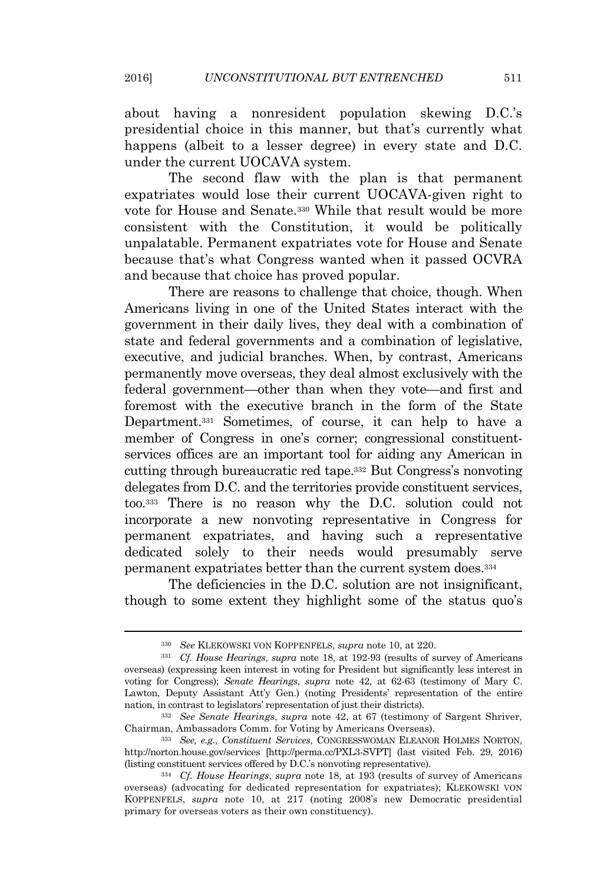about having a nonresident population skewing D.C.'s presidential choice in this manner, but that's currently what happens (albeit to a lesser degree) in every state and D.C. under the current UOCAVA system.

The second flaw with the plan is that permanent expatriates would lose their current UOCAVA-given right to vote for House and Senate.[330] While that result would be more consistent with the Constitution, it would be politically unpalatable. Permanent expatriates vote for House and Senate because that's what Congress wanted when it passed OCVRA and because that choice has proved popular.

There are reasons to challenge that choice, though. When Americans living in one of the United States interact with the government in their daily lives, they deal with a combination of state and federal governments and a combination of legislative, executive, and judicial branches. When, by contrast, Americans permanently move overseas, they deal almost exclusively with the federal government—other than when they vote—and first and foremost with the executive branch in the form of the State Department.[331] Sometimes, of course, it can help to have a member of Congress in one's corner; congressional constituent-services offices are an important tool for aiding any American in cutting through bureaucratic red tape.[332] But Congress's nonvoting delegates from D.C. and the territories provide constituent services, too.[333] There is no reason why the D.C. solution could not incorporate a new nonvoting representative in Congress for permanent expatriates, and having such a representative dedicated solely to their needs would presumably serve permanent expatriates better than the current system does.[334]

The deficiencies in the D.C. solution are not insignificant, though to some extent they highlight some of the status quo's

---

[330] *See* KLEKOWSKI VON KOPPENFELS, *supra* note 10, at 220.

[331] *Cf. House Hearings*, *supra* note 18, at 192-93 (results of survey of Americans overseas) (expressing keen interest in voting for President but significantly less interest in voting for Congress); *Senate Hearings*, *supra* note 42, at 62-63 (testimony of Mary C. Lawton, Deputy Assistant Att'y Gen.) (noting Presidents' representation of the entire nation, in contrast to legislators' representation of just their districts).

[332] *See Senate Hearings*, *supra* note 42, at 67 (testimony of Sargent Shriver, Chairman, Ambassadors Comm. for Voting by Americans Overseas).

[333] *See, e.g.*, *Constituent Services*, CONGRESSWOMAN ELEANOR HOLMES NORTON, http://norton.house.gov/services [http://perma.cc/PXL3-SVPT] (last visited Feb. 29, 2016) (listing constituent services offered by D.C.'s nonvoting representative).

[334] *Cf. House Hearings*, *supra* note 18, at 193 (results of survey of Americans overseas) (advocating for dedicated representation for expatriates); KLEKOWSKI VON KOPPENFELS, *supra* note 10, at 217 (noting 2008's new Democratic presidential primary for overseas voters as their own constituency).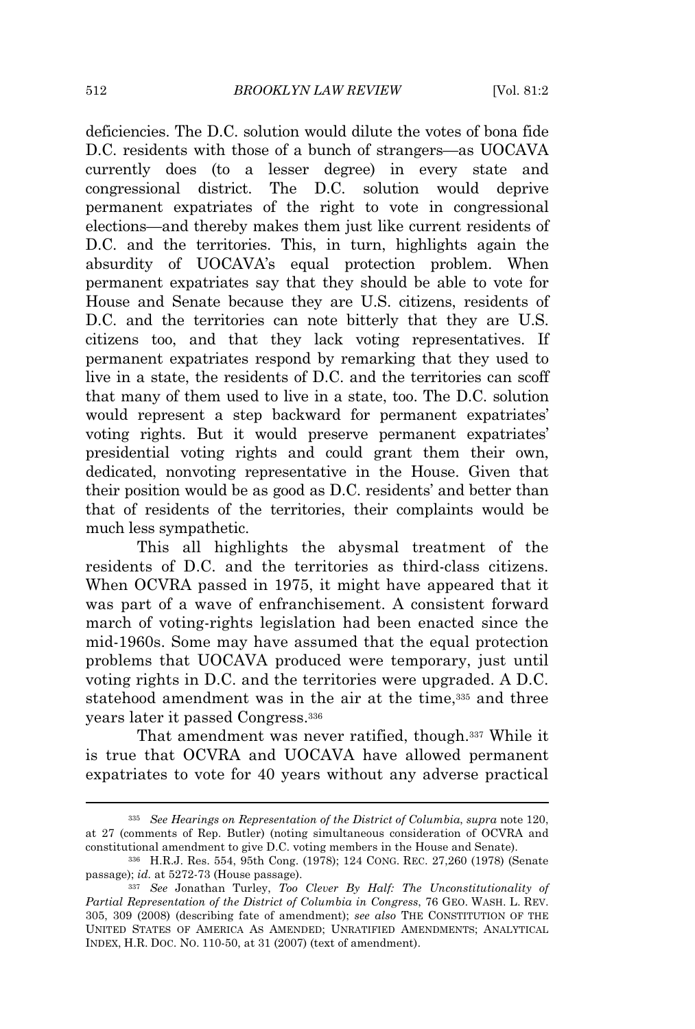deficiencies. The D.C. solution would dilute the votes of bona fide D.C. residents with those of a bunch of strangers—as UOCAVA currently does (to a lesser degree) in every state and congressional district. The D.C. solution would deprive permanent expatriates of the right to vote in congressional elections—and thereby makes them just like current residents of D.C. and the territories. This, in turn, highlights again the absurdity of UOCAVA's equal protection problem. When permanent expatriates say that they should be able to vote for House and Senate because they are U.S. citizens, residents of D.C. and the territories can note bitterly that they are U.S. citizens too, and that they lack voting representatives. If permanent expatriates respond by remarking that they used to live in a state, the residents of D.C. and the territories can scoff that many of them used to live in a state, too. The D.C. solution would represent a step backward for permanent expatriates' voting rights. But it would preserve permanent expatriates' presidential voting rights and could grant them their own, dedicated, nonvoting representative in the House. Given that their position would be as good as D.C. residents' and better than that of residents of the territories, their complaints would be much less sympathetic.

This all highlights the abysmal treatment of the residents of D.C. and the territories as third-class citizens. When OCVRA passed in 1975, it might have appeared that it was part of a wave of enfranchisement. A consistent forward march of voting-rights legislation had been enacted since the mid-1960s. Some may have assumed that the equal protection problems that UOCAVA produced were temporary, just until voting rights in D.C. and the territories were upgraded. A D.C. statehood amendment was in the air at the time,[335] and three years later it passed Congress.[336]

That amendment was never ratified, though.[337] While it is true that OCVRA and UOCAVA have allowed permanent expatriates to vote for 40 years without any adverse practical

---

[335] *See Hearings on Representation of the District of Columbia*, *supra* note 120, at 27 (comments of Rep. Butler) (noting simultaneous consideration of OCVRA and constitutional amendment to give D.C. voting members in the House and Senate).

[336] H.R.J. Res. 554, 95th Cong. (1978); 124 CONG. REC. 27,260 (1978) (Senate passage); *id.* at 5272-73 (House passage).

[337] *See* Jonathan Turley, *Too Clever By Half: The Unconstitutionality of Partial Representation of the District of Columbia in Congress*, 76 GEO. WASH. L. REV. 305, 309 (2008) (describing fate of amendment); *see also* THE CONSTITUTION OF THE UNITED STATES OF AMERICA AS AMENDED; UNRATIFIED AMENDMENTS; ANALYTICAL INDEX, H.R. DOC. NO. 110-50, at 31 (2007) (text of amendment).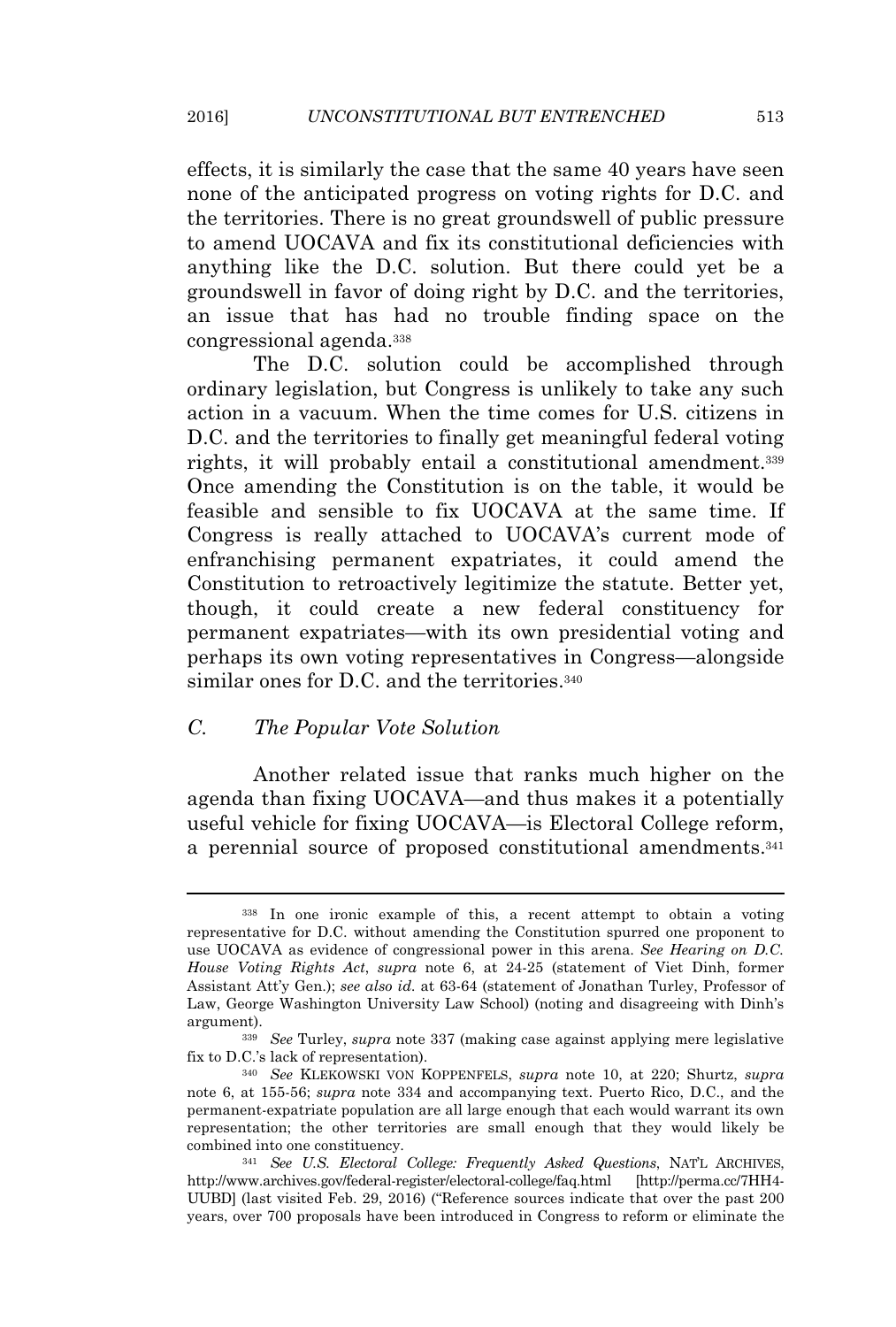effects, it is similarly the case that the same 40 years have seen none of the anticipated progress on voting rights for D.C. and the territories. There is no great groundswell of public pressure to amend UOCAVA and fix its constitutional deficiencies with anything like the D.C. solution. But there could yet be a groundswell in favor of doing right by D.C. and the territories, an issue that has had no trouble finding space on the congressional agenda.[338]

The D.C. solution could be accomplished through ordinary legislation, but Congress is unlikely to take any such action in a vacuum. When the time comes for U.S. citizens in D.C. and the territories to finally get meaningful federal voting rights, it will probably entail a constitutional amendment.[339] Once amending the Constitution is on the table, it would be feasible and sensible to fix UOCAVA at the same time. If Congress is really attached to UOCAVA's current mode of enfranchising permanent expatriates, it could amend the Constitution to retroactively legitimize the statute. Better yet, though, it could create a new federal constituency for permanent expatriates—with its own presidential voting and perhaps its own voting representatives in Congress—alongside similar ones for D.C. and the territories.[340]

### C. *The Popular Vote Solution*

Another related issue that ranks much higher on the agenda than fixing UOCAVA—and thus makes it a potentially useful vehicle for fixing UOCAVA—is Electoral College reform, a perennial source of proposed constitutional amendments.[341]

---

[338] In one ironic example of this, a recent attempt to obtain a voting representative for D.C. without amending the Constitution spurred one proponent to use UOCAVA as evidence of congressional power in this arena. *See Hearing on D.C. House Voting Rights Act*, *supra* note 6, at 24-25 (statement of Viet Dinh, former Assistant Att'y Gen.); *see also id.* at 63-64 (statement of Jonathan Turley, Professor of Law, George Washington University Law School) (noting and disagreeing with Dinh's argument).

[339] *See* Turley, *supra* note 337 (making case against applying mere legislative fix to D.C.'s lack of representation).

[340] *See* KLEKOWSKI VON KOPPENFELS, *supra* note 10, at 220; Shurtz, *supra* note 6, at 155-56; *supra* note 334 and accompanying text. Puerto Rico, D.C., and the permanent-expatriate population are all large enough that each would warrant its own representation; the other territories are small enough that they would likely be combined into one constituency.

[341] *See U.S. Electoral College: Frequently Asked Questions*, NAT'L ARCHIVES, http://www.archives.gov/federal-register/electoral-college/faq.html [http://perma.cc/7HH4-UUBD] (last visited Feb. 29, 2016) ("Reference sources indicate that over the past 200 years, over 700 proposals have been introduced in Congress to reform or eliminate the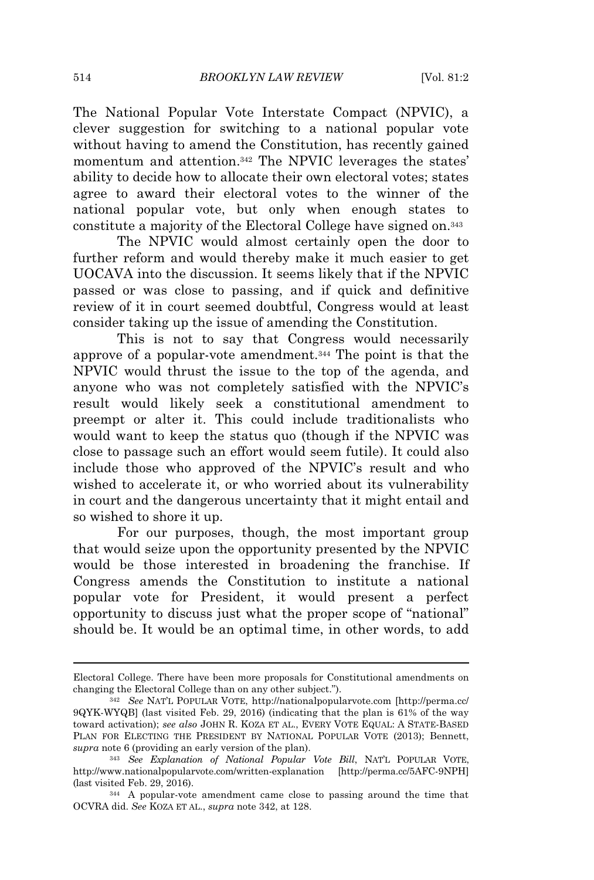The National Popular Vote Interstate Compact (NPVIC), a clever suggestion for switching to a national popular vote without having to amend the Constitution, has recently gained momentum and attention.[342] The NPVIC leverages the states' ability to decide how to allocate their own electoral votes; states agree to award their electoral votes to the winner of the national popular vote, but only when enough states to constitute a majority of the Electoral College have signed on.[343]

The NPVIC would almost certainly open the door to further reform and would thereby make it much easier to get UOCAVA into the discussion. It seems likely that if the NPVIC passed or was close to passing, and if quick and definitive review of it in court seemed doubtful, Congress would at least consider taking up the issue of amending the Constitution.

This is not to say that Congress would necessarily approve of a popular-vote amendment.[344] The point is that the NPVIC would thrust the issue to the top of the agenda, and anyone who was not completely satisfied with the NPVIC's result would likely seek a constitutional amendment to preempt or alter it. This could include traditionalists who would want to keep the status quo (though if the NPVIC was close to passage such an effort would seem futile). It could also include those who approved of the NPVIC's result and who wished to accelerate it, or who worried about its vulnerability in court and the dangerous uncertainty that it might entail and so wished to shore it up.

For our purposes, though, the most important group that would seize upon the opportunity presented by the NPVIC would be those interested in broadening the franchise. If Congress amends the Constitution to institute a national popular vote for President, it would present a perfect opportunity to discuss just what the proper scope of "national" should be. It would be an optimal time, in other words, to add

---

Electoral College. There have been more proposals for Constitutional amendments on changing the Electoral College than on any other subject.").

[342] *See* NAT'L POPULAR VOTE, http://nationalpopularvote.com [http://perma.cc/9QYK-WYQB] (last visited Feb. 29, 2016) (indicating that the plan is 61% of the way toward activation); *see also* JOHN R. KOZA ET AL., EVERY VOTE EQUAL: A STATE-BASED PLAN FOR ELECTING THE PRESIDENT BY NATIONAL POPULAR VOTE (2013); Bennett, *supra* note 6 (providing an early version of the plan).

[343] *See Explanation of National Popular Vote Bill*, NAT'L POPULAR VOTE, http://www.nationalpopularvote.com/written-explanation [http://perma.cc/5AFC-9NPH] (last visited Feb. 29, 2016).

[344] A popular-vote amendment came close to passing around the time that OCVRA did. *See* KOZA ET AL., *supra* note 342, at 128.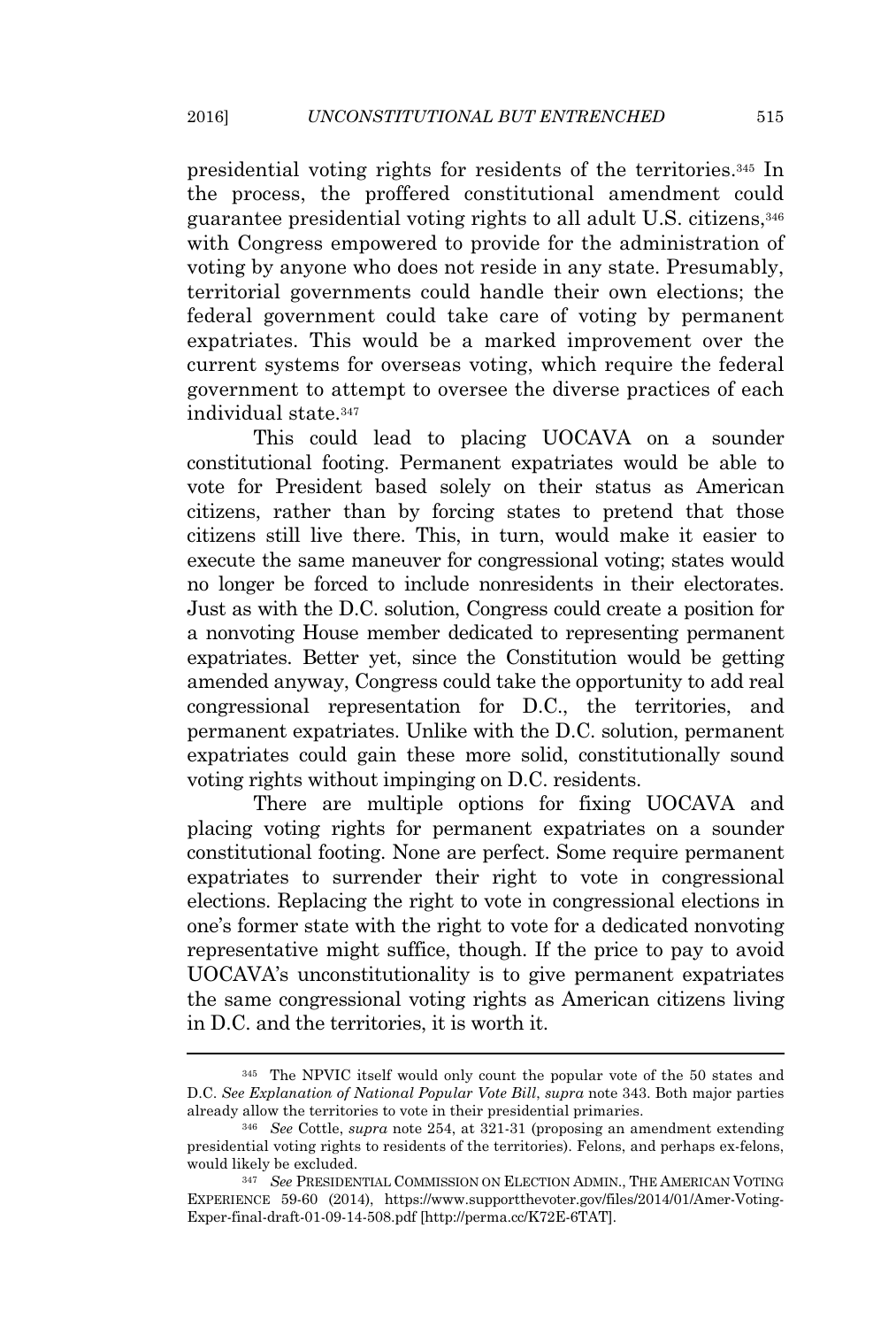presidential voting rights for residents of the territories.[345] In the process, the proffered constitutional amendment could guarantee presidential voting rights to all adult U.S. citizens,[346] with Congress empowered to provide for the administration of voting by anyone who does not reside in any state. Presumably, territorial governments could handle their own elections; the federal government could take care of voting by permanent expatriates. This would be a marked improvement over the current systems for overseas voting, which require the federal government to attempt to oversee the diverse practices of each individual state.[347]

This could lead to placing UOCAVA on a sounder constitutional footing. Permanent expatriates would be able to vote for President based solely on their status as American citizens, rather than by forcing states to pretend that those citizens still live there. This, in turn, would make it easier to execute the same maneuver for congressional voting; states would no longer be forced to include nonresidents in their electorates. Just as with the D.C. solution, Congress could create a position for a nonvoting House member dedicated to representing permanent expatriates. Better yet, since the Constitution would be getting amended anyway, Congress could take the opportunity to add real congressional representation for D.C., the territories, and permanent expatriates. Unlike with the D.C. solution, permanent expatriates could gain these more solid, constitutionally sound voting rights without impinging on D.C. residents.

There are multiple options for fixing UOCAVA and placing voting rights for permanent expatriates on a sounder constitutional footing. None are perfect. Some require permanent expatriates to surrender their right to vote in congressional elections. Replacing the right to vote in congressional elections in one's former state with the right to vote for a dedicated nonvoting representative might suffice, though. If the price to pay to avoid UOCAVA's unconstitutionality is to give permanent expatriates the same congressional voting rights as American citizens living in D.C. and the territories, it is worth it.

---

[345] The NPVIC itself would only count the popular vote of the 50 states and D.C. *See Explanation of National Popular Vote Bill*, *supra* note 343. Both major parties already allow the territories to vote in their presidential primaries.

[346] *See* Cottle, *supra* note 254, at 321-31 (proposing an amendment extending presidential voting rights to residents of the territories). Felons, and perhaps ex-felons, would likely be excluded.

[347] *See* PRESIDENTIAL COMMISSION ON ELECTION ADMIN., THE AMERICAN VOTING EXPERIENCE 59-60 (2014), https://www.supportthevoter.gov/files/2014/01/Amer-Voting-Exper-final-draft-01-09-14-508.pdf [http://perma.cc/K72E-6TAT].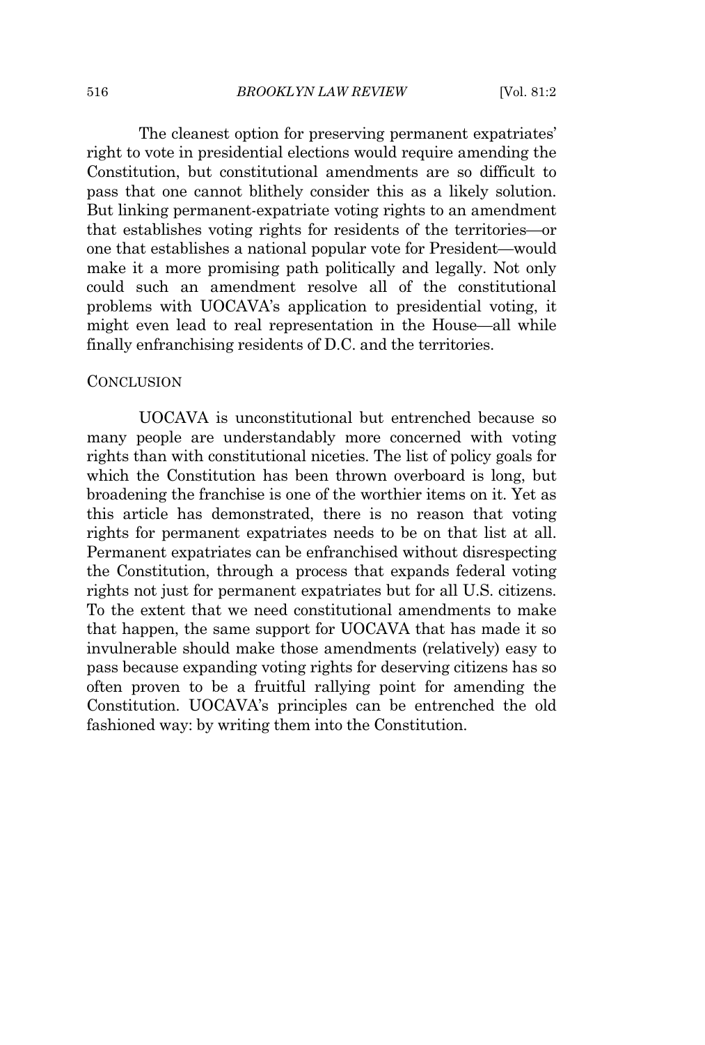The cleanest option for preserving permanent expatriates' right to vote in presidential elections would require amending the Constitution, but constitutional amendments are so difficult to pass that one cannot blithely consider this as a likely solution. But linking permanent-expatriate voting rights to an amendment that establishes voting rights for residents of the territories—or one that establishes a national popular vote for President—would make it a more promising path politically and legally. Not only could such an amendment resolve all of the constitutional problems with UOCAVA's application to presidential voting, it might even lead to real representation in the House—all while finally enfranchising residents of D.C. and the territories.

## CONCLUSION

UOCAVA is unconstitutional but entrenched because so many people are understandably more concerned with voting rights than with constitutional niceties. The list of policy goals for which the Constitution has been thrown overboard is long, but broadening the franchise is one of the worthier items on it. Yet as this article has demonstrated, there is no reason that voting rights for permanent expatriates needs to be on that list at all. Permanent expatriates can be enfranchised without disrespecting the Constitution, through a process that expands federal voting rights not just for permanent expatriates but for all U.S. citizens. To the extent that we need constitutional amendments to make that happen, the same support for UOCAVA that has made it so invulnerable should make those amendments (relatively) easy to pass because expanding voting rights for deserving citizens has so often proven to be a fruitful rallying point for amending the Constitution. UOCAVA's principles can be entrenched the old fashioned way: by writing them into the Constitution.